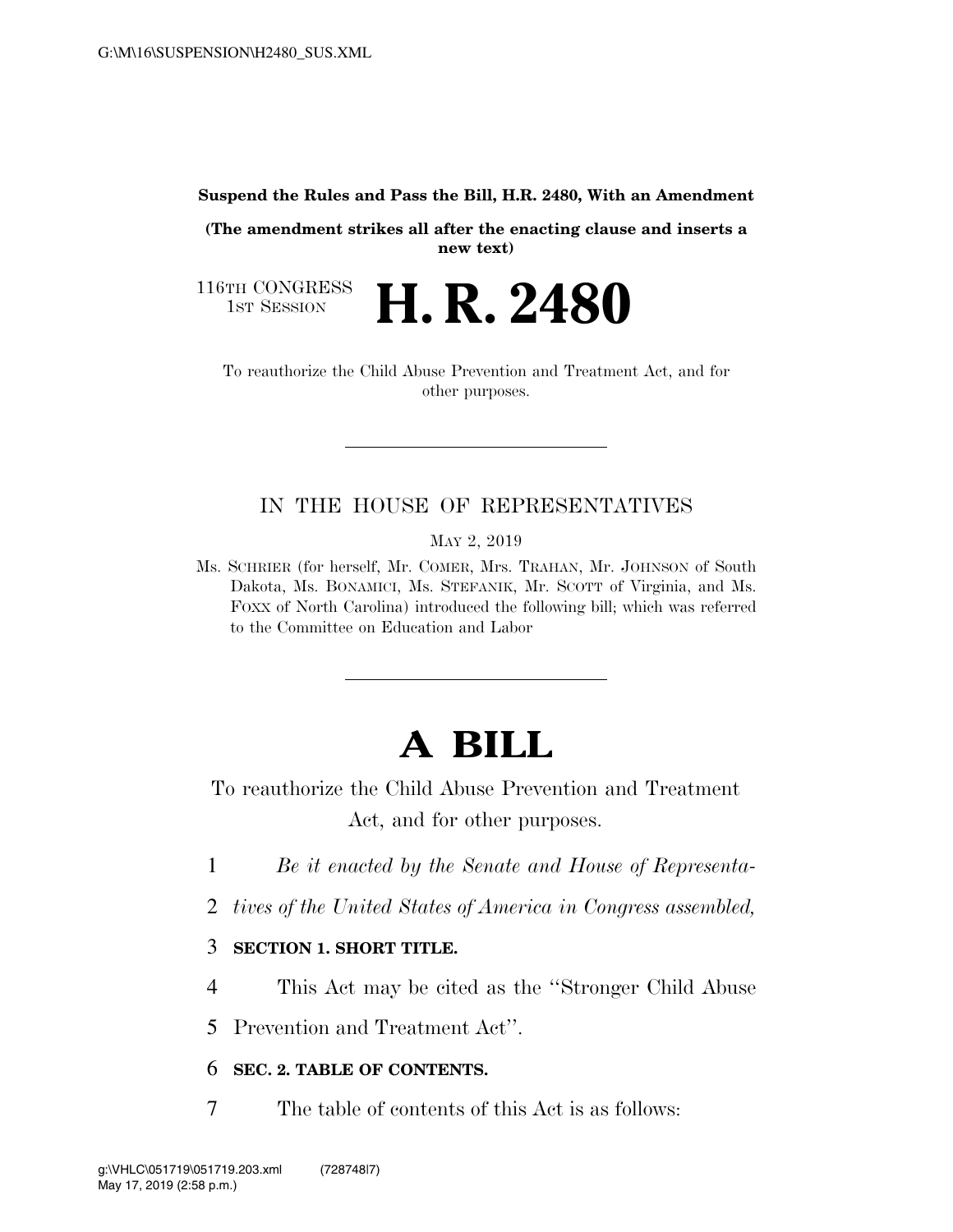**Suspend the Rules and Pass the Bill, H.R. 2480, With an Amendment**

**(The amendment strikes all after the enacting clause and inserts a new text)**

116TH CONGRESS
1ST SESSION

# H. R. 2480

To reauthorize the Child Abuse Prevention and Treatment Act, and for other purposes.

---

IN THE HOUSE OF REPRESENTATIVES

MAY 2, 2019

Ms. SCHRIER (for herself, Mr. COMER, Mrs. TRAHAN, Mr. JOHNSON of South Dakota, Ms. BONAMICI, Ms. STEFANIK, Mr. SCOTT of Virginia, and Ms. FOXX of North Carolina) introduced the following bill; which was referred to the Committee on Education and Labor

---

# A BILL

To reauthorize the Child Abuse Prevention and Treatment Act, and for other purposes.

1 *Be it enacted by the Senate and House of Representa-*
2 *tives of the United States of America in Congress assembled,*

3 **SECTION 1. SHORT TITLE.**

4 This Act may be cited as the ''Stronger Child Abuse
5 Prevention and Treatment Act''.

6 **SEC. 2. TABLE OF CONTENTS.**

7 The table of contents of this Act is as follows: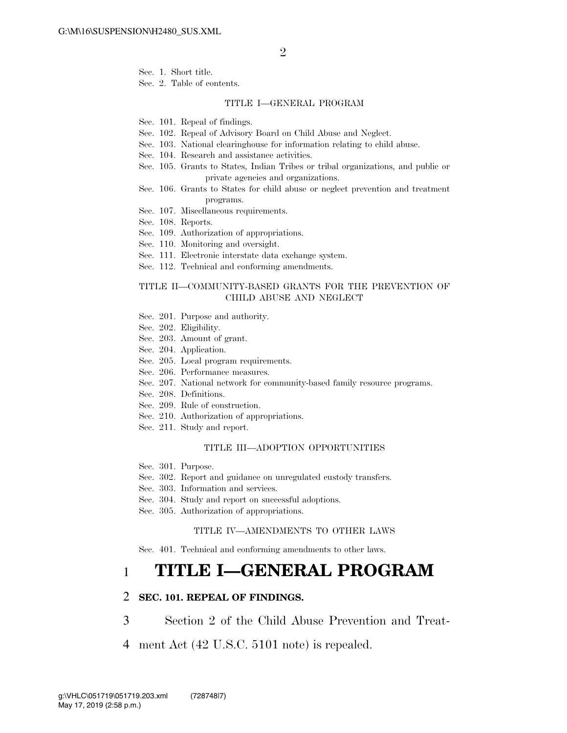Sec. 1. Short title.
Sec. 2. Table of contents.

TITLE I—GENERAL PROGRAM

Sec. 101. Repeal of findings.
Sec. 102. Repeal of Advisory Board on Child Abuse and Neglect.
Sec. 103. National clearinghouse for information relating to child abuse.
Sec. 104. Research and assistance activities.
Sec. 105. Grants to States, Indian Tribes or tribal organizations, and public or private agencies and organizations.
Sec. 106. Grants to States for child abuse or neglect prevention and treatment programs.
Sec. 107. Miscellaneous requirements.
Sec. 108. Reports.
Sec. 109. Authorization of appropriations.
Sec. 110. Monitoring and oversight.
Sec. 111. Electronic interstate data exchange system.
Sec. 112. Technical and conforming amendments.

TITLE II—COMMUNITY-BASED GRANTS FOR THE PREVENTION OF CHILD ABUSE AND NEGLECT

Sec. 201. Purpose and authority.
Sec. 202. Eligibility.
Sec. 203. Amount of grant.
Sec. 204. Application.
Sec. 205. Local program requirements.
Sec. 206. Performance measures.
Sec. 207. National network for community-based family resource programs.
Sec. 208. Definitions.
Sec. 209. Rule of construction.
Sec. 210. Authorization of appropriations.
Sec. 211. Study and report.

TITLE III—ADOPTION OPPORTUNITIES

Sec. 301. Purpose.
Sec. 302. Report and guidance on unregulated custody transfers.
Sec. 303. Information and services.
Sec. 304. Study and report on successful adoptions.
Sec. 305. Authorization of appropriations.

TITLE IV—AMENDMENTS TO OTHER LAWS

Sec. 401. Technical and conforming amendments to other laws.

# TITLE I—GENERAL PROGRAM

**SEC. 101. REPEAL OF FINDINGS.**

Section 2 of the Child Abuse Prevention and Treatment Act (42 U.S.C. 5101 note) is repealed.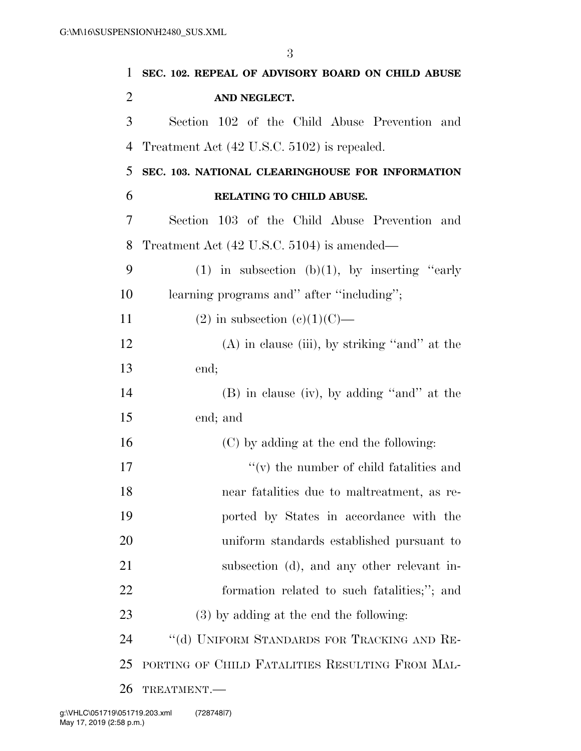**SEC. 102. REPEAL OF ADVISORY BOARD ON CHILD ABUSE AND NEGLECT.**

Section 102 of the Child Abuse Prevention and Treatment Act (42 U.S.C. 5102) is repealed.

**SEC. 103. NATIONAL CLEARINGHOUSE FOR INFORMATION RELATING TO CHILD ABUSE.**

Section 103 of the Child Abuse Prevention and Treatment Act (42 U.S.C. 5104) is amended—

(1) in subsection (b)(1), by inserting "early learning programs and" after "including";

(2) in subsection (c)(1)(C)—

(A) in clause (iii), by striking "and" at the end;

(B) in clause (iv), by adding "and" at the end; and

(C) by adding at the end the following:

"(v) the number of child fatalities and near fatalities due to maltreatment, as reported by States in accordance with the uniform standards established pursuant to subsection (d), and any other relevant information related to such fatalities;"; and

(3) by adding at the end the following:

"(d) UNIFORM STANDARDS FOR TRACKING AND REPORTING OF CHILD FATALITIES RESULTING FROM MALTREATMENT.—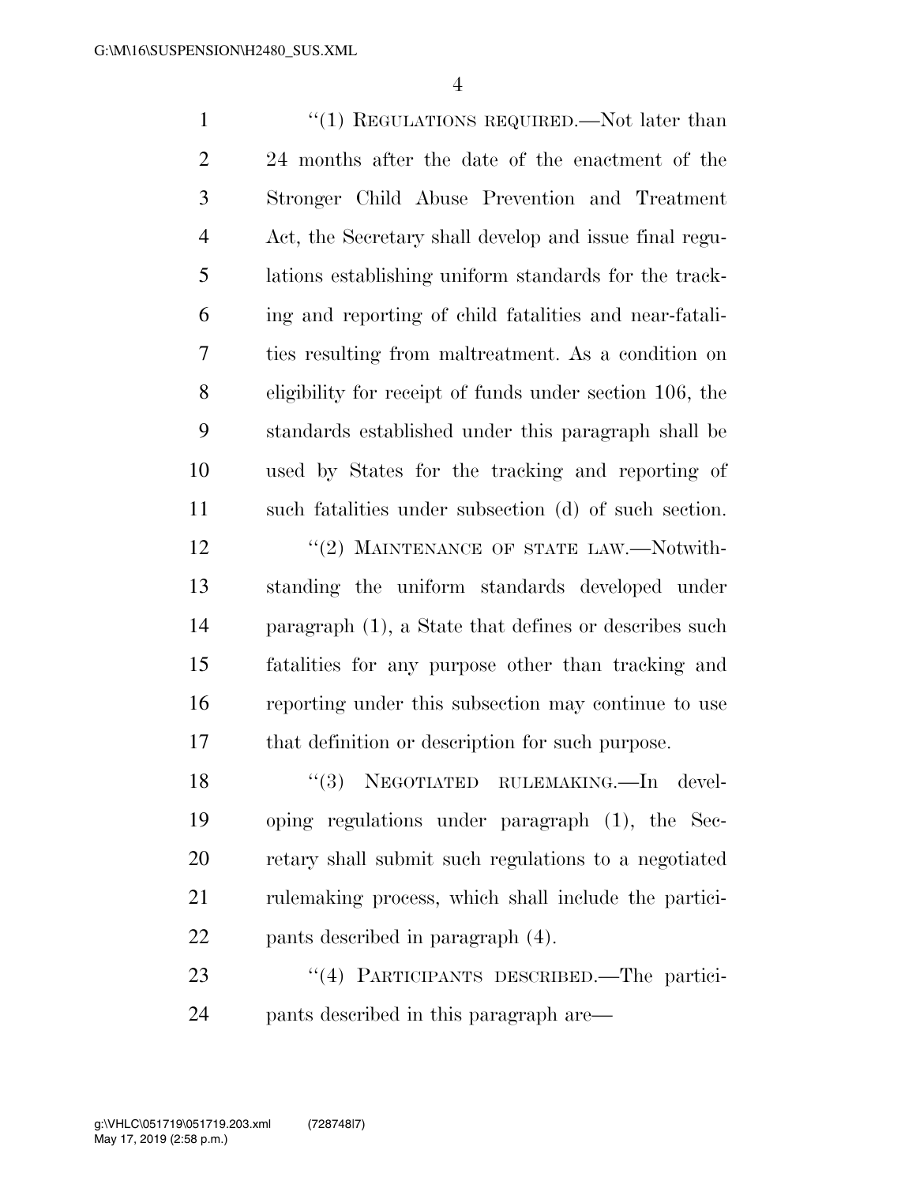"(1) REGULATIONS REQUIRED.—Not later than 24 months after the date of the enactment of the Stronger Child Abuse Prevention and Treatment Act, the Secretary shall develop and issue final regulations establishing uniform standards for the tracking and reporting of child fatalities and near-fatalities resulting from maltreatment. As a condition on eligibility for receipt of funds under section 106, the standards established under this paragraph shall be used by States for the tracking and reporting of such fatalities under subsection (d) of such section.

"(2) MAINTENANCE OF STATE LAW.—Notwithstanding the uniform standards developed under paragraph (1), a State that defines or describes such fatalities for any purpose other than tracking and reporting under this subsection may continue to use that definition or description for such purpose.

"(3) NEGOTIATED RULEMAKING.—In developing regulations under paragraph (1), the Secretary shall submit such regulations to a negotiated rulemaking process, which shall include the participants described in paragraph (4).

"(4) PARTICIPANTS DESCRIBED.—The participants described in this paragraph are—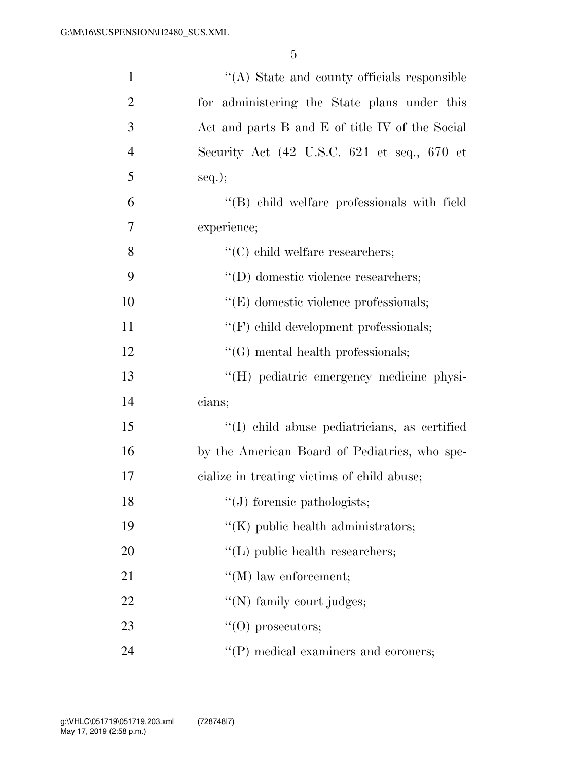''(A) State and county officials responsible for administering the State plans under this Act and parts B and E of title IV of the Social Security Act (42 U.S.C. 621 et seq., 670 et seq.);

''(B) child welfare professionals with field experience;

''(C) child welfare researchers;

''(D) domestic violence researchers;

''(E) domestic violence professionals;

''(F) child development professionals;

''(G) mental health professionals;

''(H) pediatric emergency medicine physicians;

''(I) child abuse pediatricians, as certified by the American Board of Pediatrics, who specialize in treating victims of child abuse;

''(J) forensic pathologists;

''(K) public health administrators;

''(L) public health researchers;

''(M) law enforcement;

''(N) family court judges;

''(O) prosecutors;

''(P) medical examiners and coroners;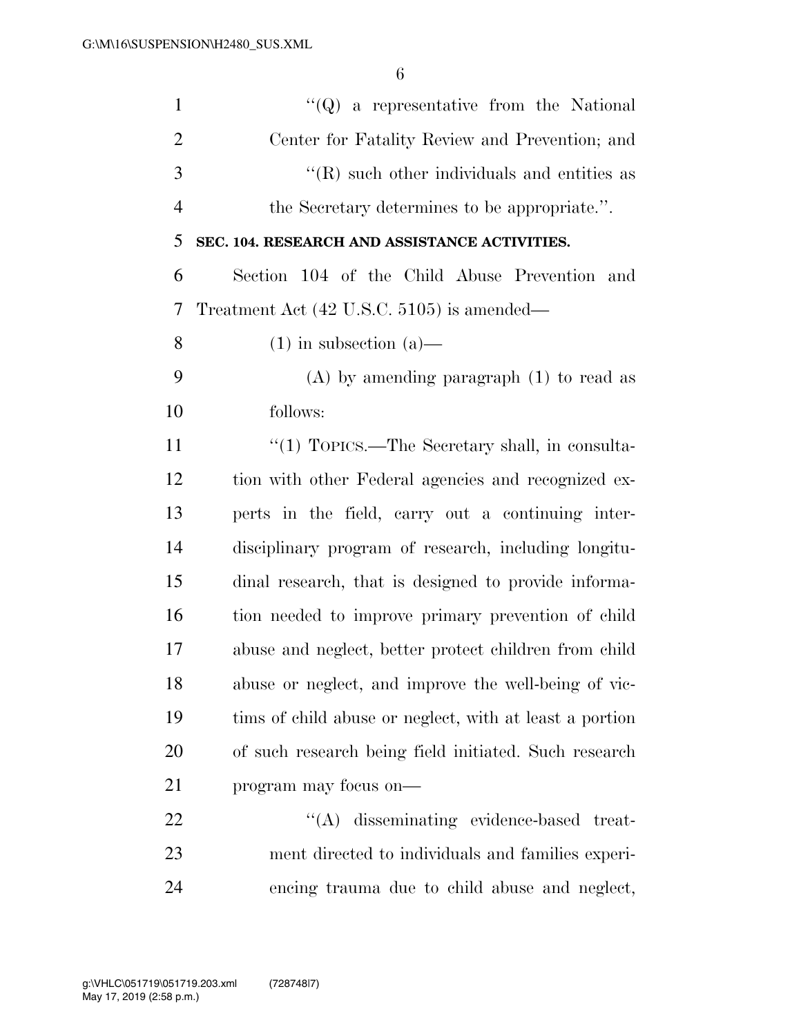''(Q) a representative from the National Center for Fatality Review and Prevention; and

''(R) such other individuals and entities as the Secretary determines to be appropriate.''.

**SEC. 104. RESEARCH AND ASSISTANCE ACTIVITIES.**

Section 104 of the Child Abuse Prevention and Treatment Act (42 U.S.C. 5105) is amended—

(1) in subsection (a)—

(A) by amending paragraph (1) to read as follows:

''(1) TOPICS.—The Secretary shall, in consultation with other Federal agencies and recognized experts in the field, carry out a continuing interdisciplinary program of research, including longitudinal research, that is designed to provide information needed to improve primary prevention of child abuse and neglect, better protect children from child abuse or neglect, and improve the well-being of victims of child abuse or neglect, with at least a portion of such research being field initiated. Such research program may focus on—

''(A) disseminating evidence-based treatment directed to individuals and families experiencing trauma due to child abuse and neglect,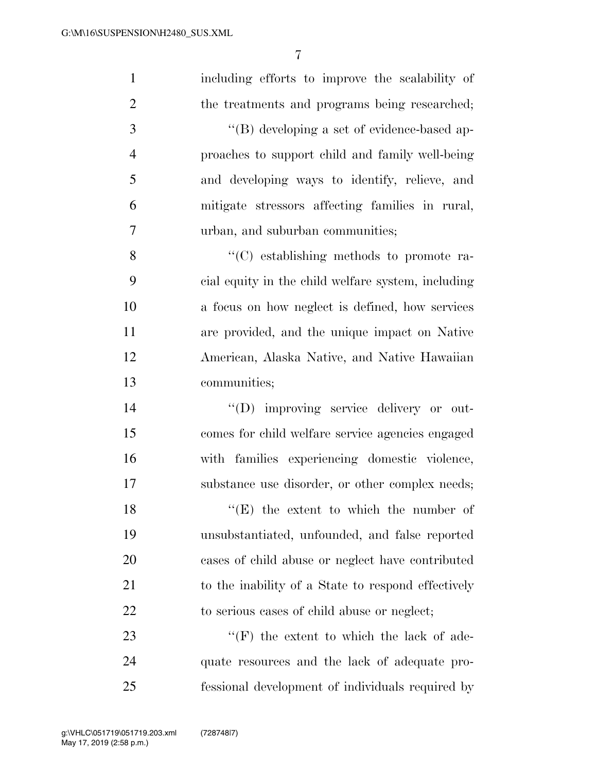including efforts to improve the scalability of the treatments and programs being researched;

''(B) developing a set of evidence-based approaches to support child and family well-being and developing ways to identify, relieve, and mitigate stressors affecting families in rural, urban, and suburban communities;

''(C) establishing methods to promote racial equity in the child welfare system, including a focus on how neglect is defined, how services are provided, and the unique impact on Native American, Alaska Native, and Native Hawaiian communities;

''(D) improving service delivery or outcomes for child welfare service agencies engaged with families experiencing domestic violence, substance use disorder, or other complex needs;

''(E) the extent to which the number of unsubstantiated, unfounded, and false reported cases of child abuse or neglect have contributed to the inability of a State to respond effectively to serious cases of child abuse or neglect;

''(F) the extent to which the lack of adequate resources and the lack of adequate professional development of individuals required by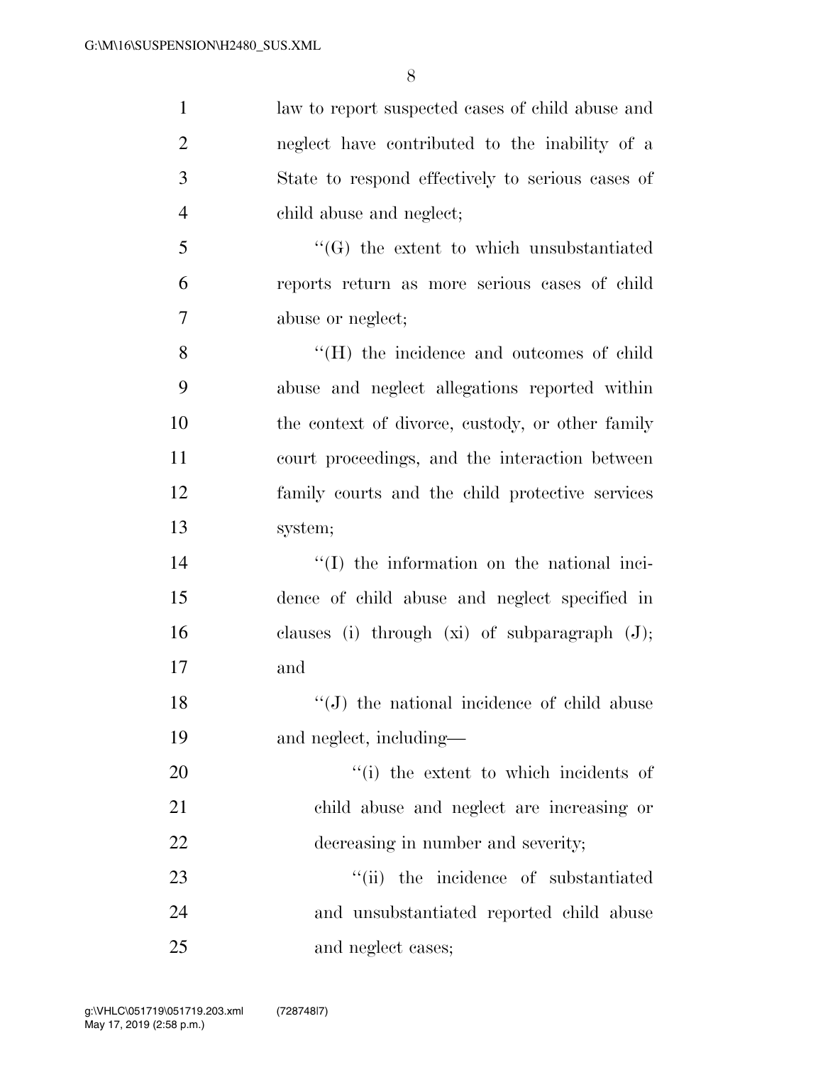law to report suspected cases of child abuse and neglect have contributed to the inability of a State to respond effectively to serious cases of child abuse and neglect;

"(G) the extent to which unsubstantiated reports return as more serious cases of child abuse or neglect;

"(H) the incidence and outcomes of child abuse and neglect allegations reported within the context of divorce, custody, or other family court proceedings, and the interaction between family courts and the child protective services system;

"(I) the information on the national incidence of child abuse and neglect specified in clauses (i) through (xi) of subparagraph (J); and

"(J) the national incidence of child abuse and neglect, including—

"(i) the extent to which incidents of child abuse and neglect are increasing or decreasing in number and severity;

"(ii) the incidence of substantiated and unsubstantiated reported child abuse and neglect cases;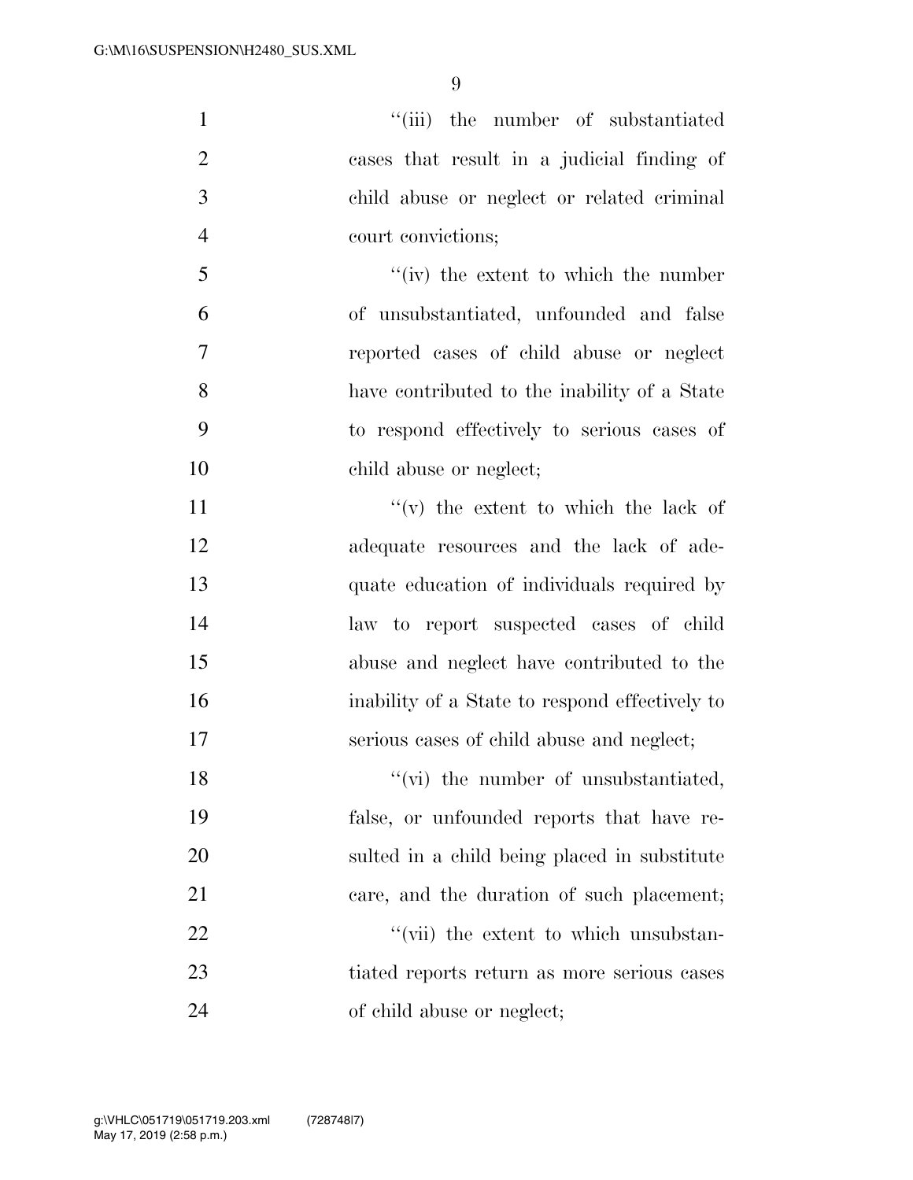"(iii) the number of substantiated cases that result in a judicial finding of child abuse or neglect or related criminal court convictions;

"(iv) the extent to which the number of unsubstantiated, unfounded and false reported cases of child abuse or neglect have contributed to the inability of a State to respond effectively to serious cases of child abuse or neglect;

"(v) the extent to which the lack of adequate resources and the lack of adequate education of individuals required by law to report suspected cases of child abuse and neglect have contributed to the inability of a State to respond effectively to serious cases of child abuse and neglect;

"(vi) the number of unsubstantiated, false, or unfounded reports that have resulted in a child being placed in substitute care, and the duration of such placement;

"(vii) the extent to which unsubstantiated reports return as more serious cases of child abuse or neglect;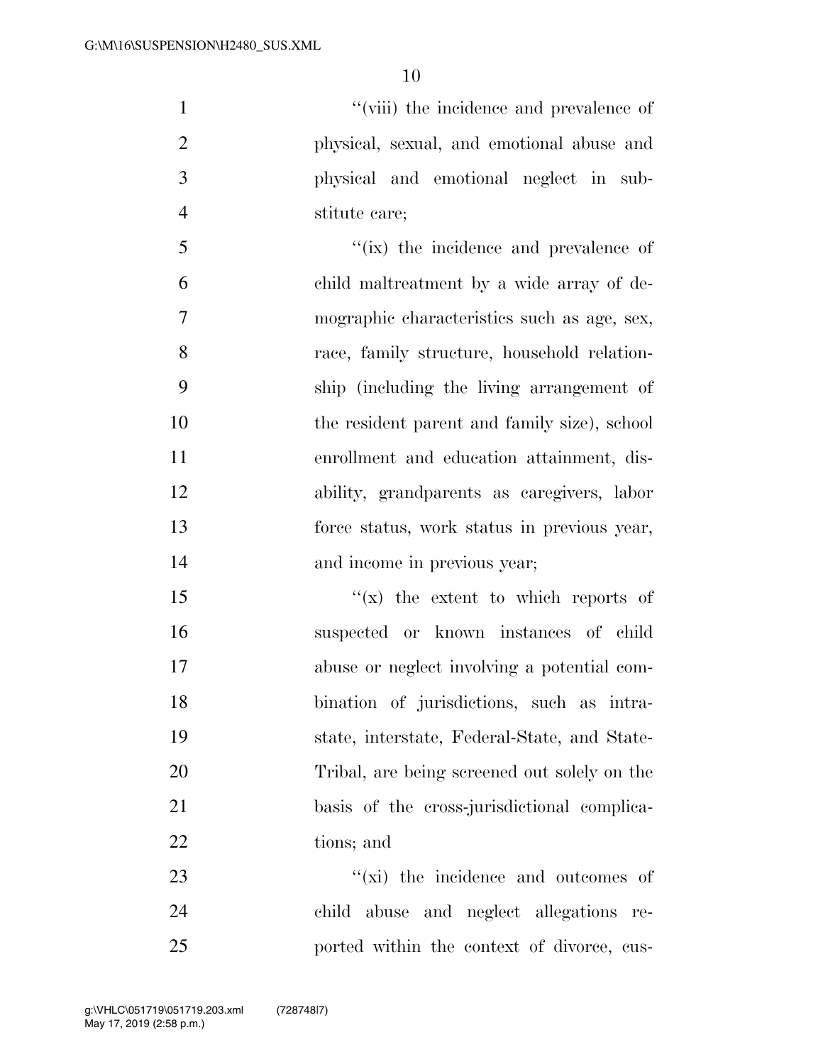"(viii) the incidence and prevalence of physical, sexual, and emotional abuse and physical and emotional neglect in substitute care;

"(ix) the incidence and prevalence of child maltreatment by a wide array of demographic characteristics such as age, sex, race, family structure, household relationship (including the living arrangement of the resident parent and family size), school enrollment and education attainment, disability, grandparents as caregivers, labor force status, work status in previous year, and income in previous year;

"(x) the extent to which reports of suspected or known instances of child abuse or neglect involving a potential combination of jurisdictions, such as intrastate, interstate, Federal-State, and State-Tribal, are being screened out solely on the basis of the cross-jurisdictional complications; and

"(xi) the incidence and outcomes of child abuse and neglect allegations reported within the context of divorce, cus-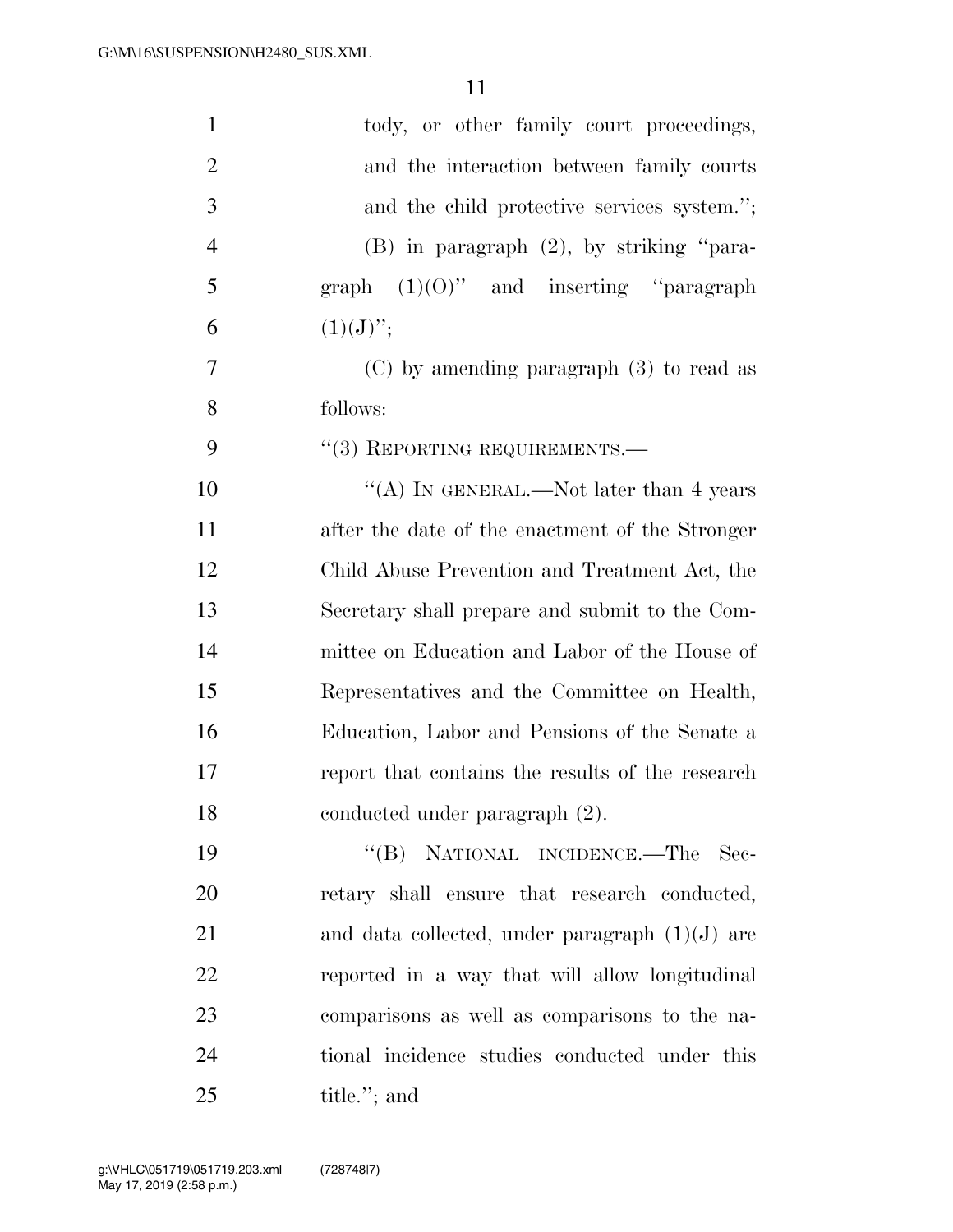tody, or other family court proceedings, and the interaction between family courts and the child protective services system.'';

(B) in paragraph (2), by striking ''paragraph (1)(O)'' and inserting ''paragraph (1)(J)'';

(C) by amending paragraph (3) to read as follows:

''(3) REPORTING REQUIREMENTS.—

''(A) IN GENERAL.—Not later than 4 years after the date of the enactment of the Stronger Child Abuse Prevention and Treatment Act, the Secretary shall prepare and submit to the Committee on Education and Labor of the House of Representatives and the Committee on Health, Education, Labor and Pensions of the Senate a report that contains the results of the research conducted under paragraph (2).

''(B) NATIONAL INCIDENCE.—The Secretary shall ensure that research conducted, and data collected, under paragraph (1)(J) are reported in a way that will allow longitudinal comparisons as well as comparisons to the national incidence studies conducted under this title.''; and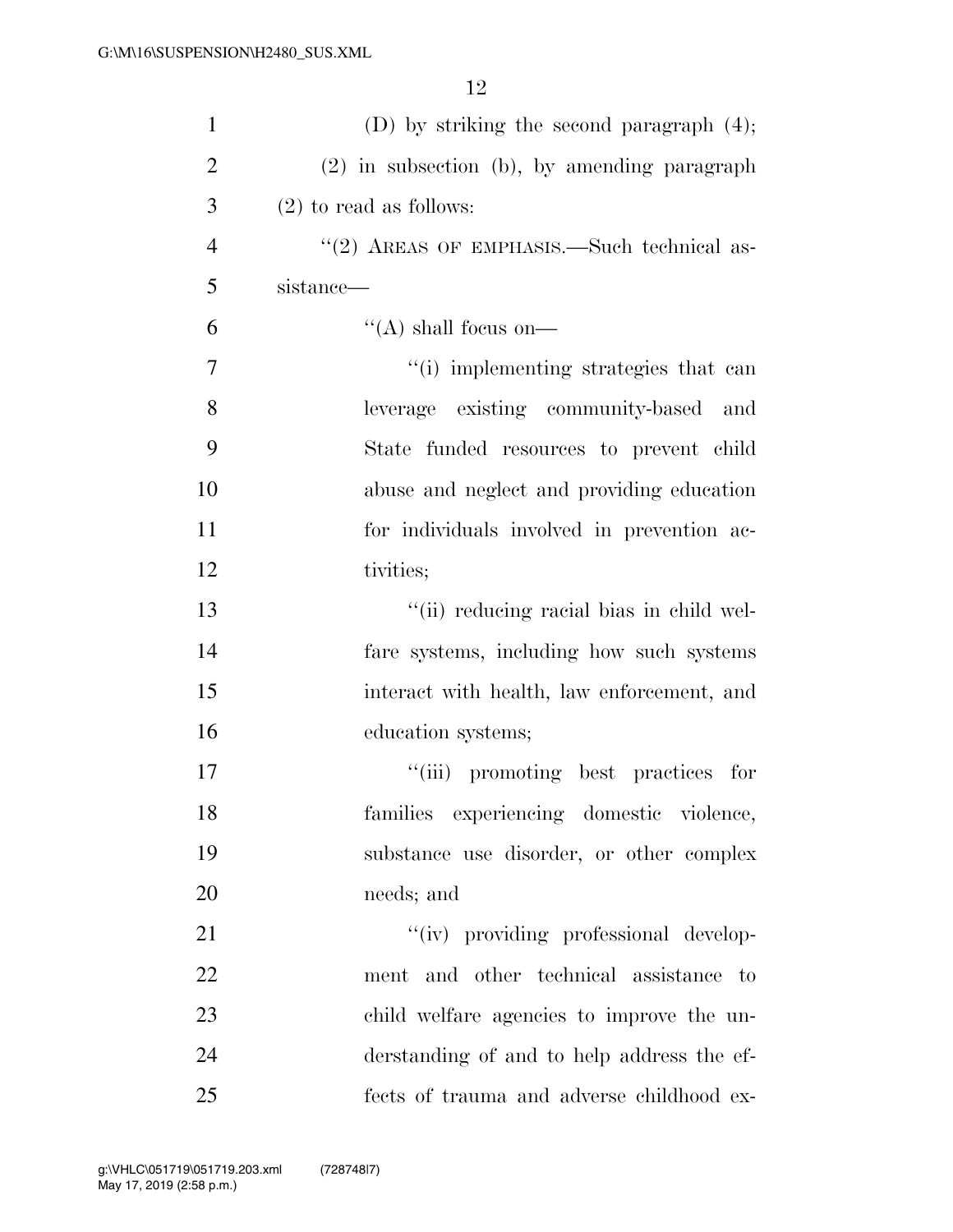(D) by striking the second paragraph (4);

(2) in subsection (b), by amending paragraph (2) to read as follows:

"(2) AREAS OF EMPHASIS.—Such technical assistance—

"(A) shall focus on—

"(i) implementing strategies that can leverage existing community-based and State funded resources to prevent child abuse and neglect and providing education for individuals involved in prevention activities;

"(ii) reducing racial bias in child welfare systems, including how such systems interact with health, law enforcement, and education systems;

"(iii) promoting best practices for families experiencing domestic violence, substance use disorder, or other complex needs; and

"(iv) providing professional development and other technical assistance to child welfare agencies to improve the understanding of and to help address the effects of trauma and adverse childhood ex-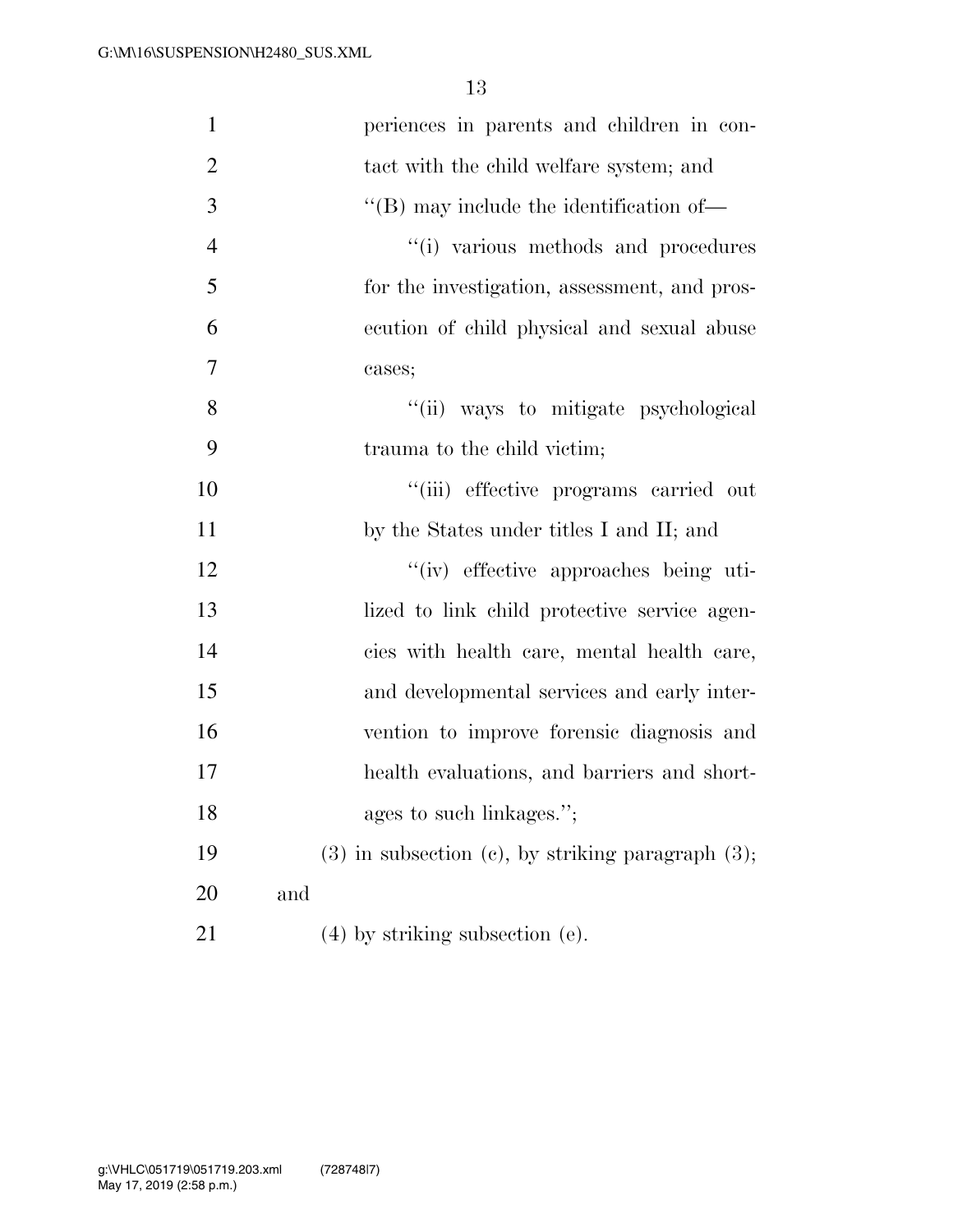periences in parents and children in contact with the child welfare system; and

''(B) may include the identification of—

''(i) various methods and procedures for the investigation, assessment, and prosecution of child physical and sexual abuse cases;

''(ii) ways to mitigate psychological trauma to the child victim;

''(iii) effective programs carried out by the States under titles I and II; and

''(iv) effective approaches being utilized to link child protective service agencies with health care, mental health care, and developmental services and early intervention to improve forensic diagnosis and health evaluations, and barriers and shortages to such linkages.'';

(3) in subsection (c), by striking paragraph (3); and

(4) by striking subsection (e).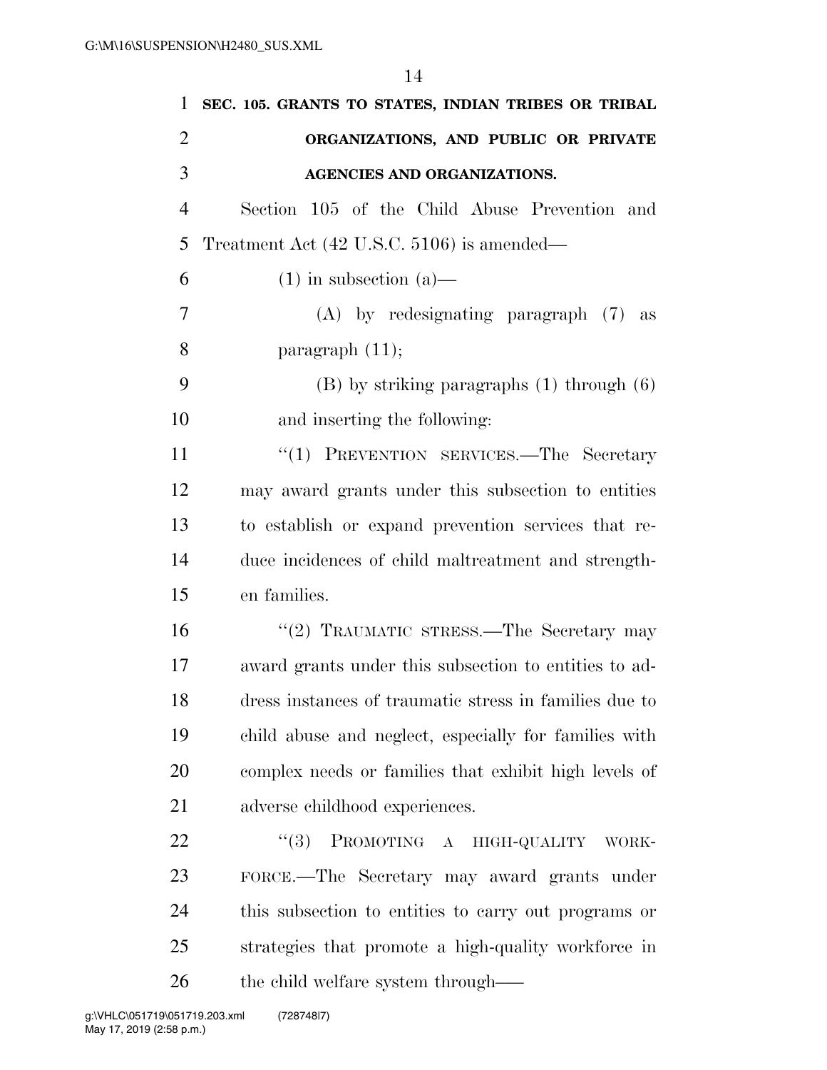**SEC. 105. GRANTS TO STATES, INDIAN TRIBES OR TRIBAL ORGANIZATIONS, AND PUBLIC OR PRIVATE AGENCIES AND ORGANIZATIONS.**

Section 105 of the Child Abuse Prevention and Treatment Act (42 U.S.C. 5106) is amended—

(1) in subsection (a)—

(A) by redesignating paragraph (7) as paragraph (11);

(B) by striking paragraphs (1) through (6) and inserting the following:

"(1) PREVENTION SERVICES.—The Secretary may award grants under this subsection to entities to establish or expand prevention services that reduce incidences of child maltreatment and strengthen families.

"(2) TRAUMATIC STRESS.—The Secretary may award grants under this subsection to entities to address instances of traumatic stress in families due to child abuse and neglect, especially for families with complex needs or families that exhibit high levels of adverse childhood experiences.

"(3) PROMOTING A HIGH-QUALITY WORKFORCE.—The Secretary may award grants under this subsection to entities to carry out programs or strategies that promote a high-quality workforce in the child welfare system through—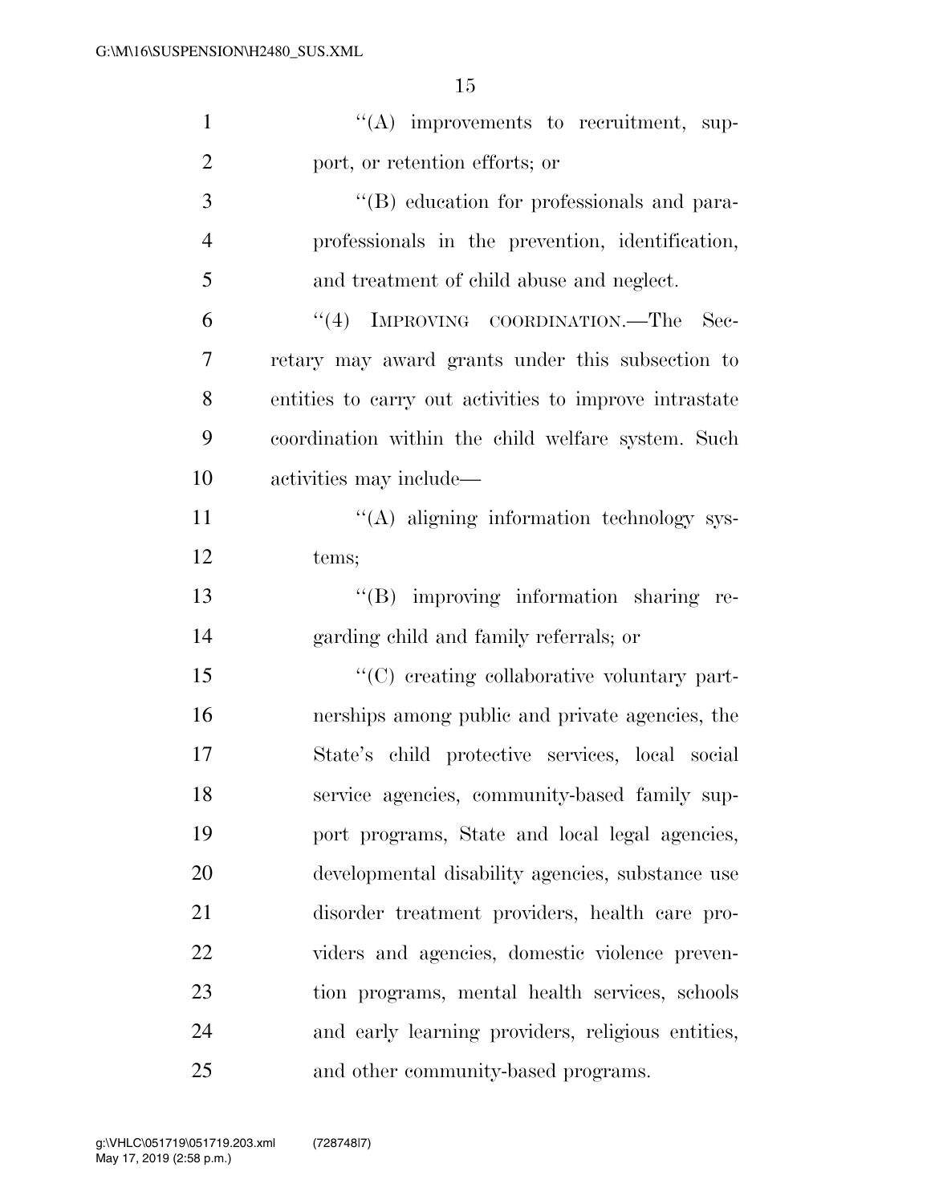"(A) improvements to recruitment, support, or retention efforts; or

"(B) education for professionals and paraprofessionals in the prevention, identification, and treatment of child abuse and neglect.

"(4) IMPROVING COORDINATION.—The Secretary may award grants under this subsection to entities to carry out activities to improve intrastate coordination within the child welfare system. Such activities may include—

"(A) aligning information technology systems;

"(B) improving information sharing regarding child and family referrals; or

"(C) creating collaborative voluntary partnerships among public and private agencies, the State's child protective services, local social service agencies, community-based family support programs, State and local legal agencies, developmental disability agencies, substance use disorder treatment providers, health care providers and agencies, domestic violence prevention programs, mental health services, schools and early learning providers, religious entities, and other community-based programs.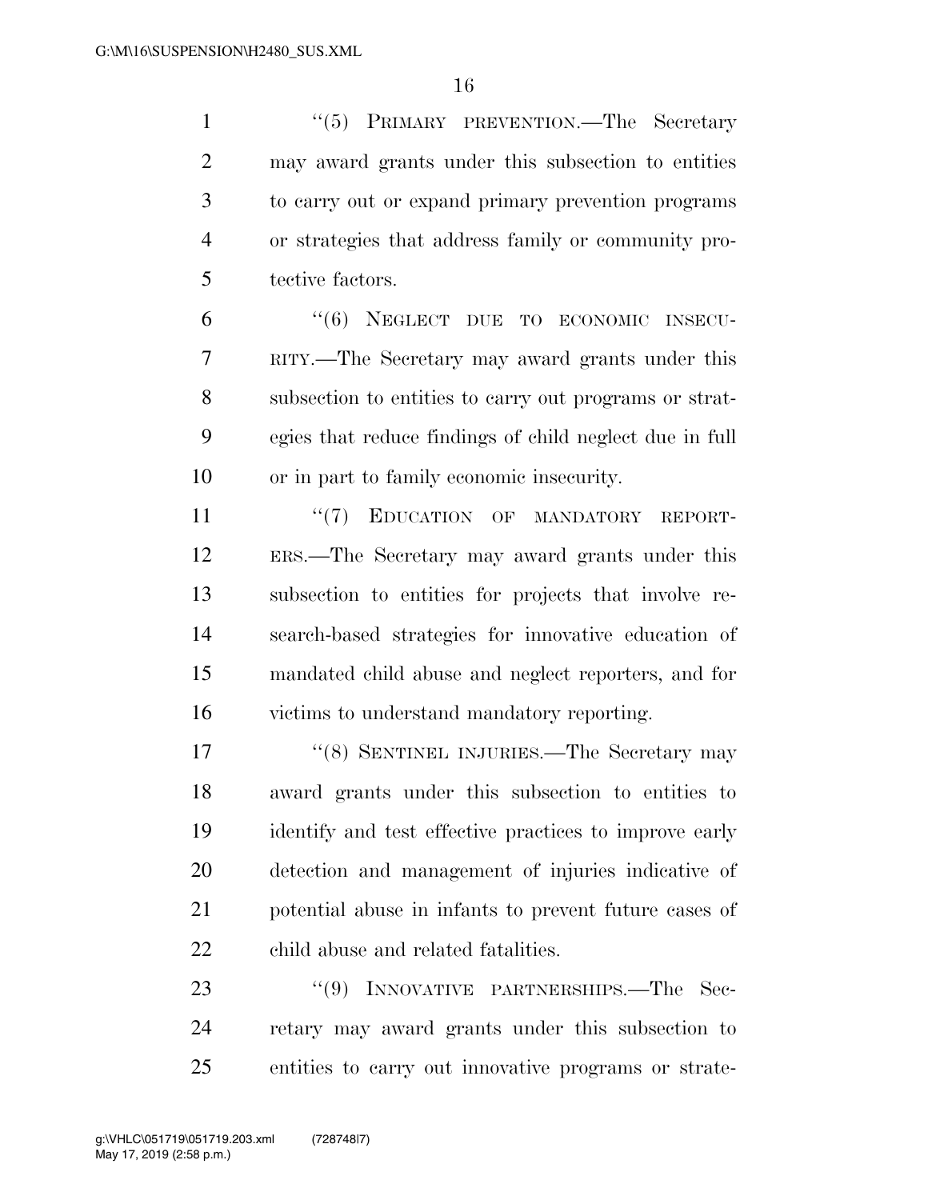"(5) PRIMARY PREVENTION.—The Secretary may award grants under this subsection to entities to carry out or expand primary prevention programs or strategies that address family or community protective factors.

"(6) NEGLECT DUE TO ECONOMIC INSECURITY.—The Secretary may award grants under this subsection to entities to carry out programs or strategies that reduce findings of child neglect due in full or in part to family economic insecurity.

"(7) EDUCATION OF MANDATORY REPORTERS.—The Secretary may award grants under this subsection to entities for projects that involve research-based strategies for innovative education of mandated child abuse and neglect reporters, and for victims to understand mandatory reporting.

"(8) SENTINEL INJURIES.—The Secretary may award grants under this subsection to entities to identify and test effective practices to improve early detection and management of injuries indicative of potential abuse in infants to prevent future cases of child abuse and related fatalities.

"(9) INNOVATIVE PARTNERSHIPS.—The Secretary may award grants under this subsection to entities to carry out innovative programs or strate-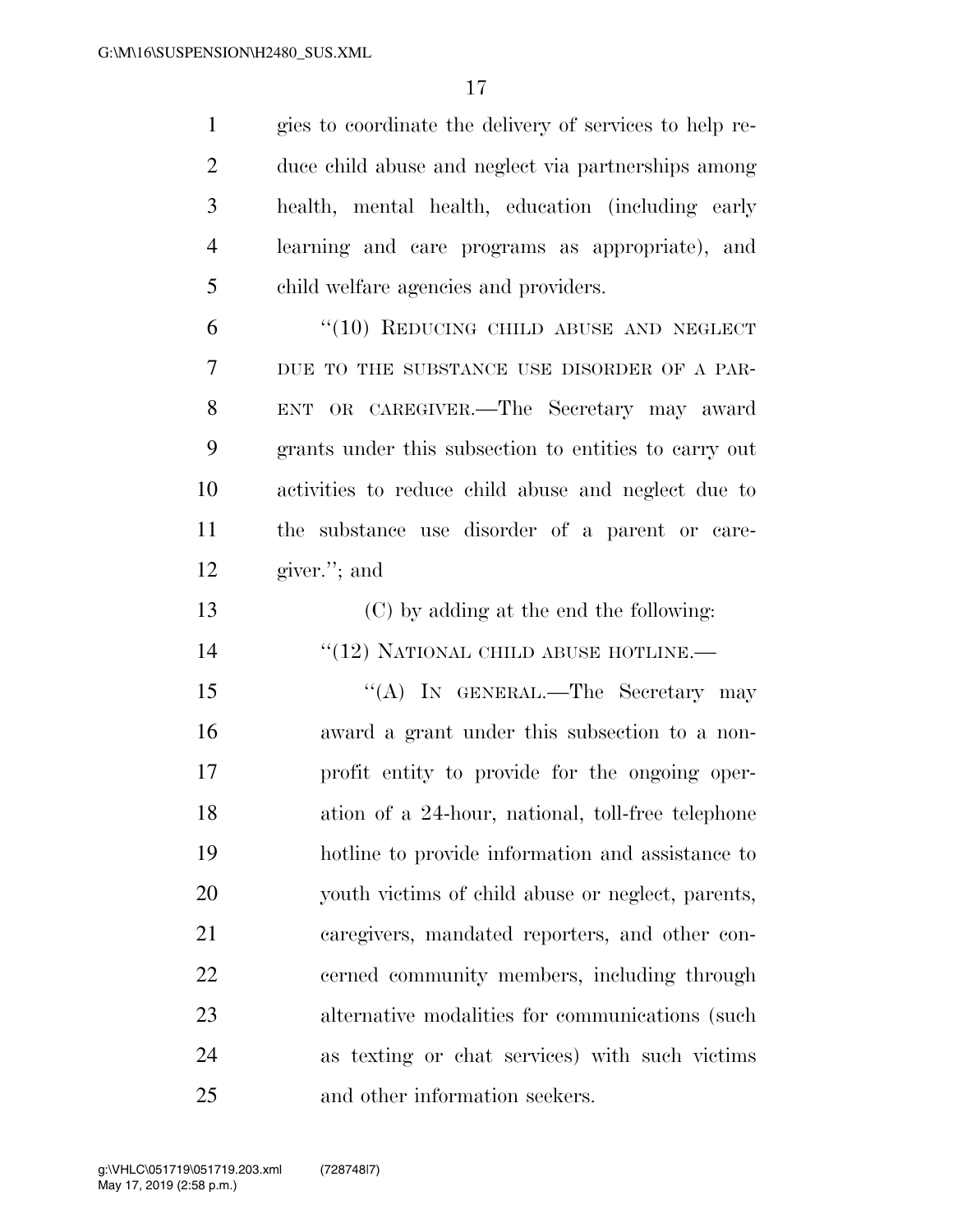gies to coordinate the delivery of services to help reduce child abuse and neglect via partnerships among health, mental health, education (including early learning and care programs as appropriate), and child welfare agencies and providers.

"(10) REDUCING CHILD ABUSE AND NEGLECT DUE TO THE SUBSTANCE USE DISORDER OF A PARENT OR CAREGIVER.—The Secretary may award grants under this subsection to entities to carry out activities to reduce child abuse and neglect due to the substance use disorder of a parent or caregiver."; and

(C) by adding at the end the following:

"(12) NATIONAL CHILD ABUSE HOTLINE.—

"(A) IN GENERAL.—The Secretary may award a grant under this subsection to a nonprofit entity to provide for the ongoing operation of a 24-hour, national, toll-free telephone hotline to provide information and assistance to youth victims of child abuse or neglect, parents, caregivers, mandated reporters, and other concerned community members, including through alternative modalities for communications (such as texting or chat services) with such victims and other information seekers.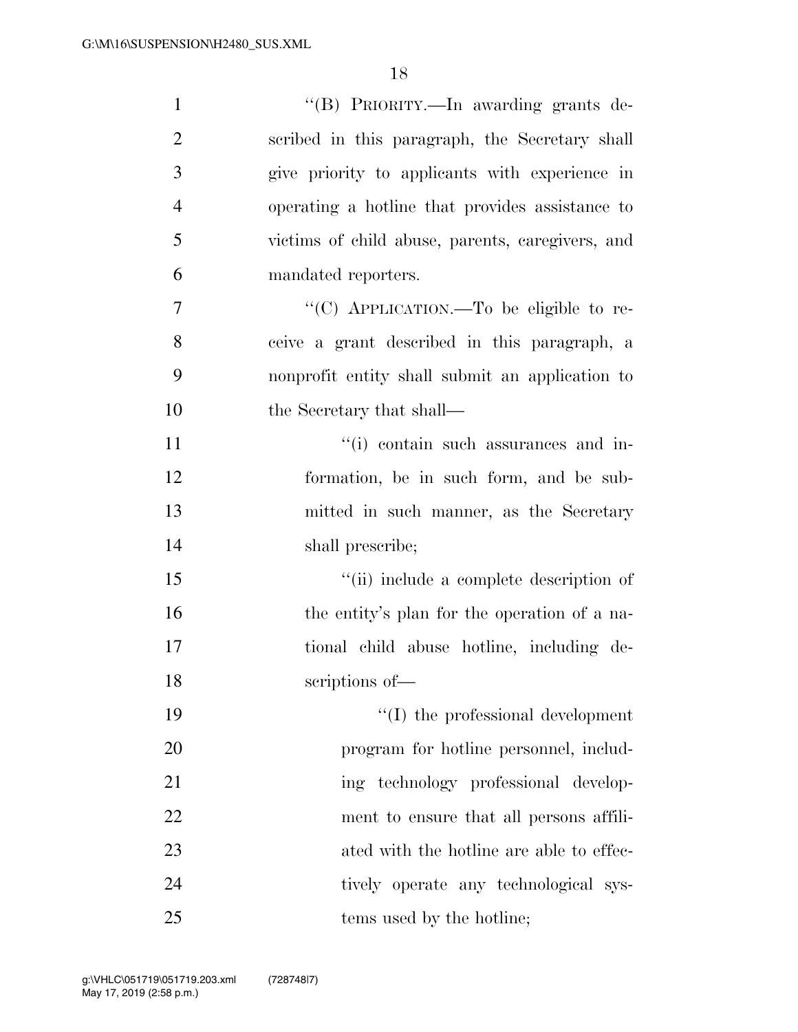"(B) PRIORITY.—In awarding grants described in this paragraph, the Secretary shall give priority to applicants with experience in operating a hotline that provides assistance to victims of child abuse, parents, caregivers, and mandated reporters.

"(C) APPLICATION.—To be eligible to receive a grant described in this paragraph, a nonprofit entity shall submit an application to the Secretary that shall—

"(i) contain such assurances and information, be in such form, and be submitted in such manner, as the Secretary shall prescribe;

"(ii) include a complete description of the entity's plan for the operation of a national child abuse hotline, including descriptions of—

"(I) the professional development program for hotline personnel, including technology professional development to ensure that all persons affiliated with the hotline are able to effectively operate any technological systems used by the hotline;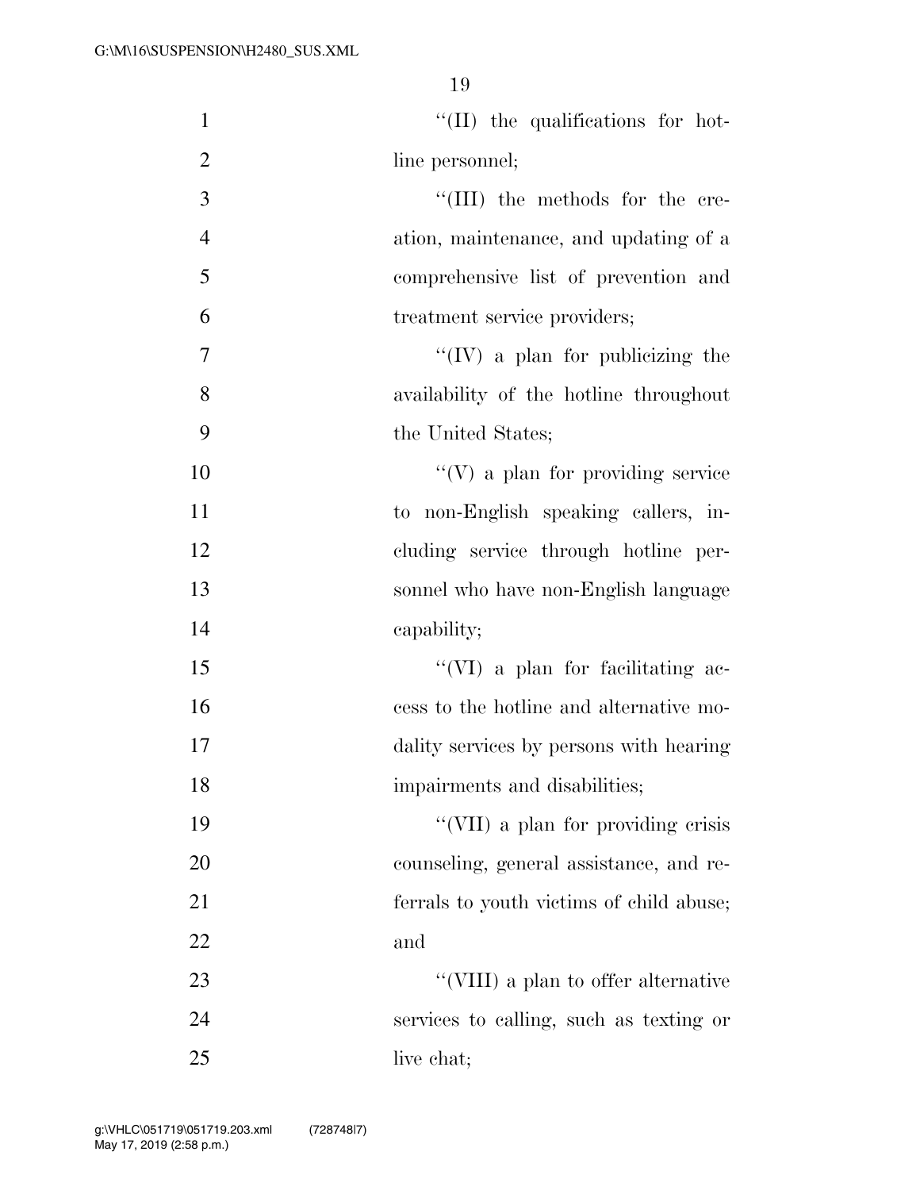"(II) the qualifications for hotline personnel;

"(III) the methods for the creation, maintenance, and updating of a comprehensive list of prevention and treatment service providers;

"(IV) a plan for publicizing the availability of the hotline throughout the United States;

"(V) a plan for providing service to non-English speaking callers, including service through hotline personnel who have non-English language capability;

"(VI) a plan for facilitating access to the hotline and alternative modality services by persons with hearing impairments and disabilities;

"(VII) a plan for providing crisis counseling, general assistance, and referrals to youth victims of child abuse; and

"(VIII) a plan to offer alternative services to calling, such as texting or live chat;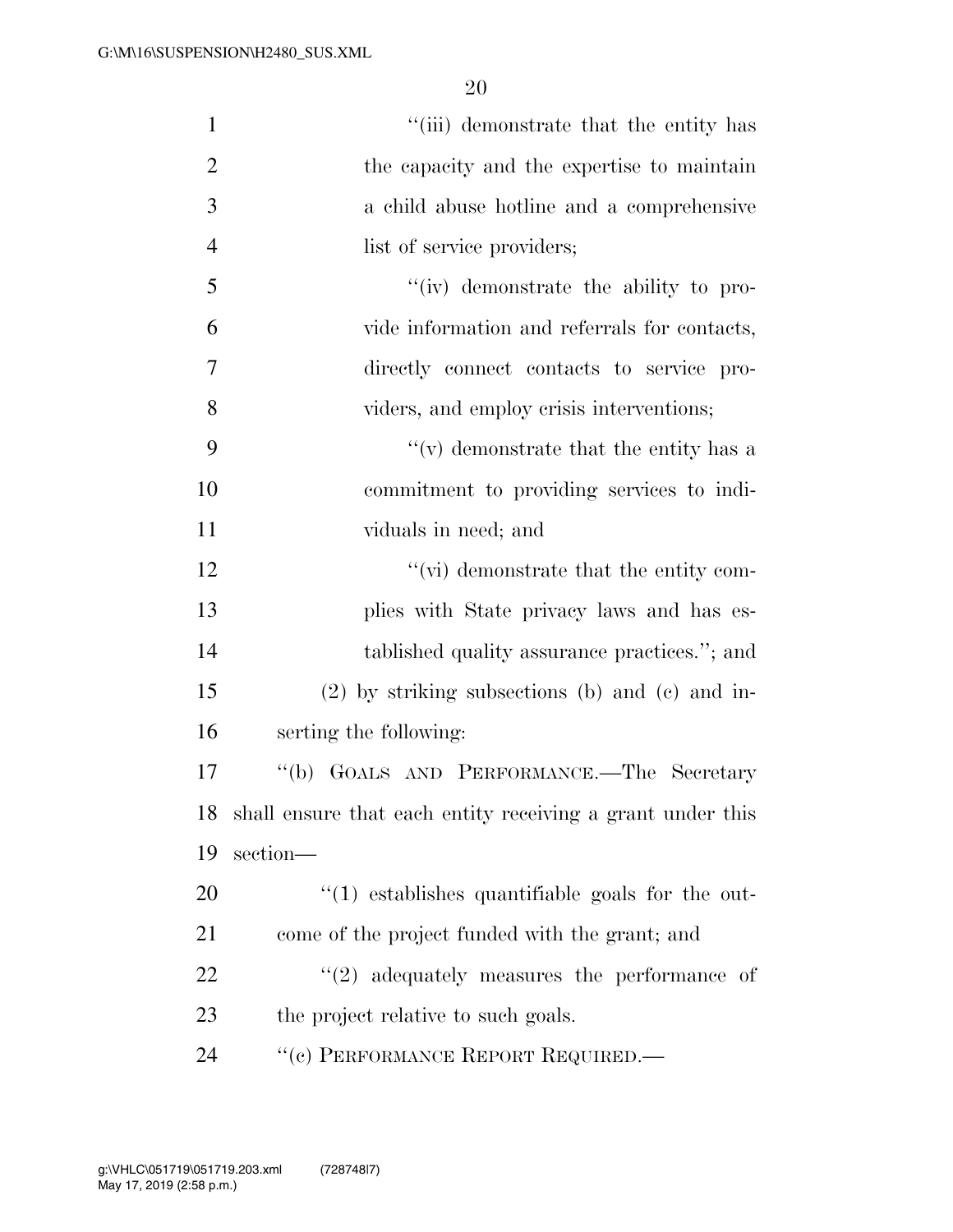"(iii) demonstrate that the entity has the capacity and the expertise to maintain a child abuse hotline and a comprehensive list of service providers;

"(iv) demonstrate the ability to provide information and referrals for contacts, directly connect contacts to service providers, and employ crisis interventions;

"(v) demonstrate that the entity has a commitment to providing services to individuals in need; and

"(vi) demonstrate that the entity complies with State privacy laws and has established quality assurance practices."; and

(2) by striking subsections (b) and (c) and inserting the following:

"(b) GOALS AND PERFORMANCE.—The Secretary shall ensure that each entity receiving a grant under this section—

"(1) establishes quantifiable goals for the outcome of the project funded with the grant; and

"(2) adequately measures the performance of the project relative to such goals.

"(c) PERFORMANCE REPORT REQUIRED.—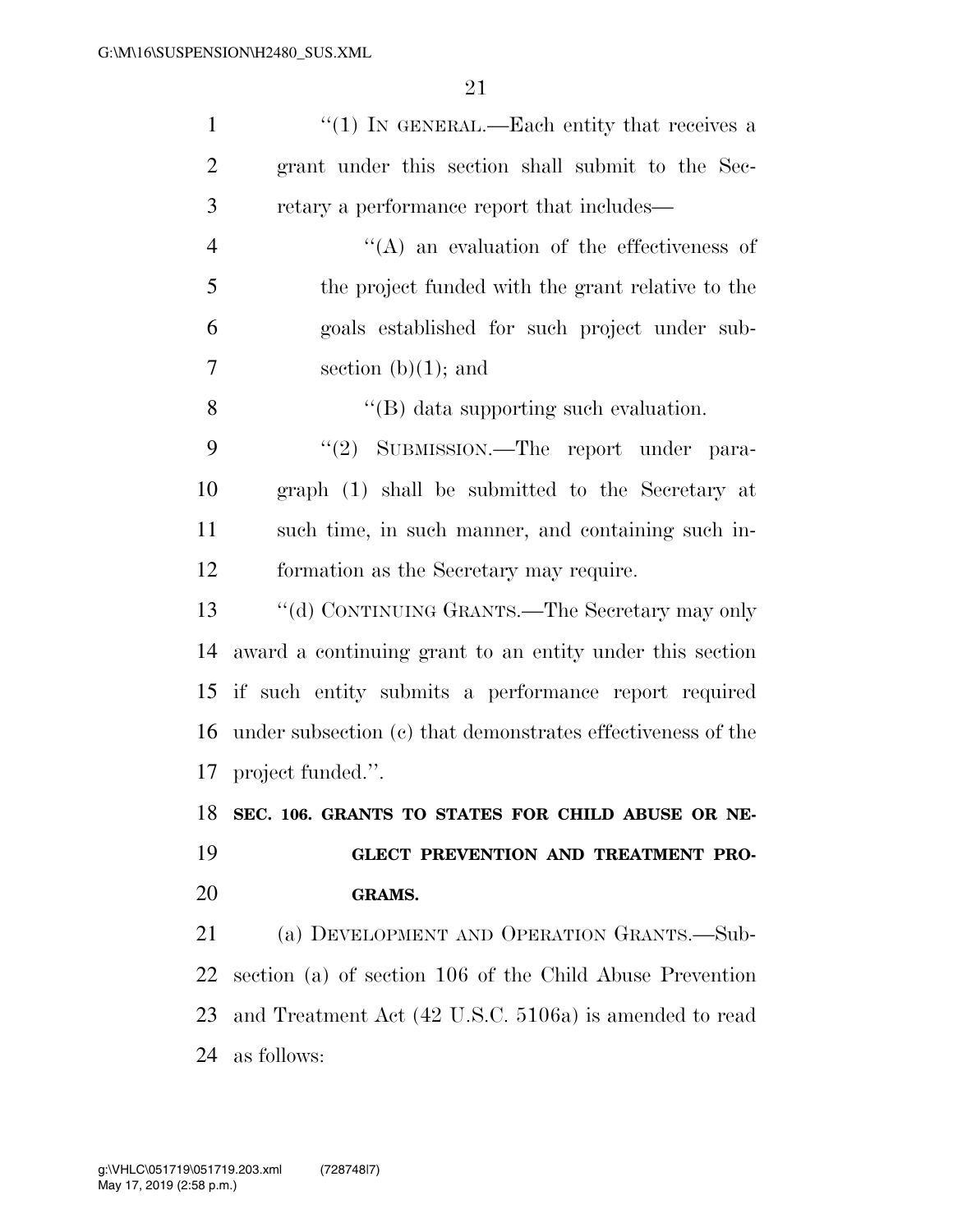"(1) IN GENERAL.—Each entity that receives a grant under this section shall submit to the Secretary a performance report that includes—

"(A) an evaluation of the effectiveness of the project funded with the grant relative to the goals established for such project under subsection (b)(1); and

"(B) data supporting such evaluation.

"(2) SUBMISSION.—The report under paragraph (1) shall be submitted to the Secretary at such time, in such manner, and containing such information as the Secretary may require.

"(d) CONTINUING GRANTS.—The Secretary may only award a continuing grant to an entity under this section if such entity submits a performance report required under subsection (c) that demonstrates effectiveness of the project funded.".

**SEC. 106. GRANTS TO STATES FOR CHILD ABUSE OR NEGLECT PREVENTION AND TREATMENT PROGRAMS.**

(a) DEVELOPMENT AND OPERATION GRANTS.—Subsection (a) of section 106 of the Child Abuse Prevention and Treatment Act (42 U.S.C. 5106a) is amended to read as follows: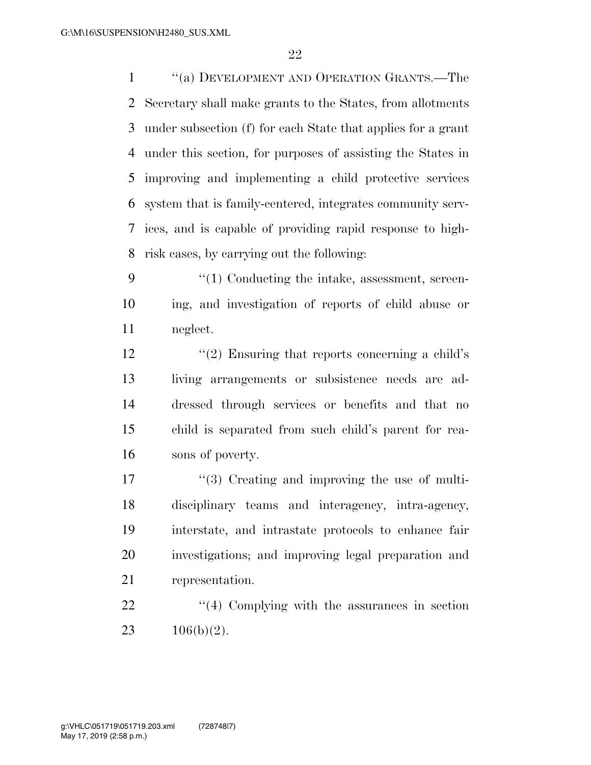"(a) DEVELOPMENT AND OPERATION GRANTS.—The Secretary shall make grants to the States, from allotments under subsection (f) for each State that applies for a grant under this section, for purposes of assisting the States in improving and implementing a child protective services system that is family-centered, integrates community services, and is capable of providing rapid response to high-risk cases, by carrying out the following:

"(1) Conducting the intake, assessment, screening, and investigation of reports of child abuse or neglect.

"(2) Ensuring that reports concerning a child's living arrangements or subsistence needs are addressed through services or benefits and that no child is separated from such child's parent for reasons of poverty.

"(3) Creating and improving the use of multidisciplinary teams and interagency, intra-agency, interstate, and intrastate protocols to enhance fair investigations; and improving legal preparation and representation.

"(4) Complying with the assurances in section 106(b)(2).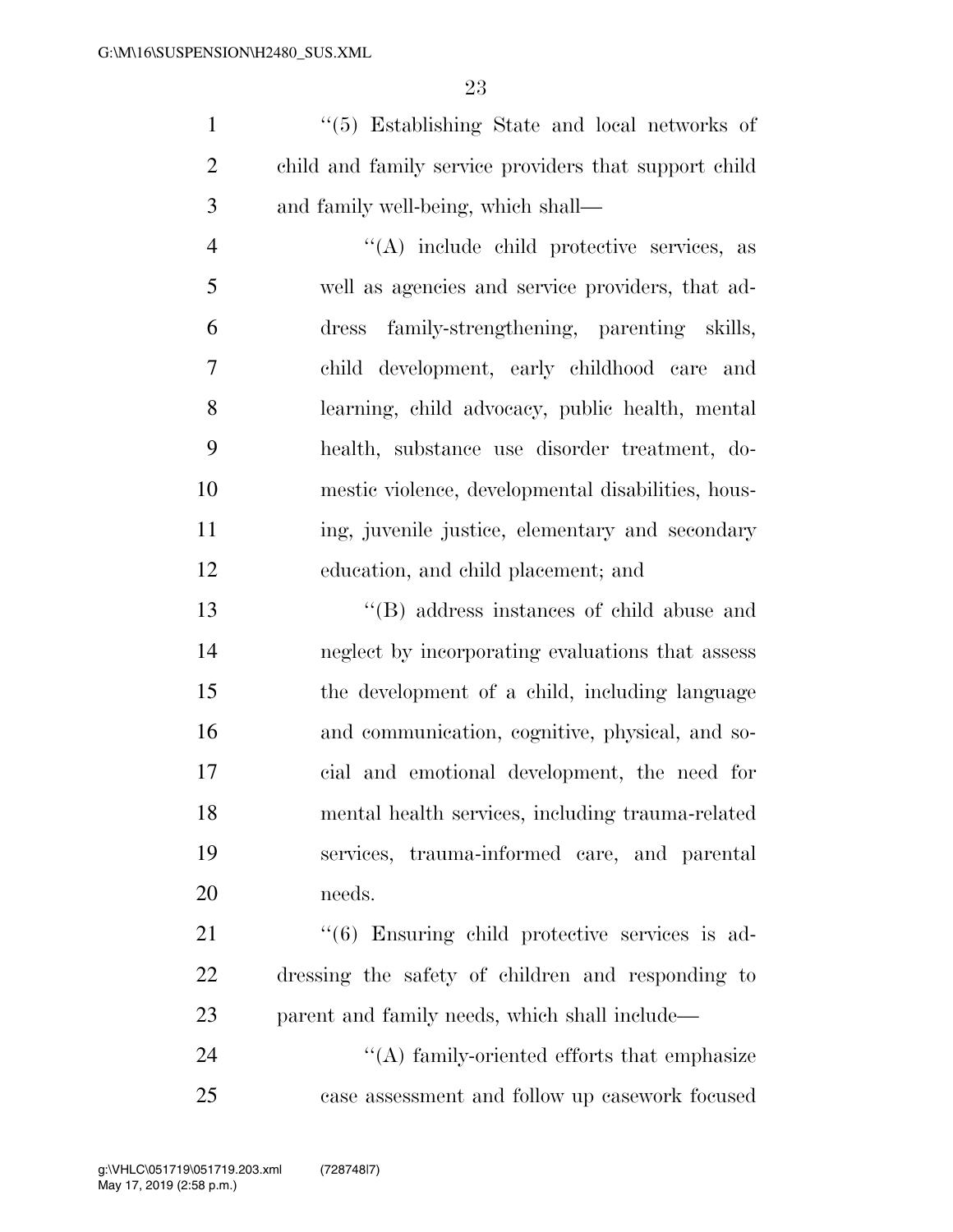''(5) Establishing State and local networks of child and family service providers that support child and family well-being, which shall—

''(A) include child protective services, as well as agencies and service providers, that address family-strengthening, parenting skills, child development, early childhood care and learning, child advocacy, public health, mental health, substance use disorder treatment, domestic violence, developmental disabilities, housing, juvenile justice, elementary and secondary education, and child placement; and

''(B) address instances of child abuse and neglect by incorporating evaluations that assess the development of a child, including language and communication, cognitive, physical, and social and emotional development, the need for mental health services, including trauma-related services, trauma-informed care, and parental needs.

''(6) Ensuring child protective services is addressing the safety of children and responding to parent and family needs, which shall include—

''(A) family-oriented efforts that emphasize case assessment and follow up casework focused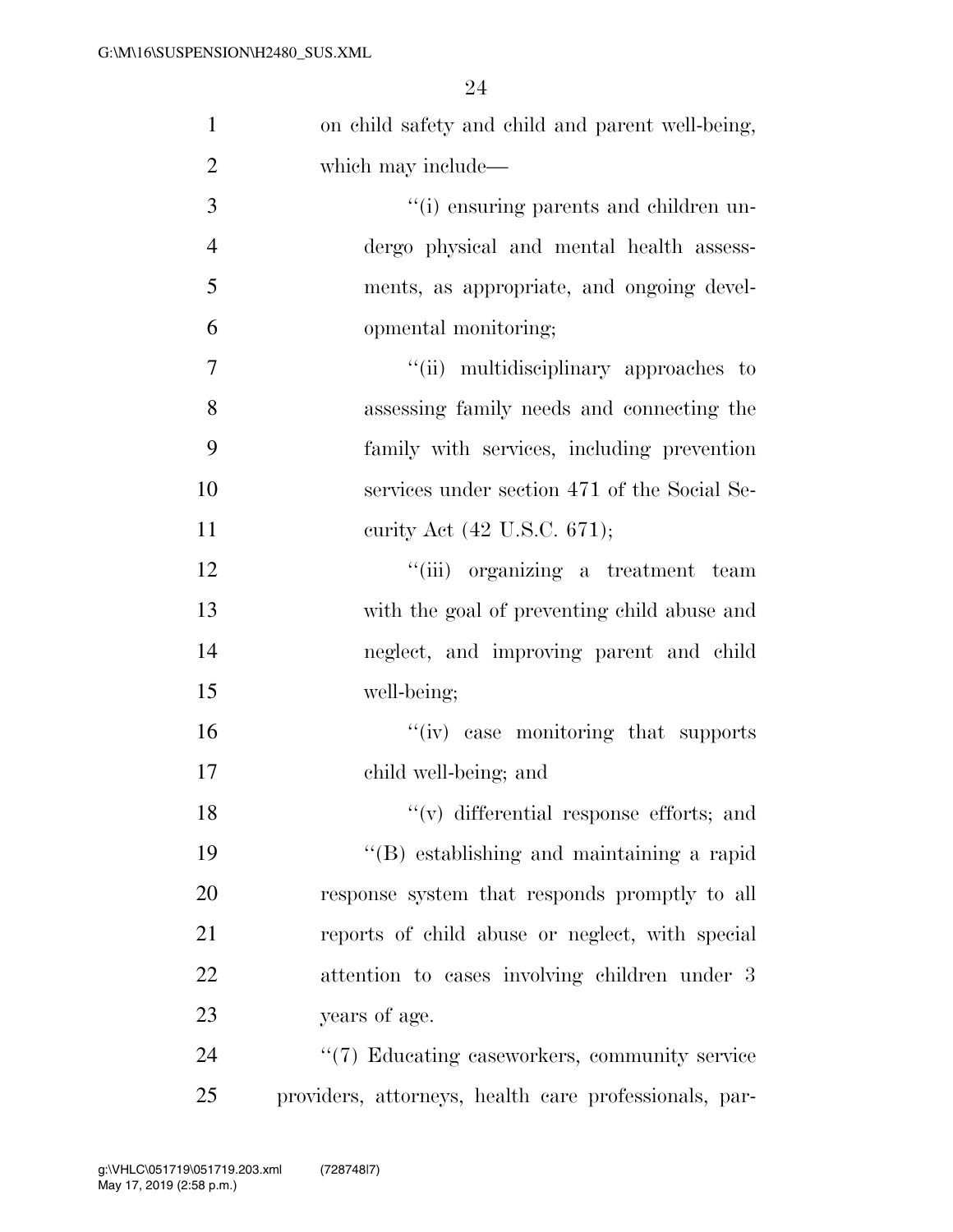on child safety and child and parent well-being, which may include—

"(i) ensuring parents and children undergo physical and mental health assessments, as appropriate, and ongoing developmental monitoring;

"(ii) multidisciplinary approaches to assessing family needs and connecting the family with services, including prevention services under section 471 of the Social Security Act (42 U.S.C. 671);

"(iii) organizing a treatment team with the goal of preventing child abuse and neglect, and improving parent and child well-being;

"(iv) case monitoring that supports child well-being; and

"(v) differential response efforts; and

"(B) establishing and maintaining a rapid response system that responds promptly to all reports of child abuse or neglect, with special attention to cases involving children under 3 years of age.

"(7) Educating caseworkers, community service providers, attorneys, health care professionals, par-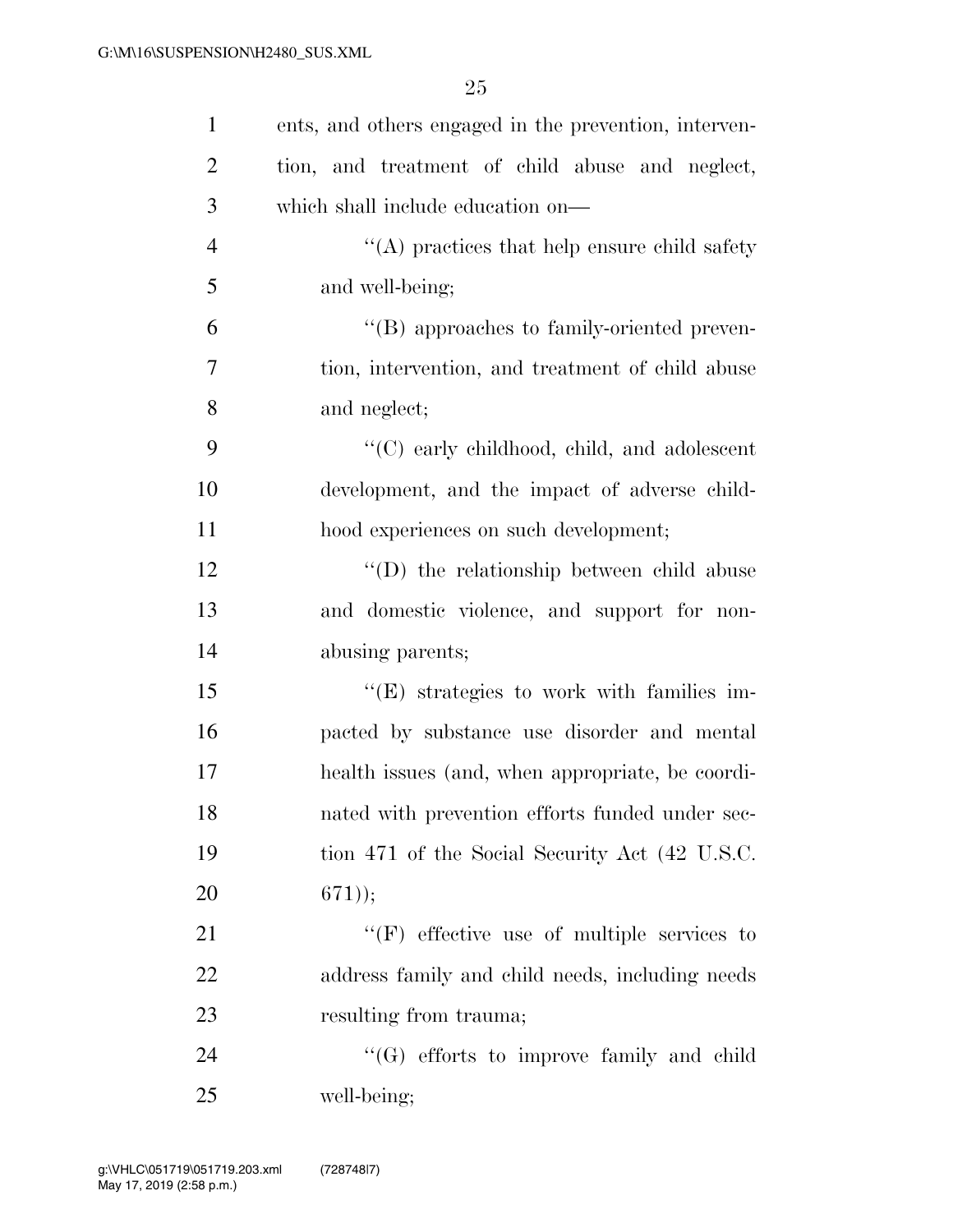ents, and others engaged in the prevention, intervention, and treatment of child abuse and neglect, which shall include education on—

''(A) practices that help ensure child safety and well-being;

''(B) approaches to family-oriented prevention, intervention, and treatment of child abuse and neglect;

''(C) early childhood, child, and adolescent development, and the impact of adverse childhood experiences on such development;

''(D) the relationship between child abuse and domestic violence, and support for non-abusing parents;

''(E) strategies to work with families impacted by substance use disorder and mental health issues (and, when appropriate, be coordinated with prevention efforts funded under section 471 of the Social Security Act (42 U.S.C. 671));

''(F) effective use of multiple services to address family and child needs, including needs resulting from trauma;

''(G) efforts to improve family and child well-being;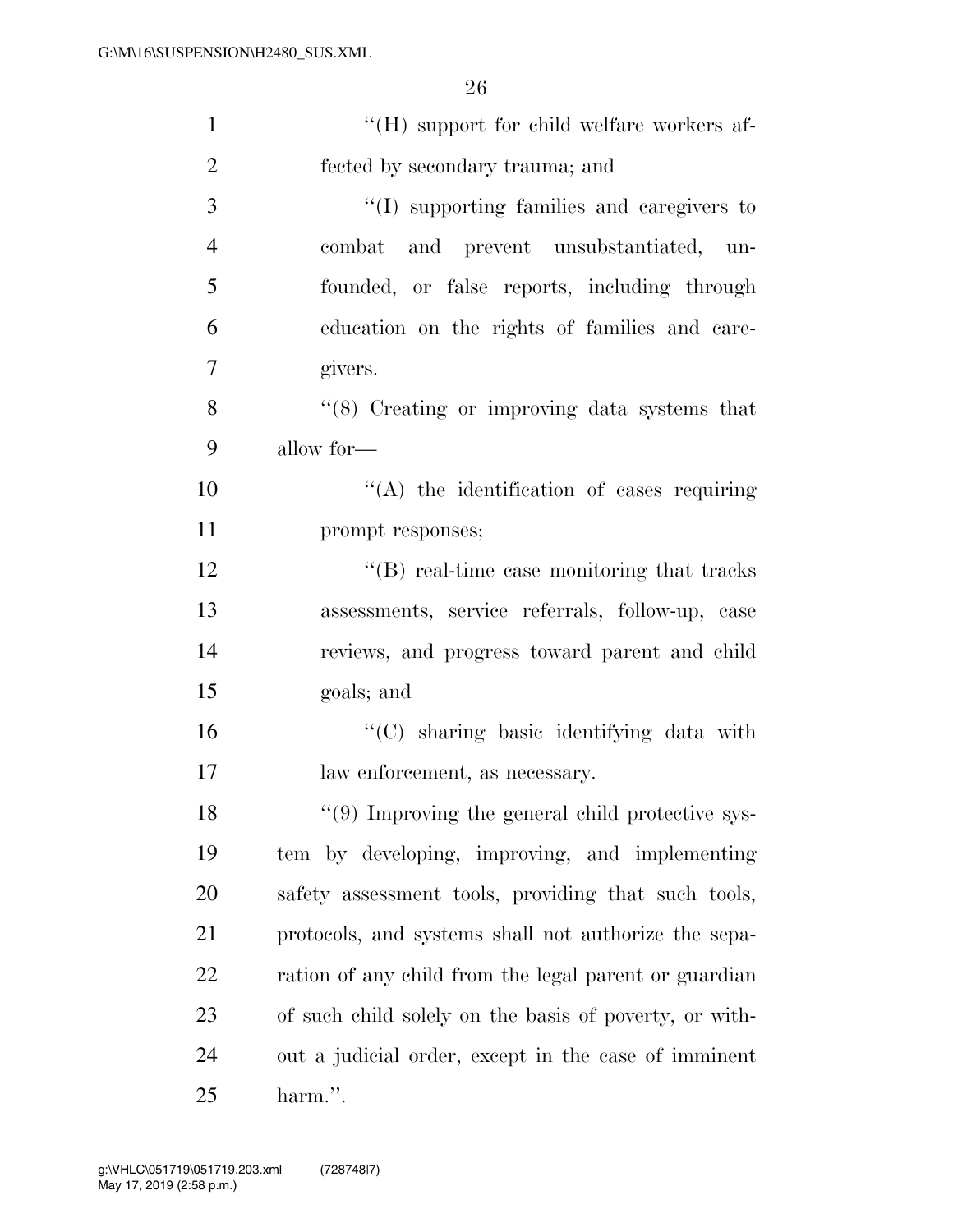"(H) support for child welfare workers affected by secondary trauma; and

"(I) supporting families and caregivers to combat and prevent unsubstantiated, unfounded, or false reports, including through education on the rights of families and caregivers.

"(8) Creating or improving data systems that allow for—

"(A) the identification of cases requiring prompt responses;

"(B) real-time case monitoring that tracks assessments, service referrals, follow-up, case reviews, and progress toward parent and child goals; and

"(C) sharing basic identifying data with law enforcement, as necessary.

"(9) Improving the general child protective system by developing, improving, and implementing safety assessment tools, providing that such tools, protocols, and systems shall not authorize the separation of any child from the legal parent or guardian of such child solely on the basis of poverty, or without a judicial order, except in the case of imminent harm.".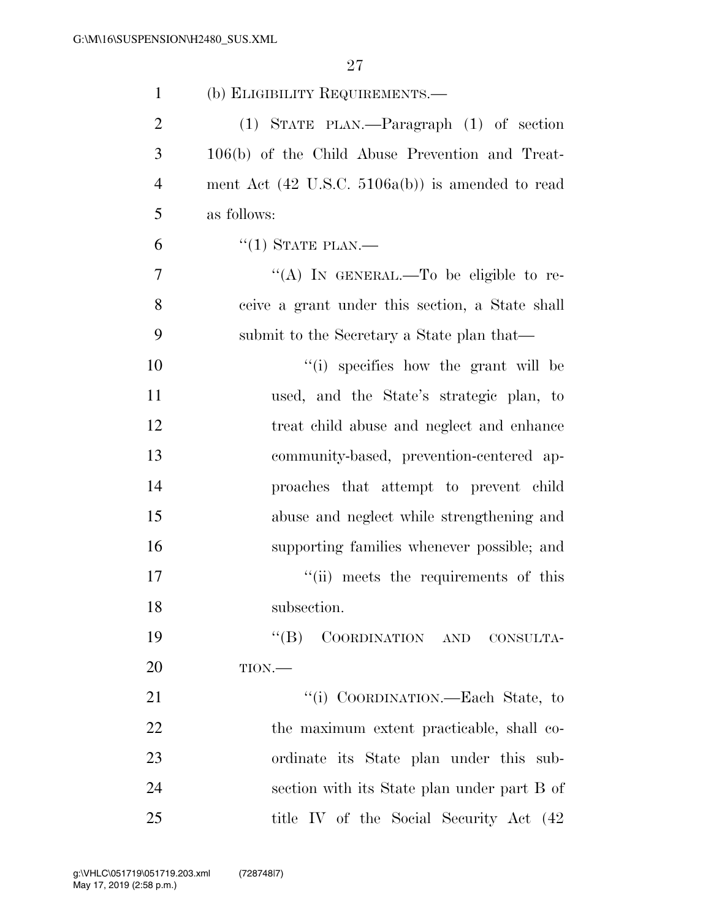(b) ELIGIBILITY REQUIREMENTS.—

(1) STATE PLAN.—Paragraph (1) of section 106(b) of the Child Abuse Prevention and Treatment Act (42 U.S.C. 5106a(b)) is amended to read as follows:

"(1) STATE PLAN.—

"(A) IN GENERAL.—To be eligible to receive a grant under this section, a State shall submit to the Secretary a State plan that—

"(i) specifies how the grant will be used, and the State's strategic plan, to treat child abuse and neglect and enhance community-based, prevention-centered approaches that attempt to prevent child abuse and neglect while strengthening and supporting families whenever possible; and

"(ii) meets the requirements of this subsection.

"(B) COORDINATION AND CONSULTATION.—

"(i) COORDINATION.—Each State, to the maximum extent practicable, shall coordinate its State plan under this subsection with its State plan under part B of title IV of the Social Security Act (42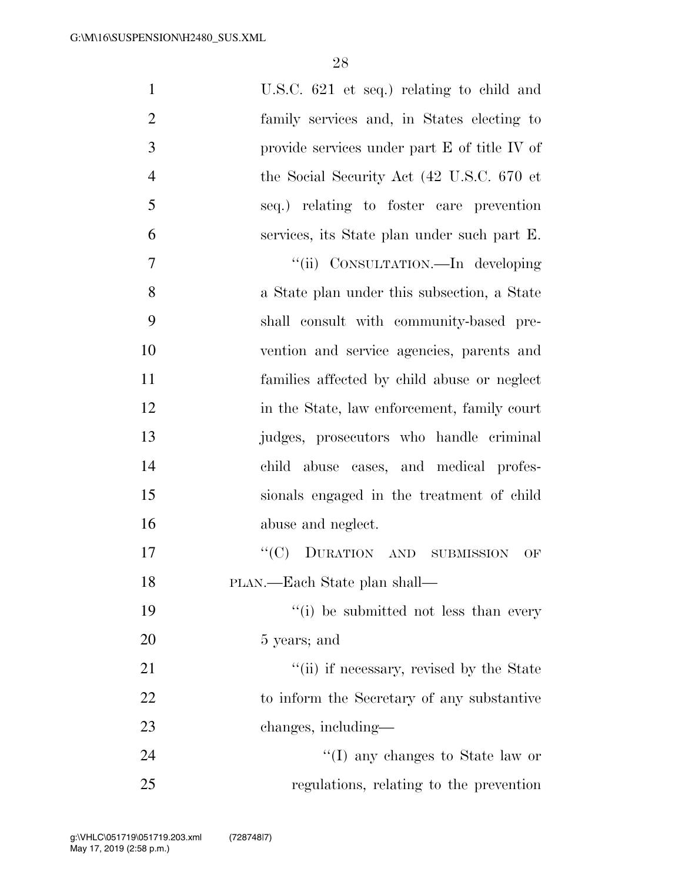U.S.C. 621 et seq.) relating to child and family services and, in States electing to provide services under part E of title IV of the Social Security Act (42 U.S.C. 670 et seq.) relating to foster care prevention services, its State plan under such part E.

''(ii) CONSULTATION.—In developing a State plan under this subsection, a State shall consult with community-based prevention and service agencies, parents and families affected by child abuse or neglect in the State, law enforcement, family court judges, prosecutors who handle criminal child abuse cases, and medical professionals engaged in the treatment of child abuse and neglect.

''(C) DURATION AND SUBMISSION OF PLAN.—Each State plan shall—

''(i) be submitted not less than every 5 years; and

''(ii) if necessary, revised by the State to inform the Secretary of any substantive changes, including—

''(I) any changes to State law or regulations, relating to the prevention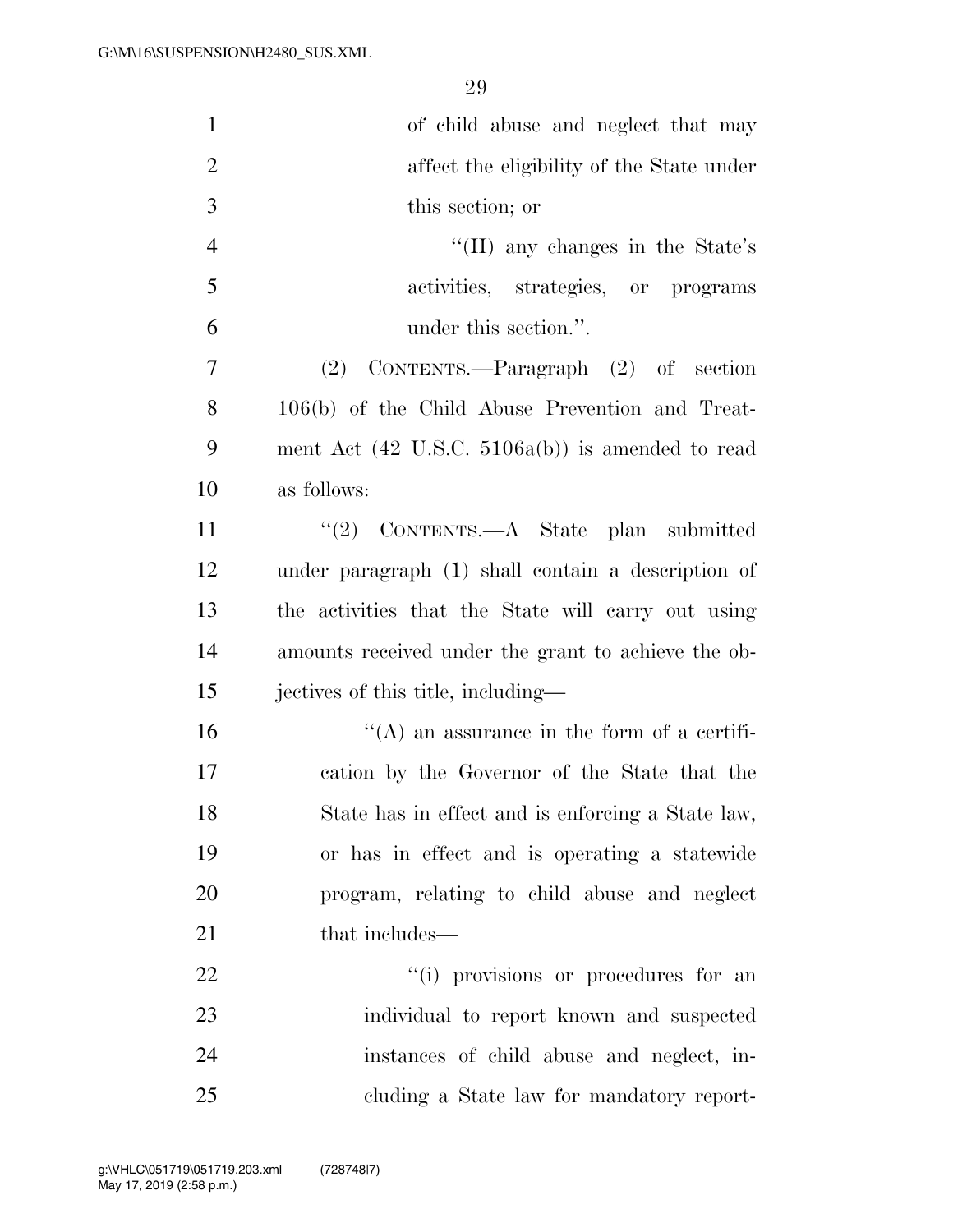of child abuse and neglect that may affect the eligibility of the State under this section; or

''(II) any changes in the State's activities, strategies, or programs under this section.''.

(2) CONTENTS.—Paragraph (2) of section 106(b) of the Child Abuse Prevention and Treatment Act (42 U.S.C. 5106a(b)) is amended to read as follows:

''(2) CONTENTS.—A State plan submitted under paragraph (1) shall contain a description of the activities that the State will carry out using amounts received under the grant to achieve the objectives of this title, including—

''(A) an assurance in the form of a certification by the Governor of the State that the State has in effect and is enforcing a State law, or has in effect and is operating a statewide program, relating to child abuse and neglect that includes—

''(i) provisions or procedures for an individual to report known and suspected instances of child abuse and neglect, including a State law for mandatory report-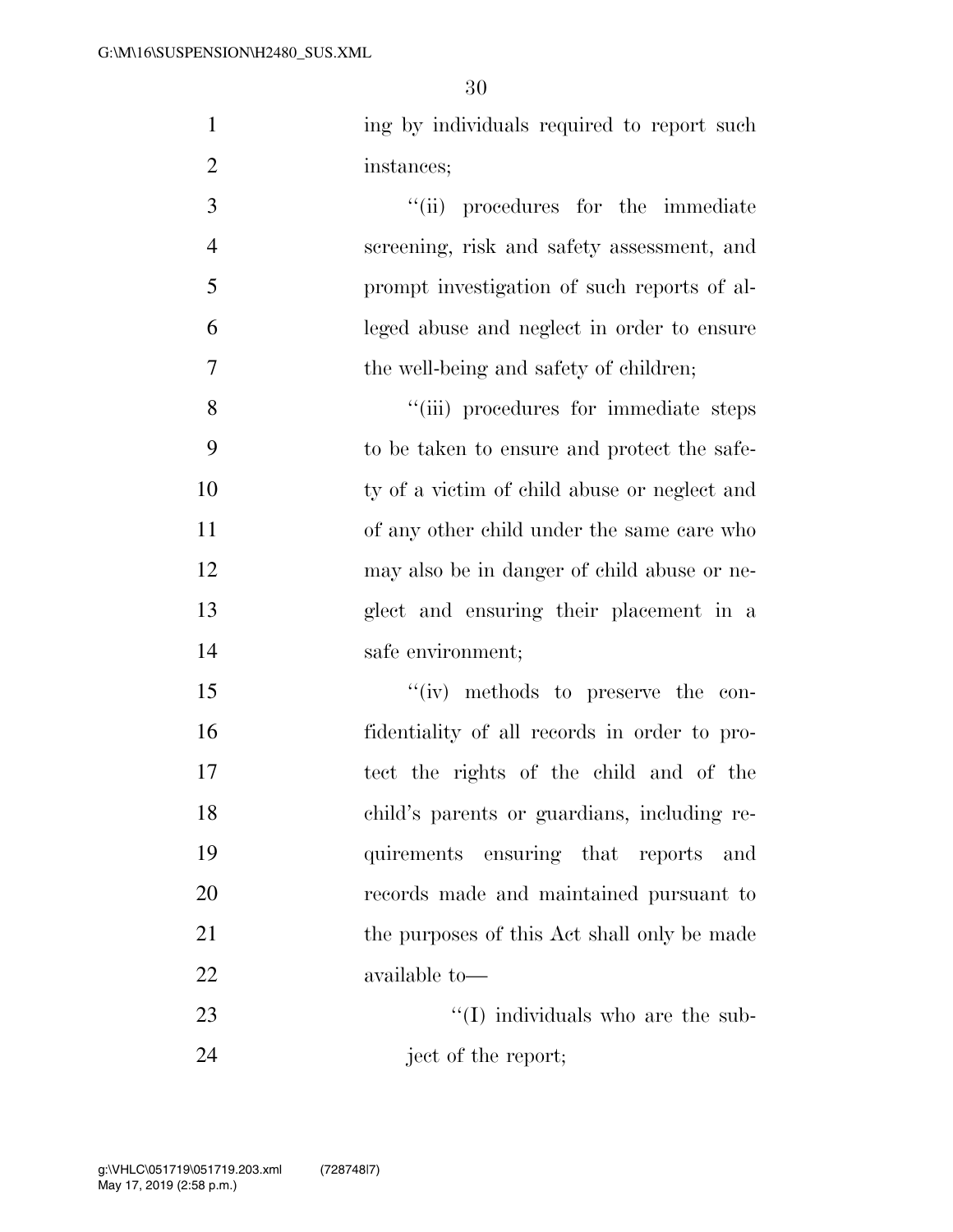ing by individuals required to report such instances;

''(ii) procedures for the immediate screening, risk and safety assessment, and prompt investigation of such reports of alleged abuse and neglect in order to ensure the well-being and safety of children;

''(iii) procedures for immediate steps to be taken to ensure and protect the safety of a victim of child abuse or neglect and of any other child under the same care who may also be in danger of child abuse or neglect and ensuring their placement in a safe environment;

''(iv) methods to preserve the confidentiality of all records in order to protect the rights of the child and of the child's parents or guardians, including requirements ensuring that reports and records made and maintained pursuant to the purposes of this Act shall only be made available to—

''(I) individuals who are the subject of the report;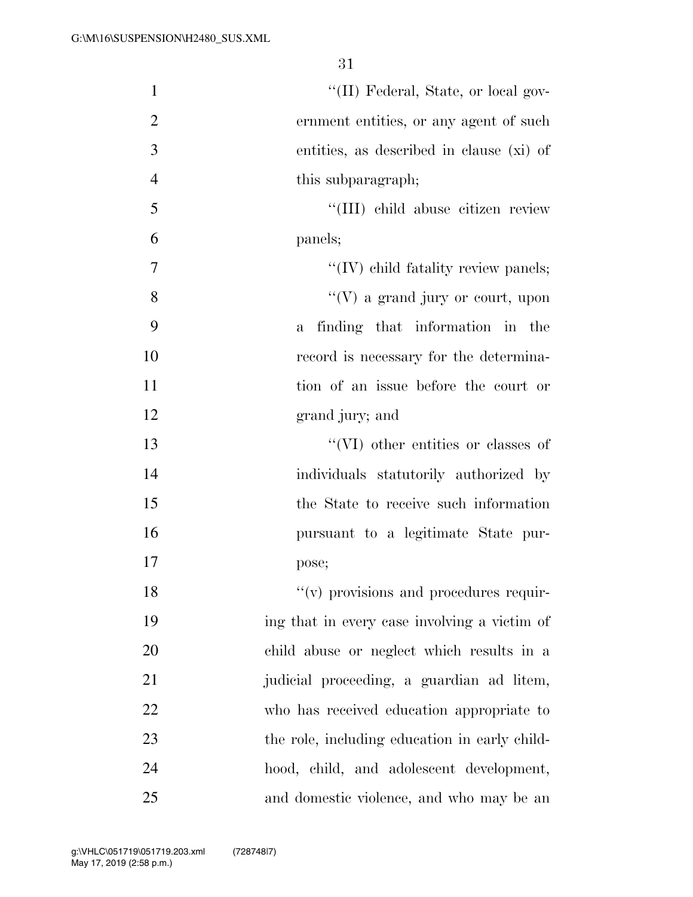"(II) Federal, State, or local government entities, or any agent of such entities, as described in clause (xi) of this subparagraph;

"(III) child abuse citizen review panels;

"(IV) child fatality review panels;

"(V) a grand jury or court, upon a finding that information in the record is necessary for the determination of an issue before the court or grand jury; and

"(VI) other entities or classes of individuals statutorily authorized by the State to receive such information pursuant to a legitimate State purpose;

"(v) provisions and procedures requiring that in every case involving a victim of child abuse or neglect which results in a judicial proceeding, a guardian ad litem, who has received education appropriate to the role, including education in early childhood, child, and adolescent development, and domestic violence, and who may be an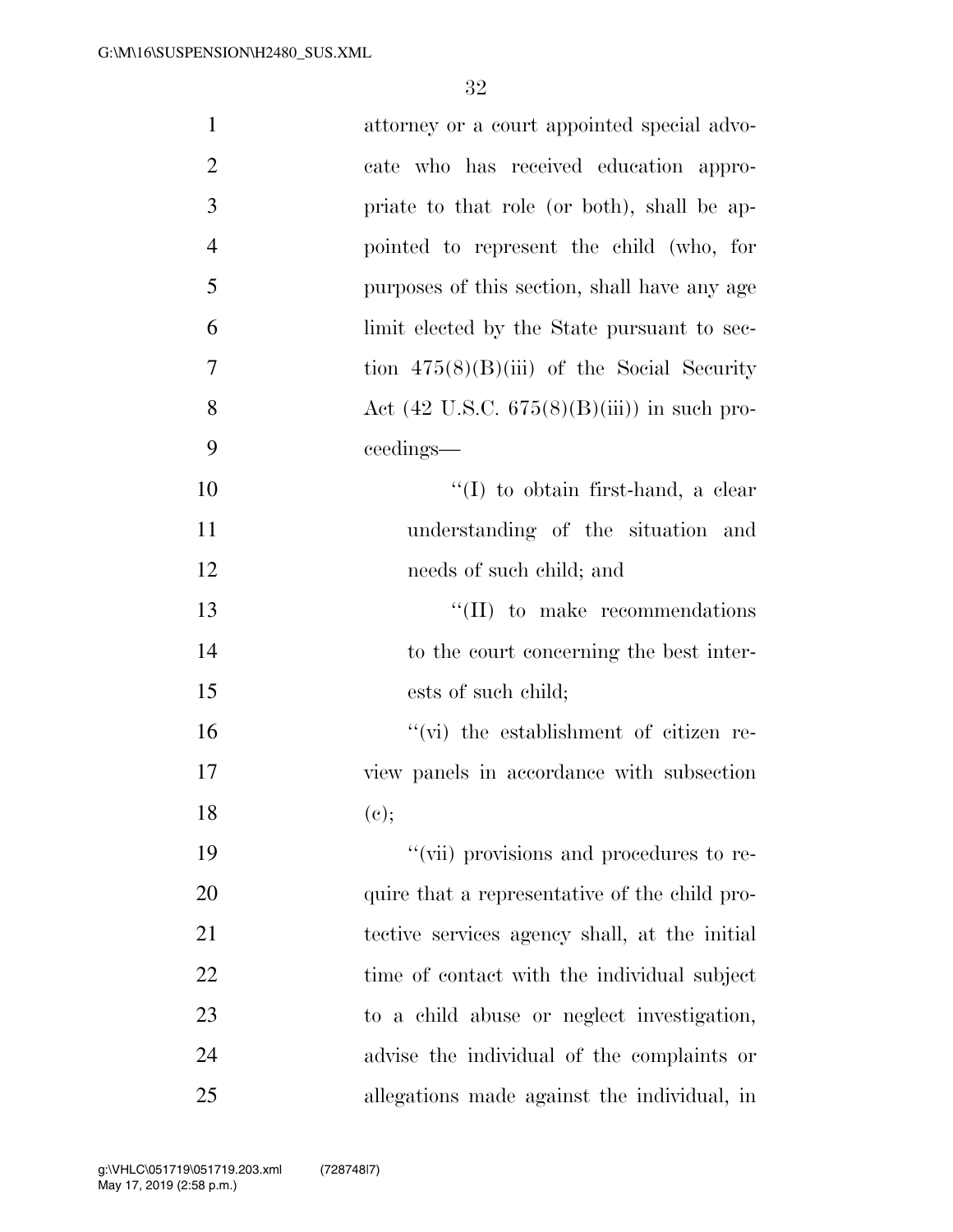attorney or a court appointed special advocate who has received education appropriate to that role (or both), shall be appointed to represent the child (who, for purposes of this section, shall have any age limit elected by the State pursuant to section 475(8)(B)(iii) of the Social Security Act (42 U.S.C. 675(8)(B)(iii)) in such proceedings—

''(I) to obtain first-hand, a clear understanding of the situation and needs of such child; and

''(II) to make recommendations to the court concerning the best interests of such child;

''(vi) the establishment of citizen review panels in accordance with subsection (c);

''(vii) provisions and procedures to require that a representative of the child protective services agency shall, at the initial time of contact with the individual subject to a child abuse or neglect investigation, advise the individual of the complaints or allegations made against the individual, in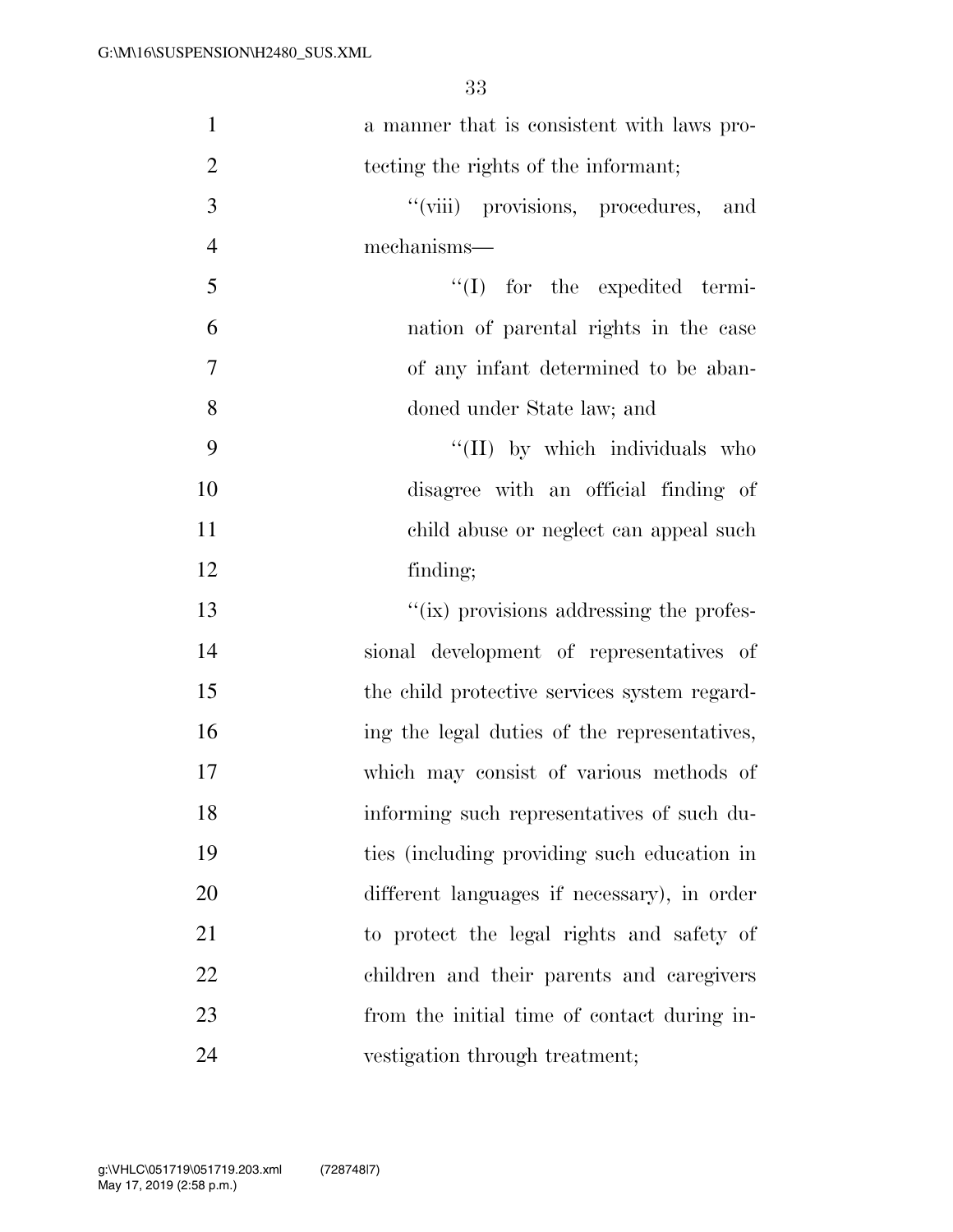a manner that is consistent with laws protecting the rights of the informant;

''(viii) provisions, procedures, and mechanisms—

''(I) for the expedited termination of parental rights in the case of any infant determined to be abandoned under State law; and

''(II) by which individuals who disagree with an official finding of child abuse or neglect can appeal such finding;

''(ix) provisions addressing the professional development of representatives of the child protective services system regarding the legal duties of the representatives, which may consist of various methods of informing such representatives of such duties (including providing such education in different languages if necessary), in order to protect the legal rights and safety of children and their parents and caregivers from the initial time of contact during investigation through treatment;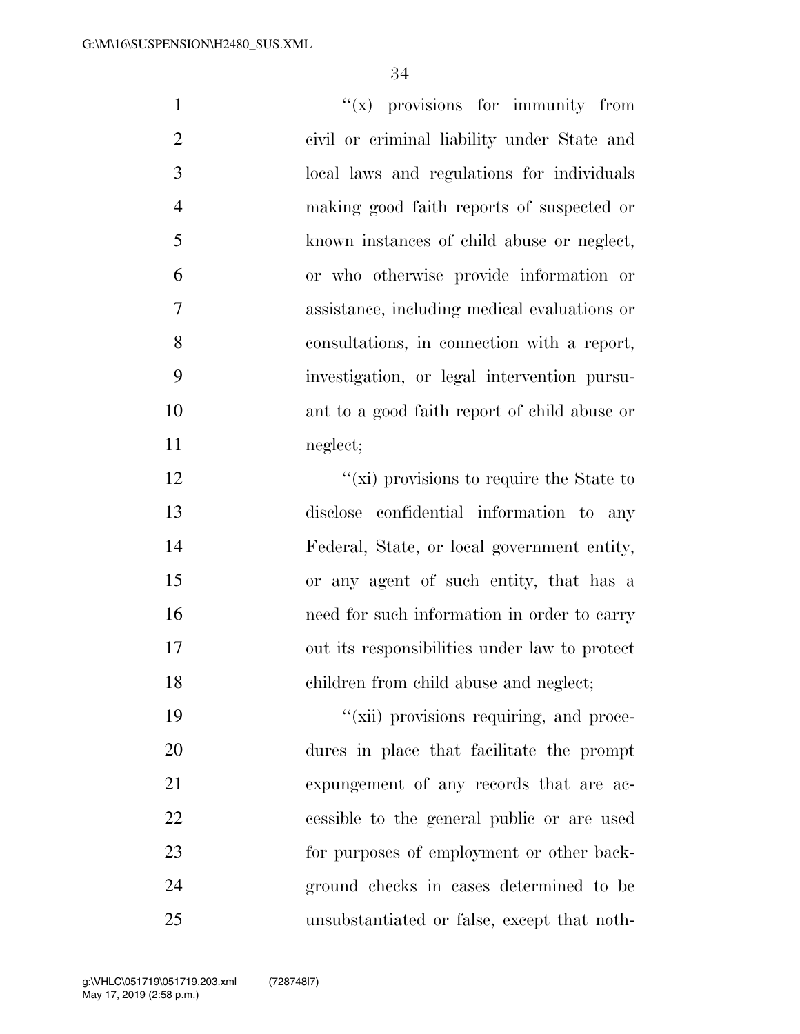''(x) provisions for immunity from civil or criminal liability under State and local laws and regulations for individuals making good faith reports of suspected or known instances of child abuse or neglect, or who otherwise provide information or assistance, including medical evaluations or consultations, in connection with a report, investigation, or legal intervention pursuant to a good faith report of child abuse or neglect;

''(xi) provisions to require the State to disclose confidential information to any Federal, State, or local government entity, or any agent of such entity, that has a need for such information in order to carry out its responsibilities under law to protect children from child abuse and neglect;

''(xii) provisions requiring, and procedures in place that facilitate the prompt expungement of any records that are accessible to the general public or are used for purposes of employment or other background checks in cases determined to be unsubstantiated or false, except that noth-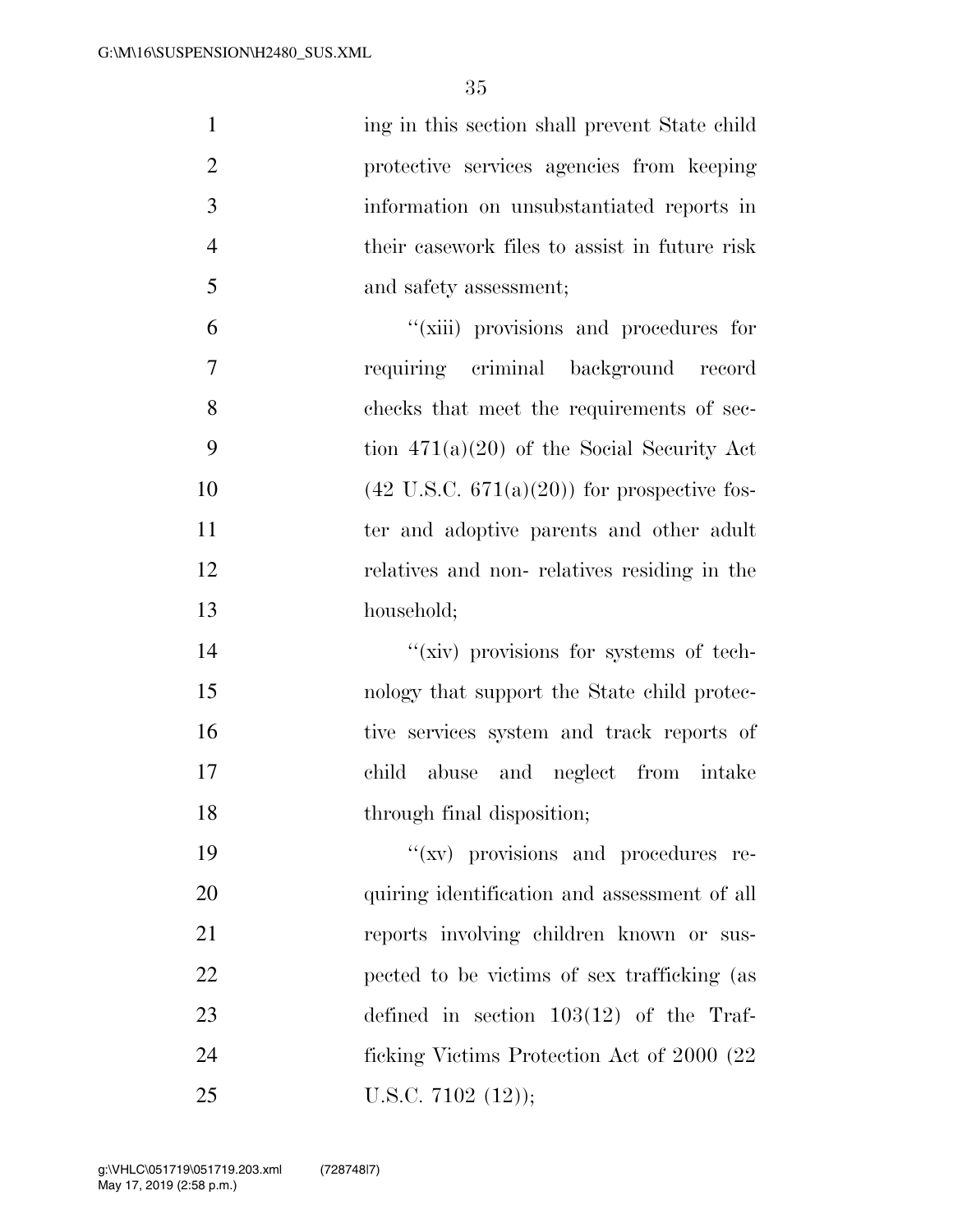ing in this section shall prevent State child protective services agencies from keeping information on unsubstantiated reports in their casework files to assist in future risk and safety assessment;

''(xiii) provisions and procedures for requiring criminal background record checks that meet the requirements of section 471(a)(20) of the Social Security Act (42 U.S.C. 671(a)(20)) for prospective foster and adoptive parents and other adult relatives and non- relatives residing in the household;

''(xiv) provisions for systems of technology that support the State child protective services system and track reports of child abuse and neglect from intake through final disposition;

''(xv) provisions and procedures requiring identification and assessment of all reports involving children known or suspected to be victims of sex trafficking (as defined in section 103(12) of the Trafficking Victims Protection Act of 2000 (22 U.S.C. 7102 (12));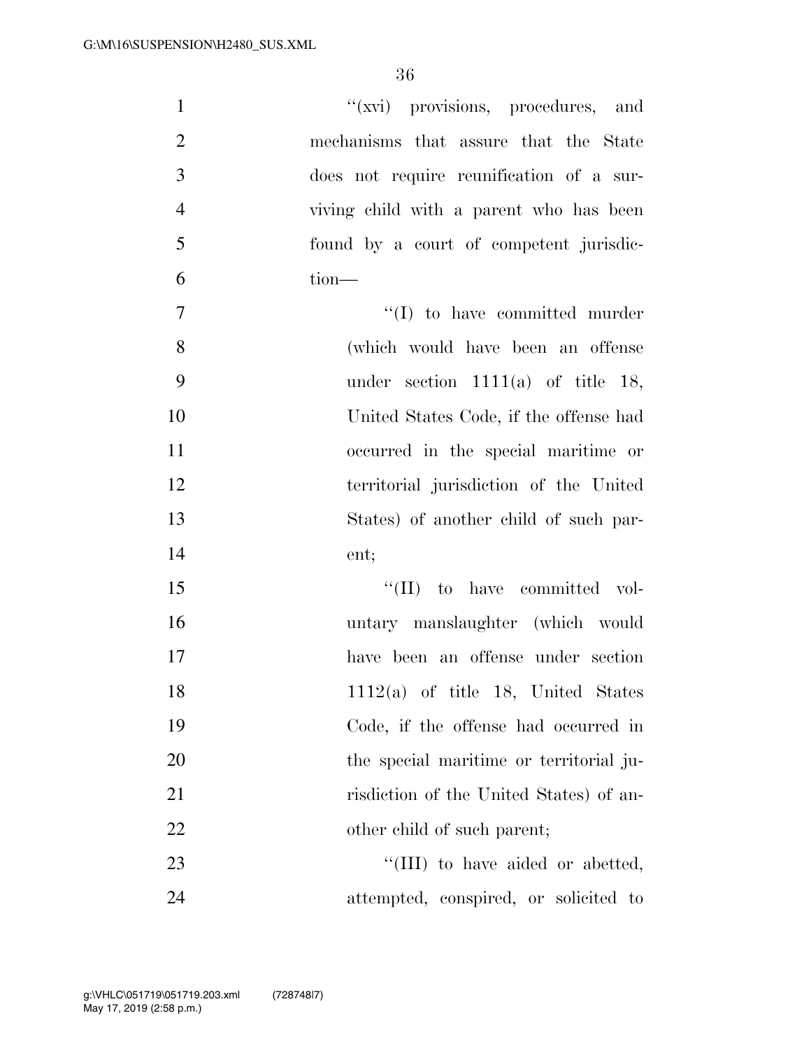"(xvi) provisions, procedures, and mechanisms that assure that the State does not require reunification of a surviving child with a parent who has been found by a court of competent jurisdiction—

"(I) to have committed murder (which would have been an offense under section 1111(a) of title 18, United States Code, if the offense had occurred in the special maritime or territorial jurisdiction of the United States) of another child of such parent;

"(II) to have committed voluntary manslaughter (which would have been an offense under section 1112(a) of title 18, United States Code, if the offense had occurred in the special maritime or territorial jurisdiction of the United States) of another child of such parent;

"(III) to have aided or abetted, attempted, conspired, or solicited to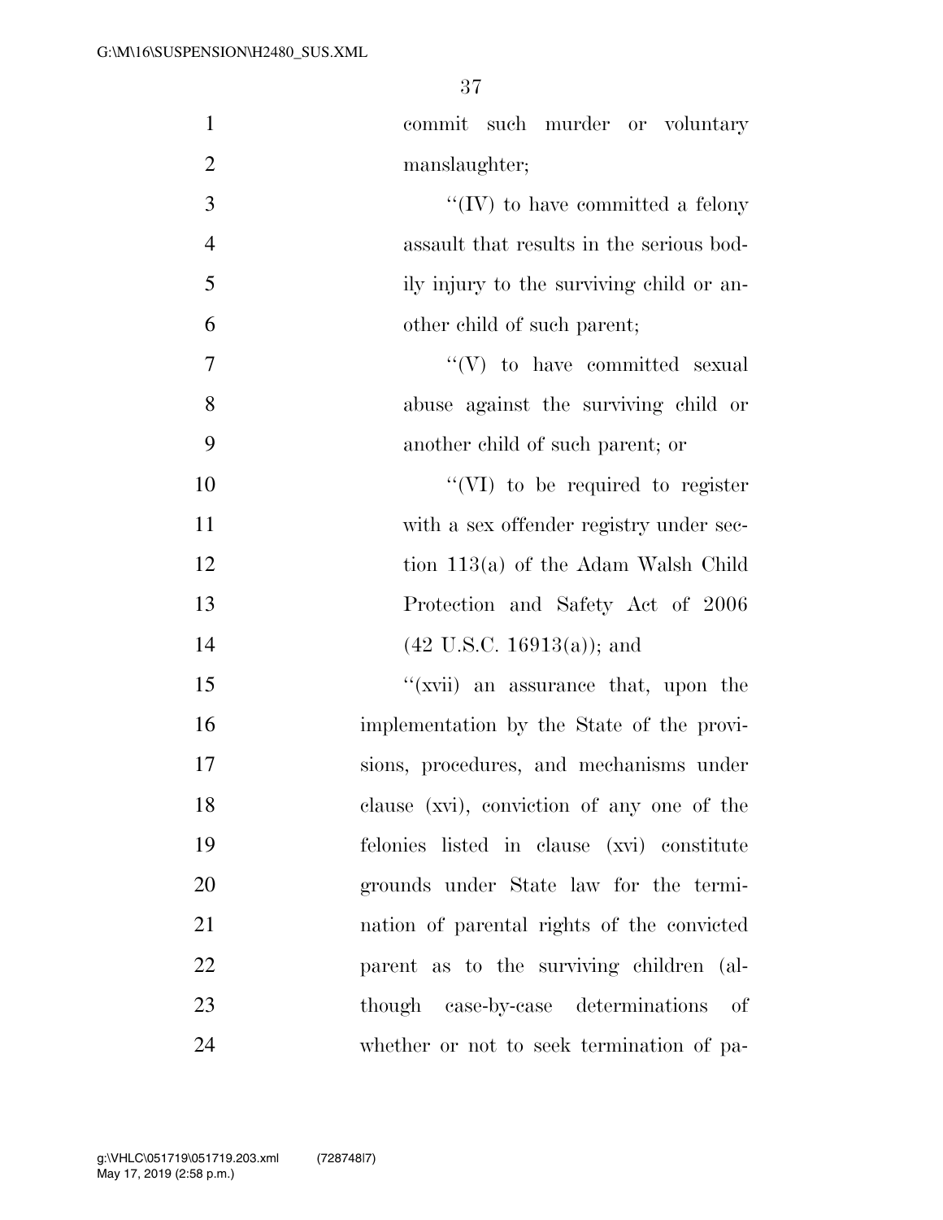commit such murder or voluntary manslaughter;

''(IV) to have committed a felony assault that results in the serious bodily injury to the surviving child or another child of such parent;

''(V) to have committed sexual abuse against the surviving child or another child of such parent; or

''(VI) to be required to register with a sex offender registry under section 113(a) of the Adam Walsh Child Protection and Safety Act of 2006 (42 U.S.C. 16913(a)); and

''(xvii) an assurance that, upon the implementation by the State of the provisions, procedures, and mechanisms under clause (xvi), conviction of any one of the felonies listed in clause (xvi) constitute grounds under State law for the termination of parental rights of the convicted parent as to the surviving children (although case-by-case determinations of whether or not to seek termination of pa-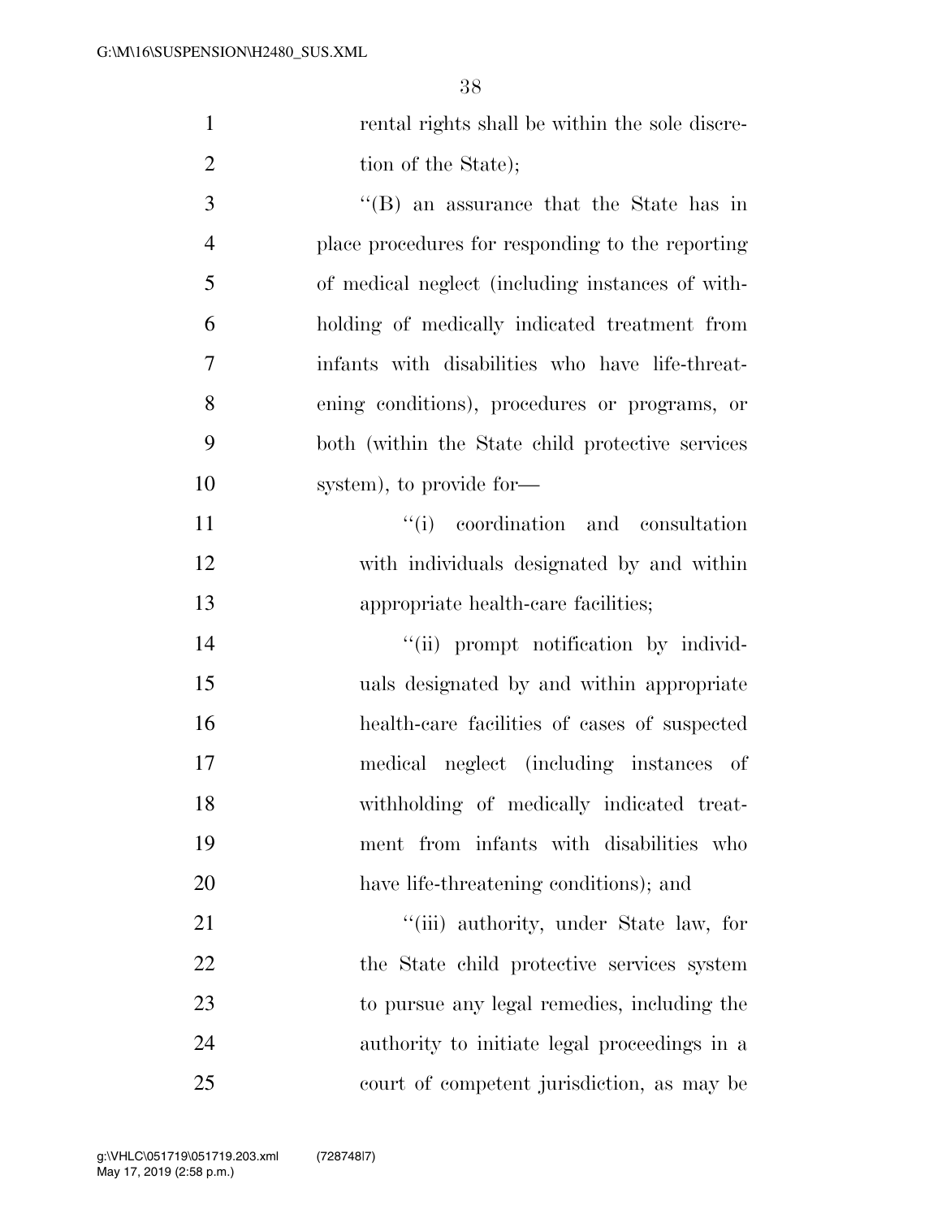rental rights shall be within the sole discretion of the State);

''(B) an assurance that the State has in place procedures for responding to the reporting of medical neglect (including instances of withholding of medically indicated treatment from infants with disabilities who have life-threatening conditions), procedures or programs, or both (within the State child protective services system), to provide for—

''(i) coordination and consultation with individuals designated by and within appropriate health-care facilities;

''(ii) prompt notification by individuals designated by and within appropriate health-care facilities of cases of suspected medical neglect (including instances of withholding of medically indicated treatment from infants with disabilities who have life-threatening conditions); and

''(iii) authority, under State law, for the State child protective services system to pursue any legal remedies, including the authority to initiate legal proceedings in a court of competent jurisdiction, as may be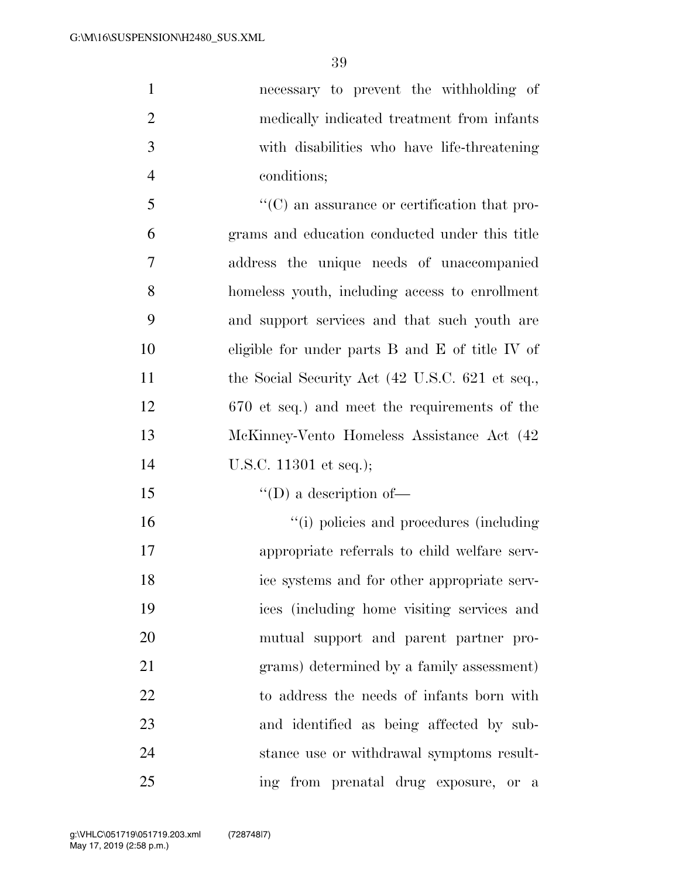necessary to prevent the withholding of medically indicated treatment from infants with disabilities who have life-threatening conditions;

''(C) an assurance or certification that programs and education conducted under this title address the unique needs of unaccompanied homeless youth, including access to enrollment and support services and that such youth are eligible for under parts B and E of title IV of the Social Security Act (42 U.S.C. 621 et seq., 670 et seq.) and meet the requirements of the McKinney-Vento Homeless Assistance Act (42 U.S.C. 11301 et seq.);

''(D) a description of—

''(i) policies and procedures (including appropriate referrals to child welfare service systems and for other appropriate services (including home visiting services and mutual support and parent partner programs) determined by a family assessment) to address the needs of infants born with and identified as being affected by substance use or withdrawal symptoms resulting from prenatal drug exposure, or a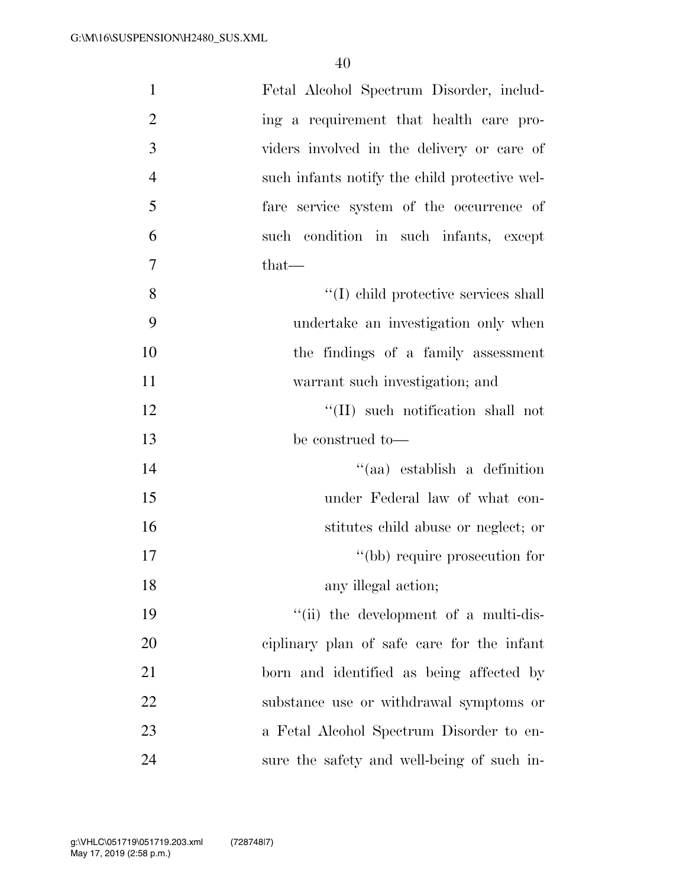Fetal Alcohol Spectrum Disorder, including a requirement that health care providers involved in the delivery or care of such infants notify the child protective welfare service system of the occurrence of such condition in such infants, except that—

''(I) child protective services shall undertake an investigation only when the findings of a family assessment warrant such investigation; and

''(II) such notification shall not be construed to—

''(aa) establish a definition under Federal law of what constitutes child abuse or neglect; or

''(bb) require prosecution for any illegal action;

''(ii) the development of a multi-disciplinary plan of safe care for the infant born and identified as being affected by substance use or withdrawal symptoms or a Fetal Alcohol Spectrum Disorder to ensure the safety and well-being of such in-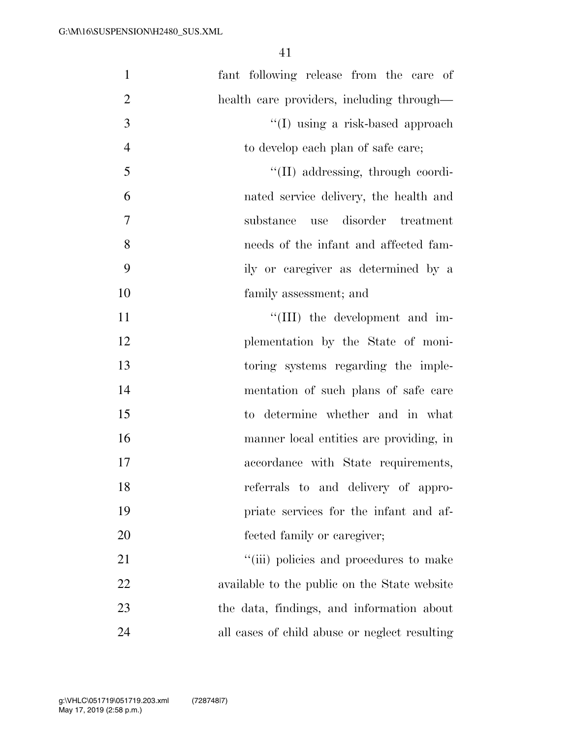fant following release from the care of health care providers, including through—

''(I) using a risk-based approach to develop each plan of safe care;

''(II) addressing, through coordinated service delivery, the health and substance use disorder treatment needs of the infant and affected family or caregiver as determined by a family assessment; and

''(III) the development and implementation by the State of monitoring systems regarding the implementation of such plans of safe care to determine whether and in what manner local entities are providing, in accordance with State requirements, referrals to and delivery of appropriate services for the infant and affected family or caregiver;

''(iii) policies and procedures to make available to the public on the State website the data, findings, and information about all cases of child abuse or neglect resulting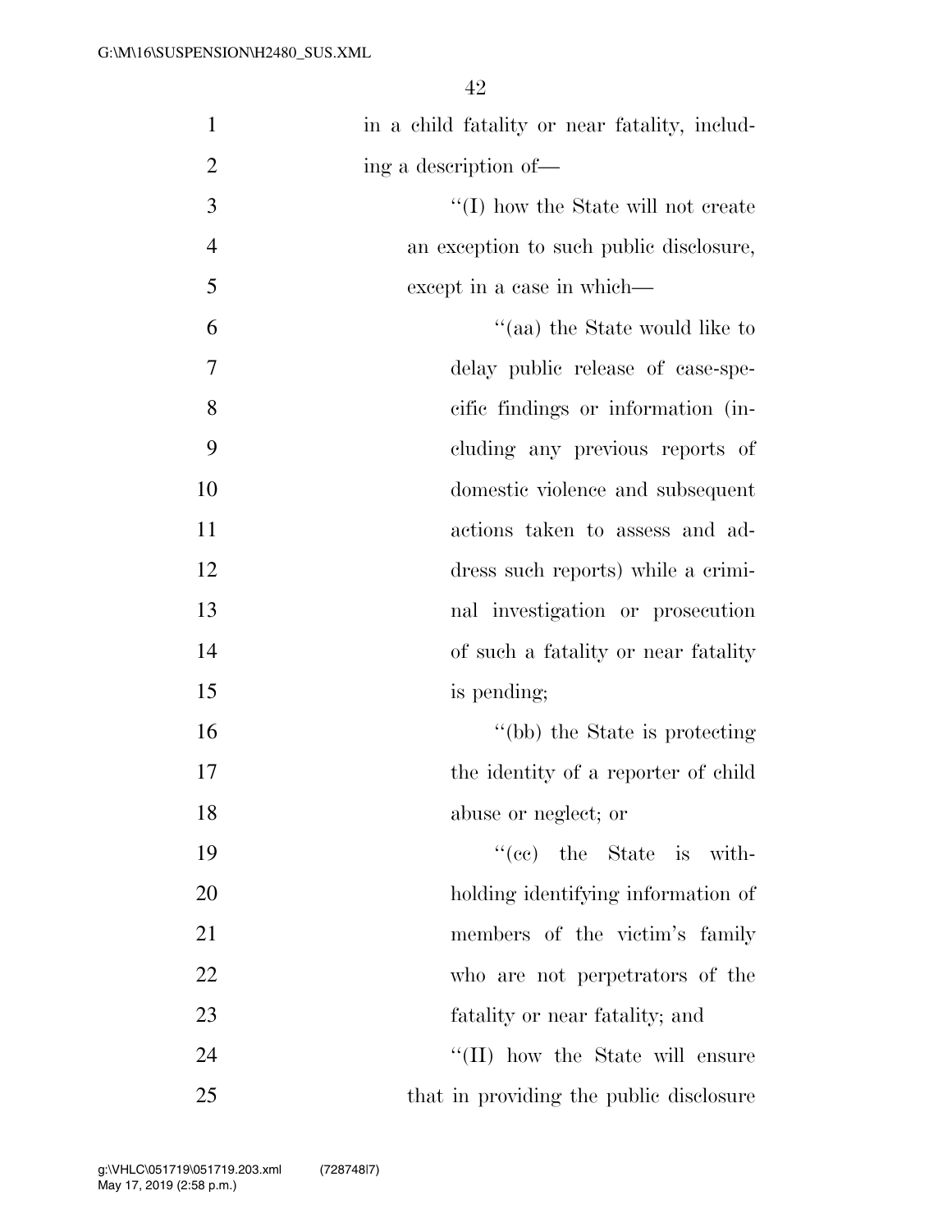in a child fatality or near fatality, including a description of—

''(I) how the State will not create an exception to such public disclosure, except in a case in which—

''(aa) the State would like to delay public release of case-specific findings or information (including any previous reports of domestic violence and subsequent actions taken to assess and address such reports) while a criminal investigation or prosecution of such a fatality or near fatality is pending;

''(bb) the State is protecting the identity of a reporter of child abuse or neglect; or

''(cc) the State is withholding identifying information of members of the victim's family who are not perpetrators of the fatality or near fatality; and

''(II) how the State will ensure that in providing the public disclosure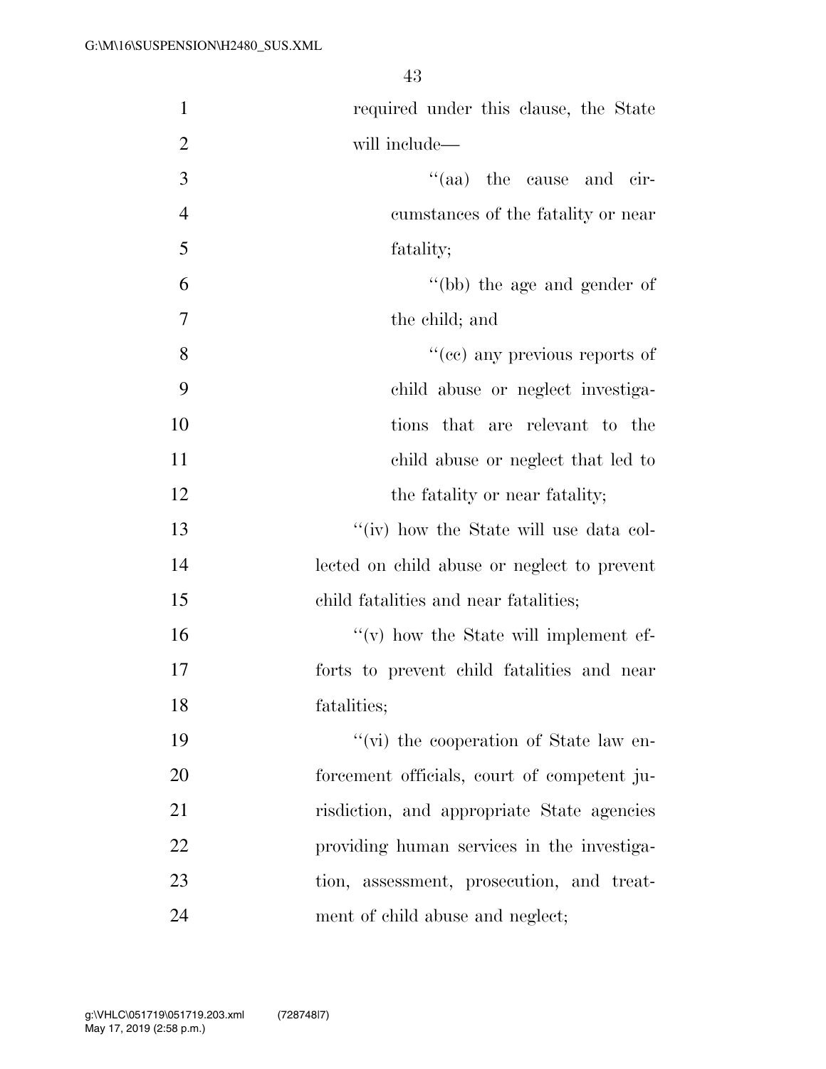required under this clause, the State will include—

“(aa) the cause and circumstances of the fatality or near fatality;

“(bb) the age and gender of the child; and

“(cc) any previous reports of child abuse or neglect investigations that are relevant to the child abuse or neglect that led to the fatality or near fatality;

“(iv) how the State will use data collected on child abuse or neglect to prevent child fatalities and near fatalities;

“(v) how the State will implement efforts to prevent child fatalities and near fatalities;

“(vi) the cooperation of State law enforcement officials, court of competent jurisdiction, and appropriate State agencies providing human services in the investigation, assessment, prosecution, and treatment of child abuse and neglect;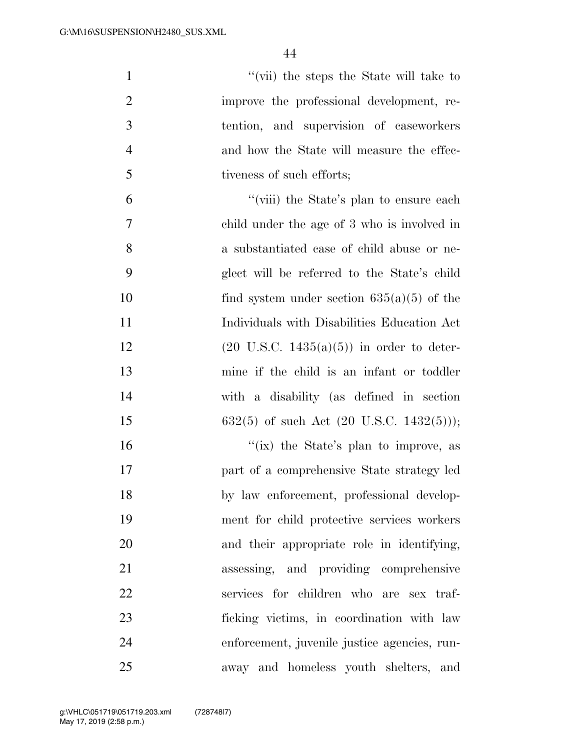''(vii) the steps the State will take to improve the professional development, retention, and supervision of caseworkers and how the State will measure the effectiveness of such efforts;

''(viii) the State's plan to ensure each child under the age of 3 who is involved in a substantiated case of child abuse or neglect will be referred to the State's child find system under section 635(a)(5) of the Individuals with Disabilities Education Act (20 U.S.C. 1435(a)(5)) in order to determine if the child is an infant or toddler with a disability (as defined in section 632(5) of such Act (20 U.S.C. 1432(5)));

''(ix) the State's plan to improve, as part of a comprehensive State strategy led by law enforcement, professional development for child protective services workers and their appropriate role in identifying, assessing, and providing comprehensive services for children who are sex trafficking victims, in coordination with law enforcement, juvenile justice agencies, runaway and homeless youth shelters, and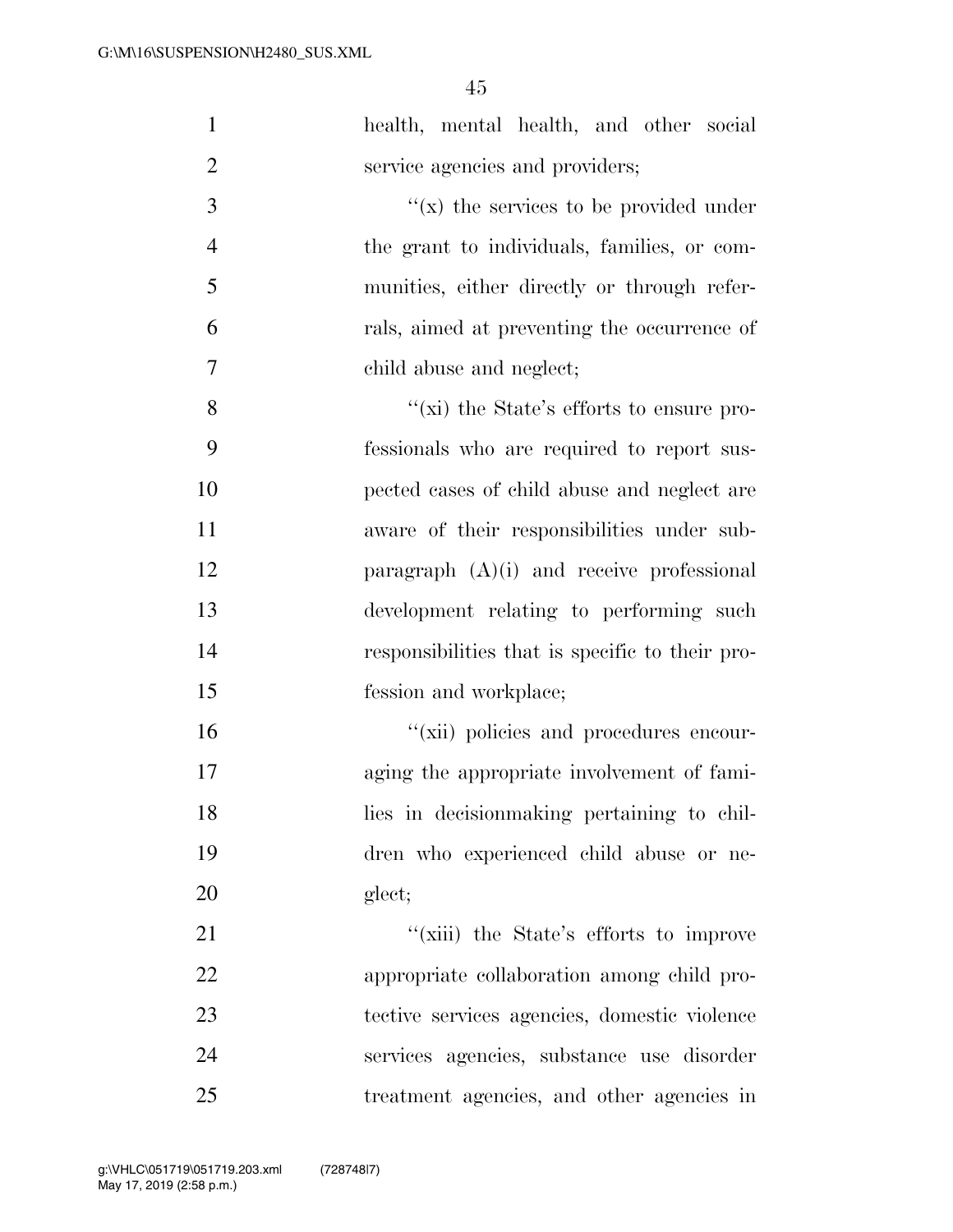health, mental health, and other social service agencies and providers;

''(x) the services to be provided under the grant to individuals, families, or communities, either directly or through referrals, aimed at preventing the occurrence of child abuse and neglect;

''(xi) the State's efforts to ensure professionals who are required to report suspected cases of child abuse and neglect are aware of their responsibilities under subparagraph (A)(i) and receive professional development relating to performing such responsibilities that is specific to their profession and workplace;

''(xii) policies and procedures encouraging the appropriate involvement of families in decisionmaking pertaining to children who experienced child abuse or neglect;

''(xiii) the State's efforts to improve appropriate collaboration among child protective services agencies, domestic violence services agencies, substance use disorder treatment agencies, and other agencies in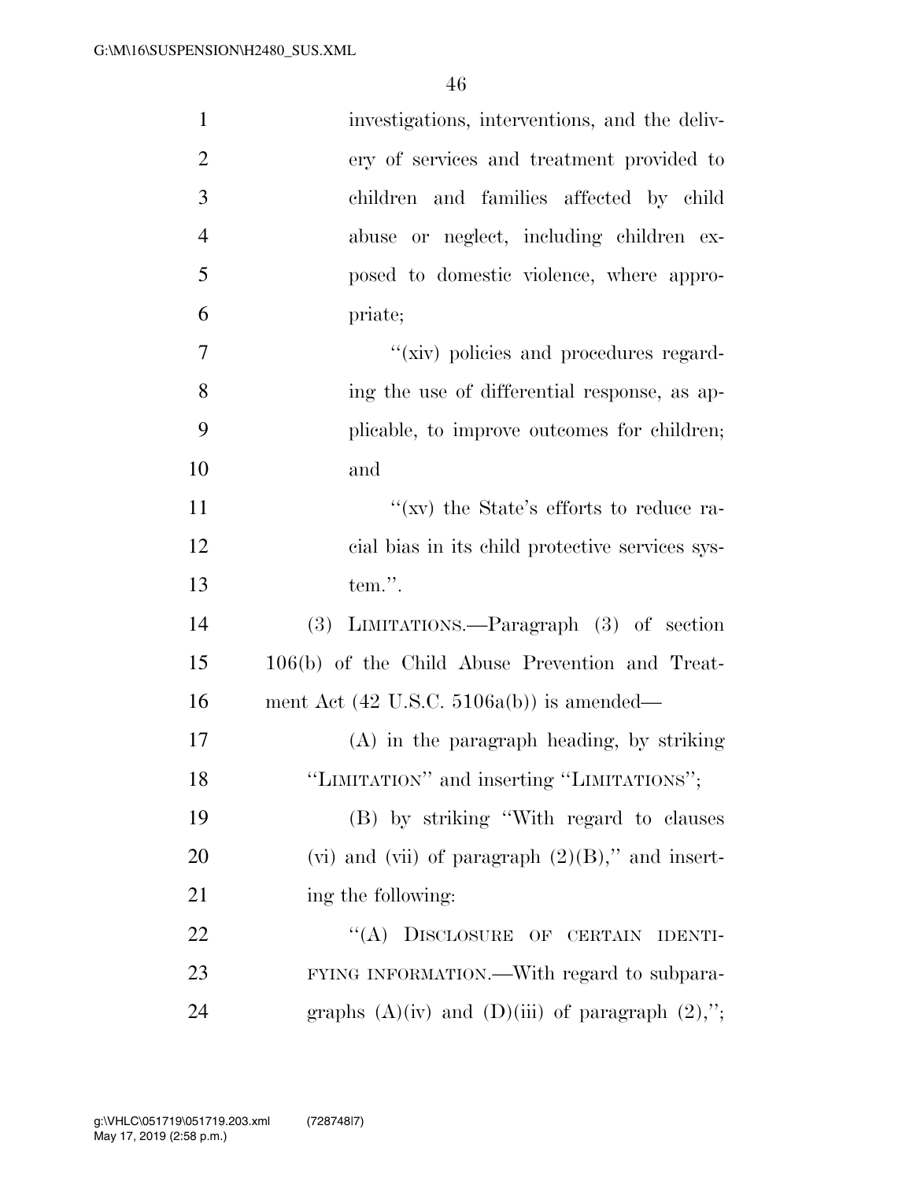investigations, interventions, and the delivery of services and treatment provided to children and families affected by child abuse or neglect, including children exposed to domestic violence, where appropriate;

"(xiv) policies and procedures regarding the use of differential response, as applicable, to improve outcomes for children; and

"(xv) the State's efforts to reduce racial bias in its child protective services system.".

(3) LIMITATIONS.—Paragraph (3) of section 106(b) of the Child Abuse Prevention and Treatment Act (42 U.S.C. 5106a(b)) is amended—

(A) in the paragraph heading, by striking "LIMITATION" and inserting "LIMITATIONS";

(B) by striking "With regard to clauses (vi) and (vii) of paragraph (2)(B)," and inserting the following:

"(A) DISCLOSURE OF CERTAIN IDENTIFYING INFORMATION.—With regard to subparagraphs (A)(iv) and (D)(iii) of paragraph (2),";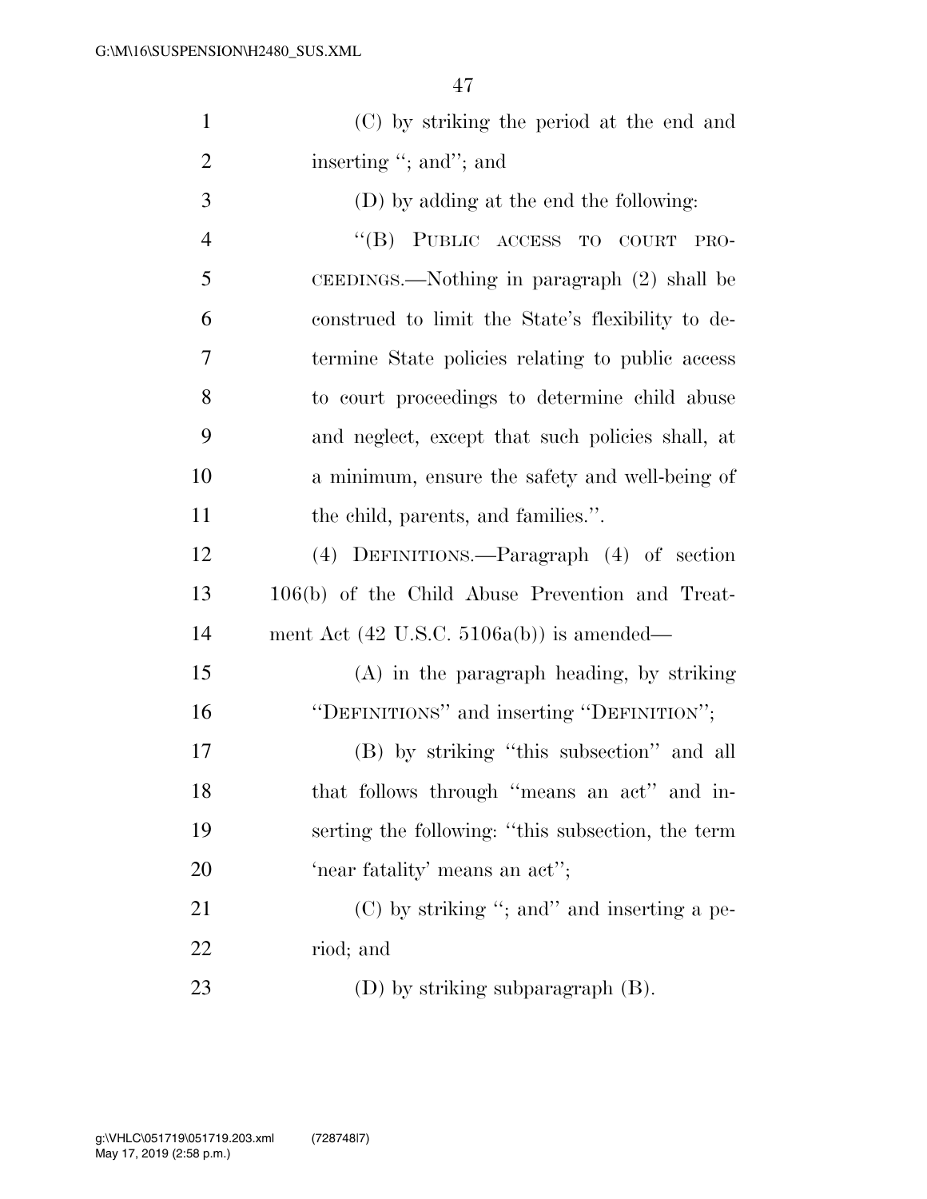(C) by striking the period at the end and inserting "; and"; and

(D) by adding at the end the following:

"(B) PUBLIC ACCESS TO COURT PROCEEDINGS.—Nothing in paragraph (2) shall be construed to limit the State's flexibility to determine State policies relating to public access to court proceedings to determine child abuse and neglect, except that such policies shall, at a minimum, ensure the safety and well-being of the child, parents, and families.".

(4) DEFINITIONS.—Paragraph (4) of section 106(b) of the Child Abuse Prevention and Treatment Act (42 U.S.C. 5106a(b)) is amended—

(A) in the paragraph heading, by striking "DEFINITIONS" and inserting "DEFINITION";

(B) by striking "this subsection" and all that follows through "means an act" and inserting the following: "this subsection, the term 'near fatality' means an act";

(C) by striking "; and" and inserting a period; and

(D) by striking subparagraph (B).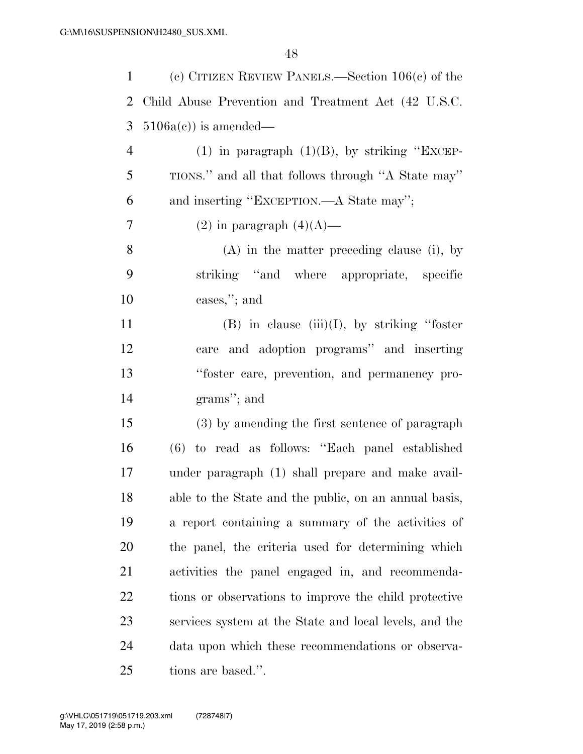(c) CITIZEN REVIEW PANELS.—Section 106(c) of the Child Abuse Prevention and Treatment Act (42 U.S.C. 5106a(c)) is amended—

(1) in paragraph (1)(B), by striking "EXCEPTIONS." and all that follows through "A State may" and inserting "EXCEPTION.—A State may";

(2) in paragraph (4)(A)—

(A) in the matter preceding clause (i), by striking "and where appropriate, specific cases,"; and

(B) in clause (iii)(I), by striking "foster care and adoption programs" and inserting "foster care, prevention, and permanency programs"; and

(3) by amending the first sentence of paragraph (6) to read as follows: "Each panel established under paragraph (1) shall prepare and make available to the State and the public, on an annual basis, a report containing a summary of the activities of the panel, the criteria used for determining which activities the panel engaged in, and recommendations or observations to improve the child protective services system at the State and local levels, and the data upon which these recommendations or observations are based.".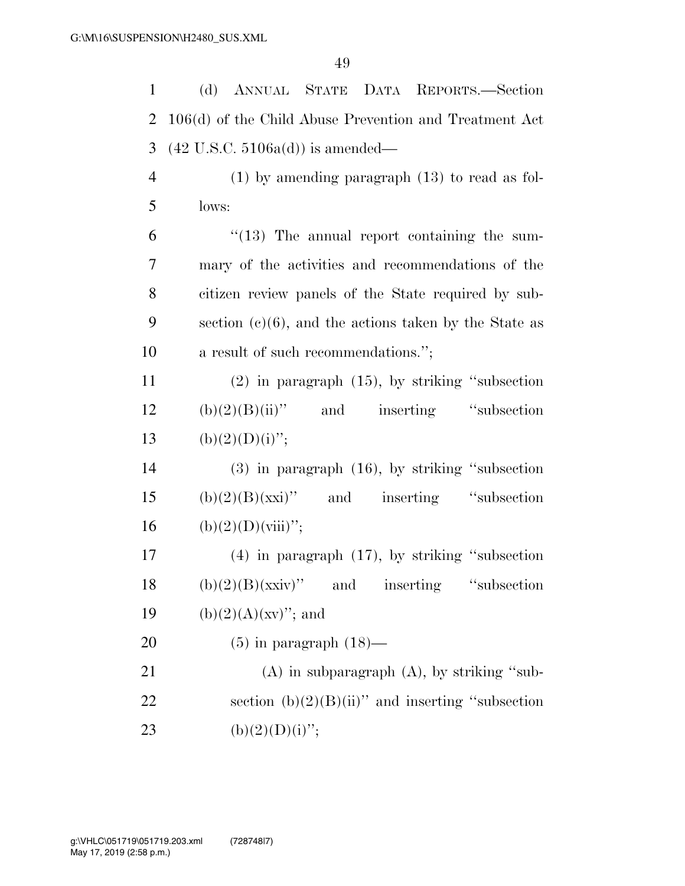(d) ANNUAL STATE DATA REPORTS.—Section 106(d) of the Child Abuse Prevention and Treatment Act (42 U.S.C. 5106a(d)) is amended—

(1) by amending paragraph (13) to read as follows:

"(13) The annual report containing the summary of the activities and recommendations of the citizen review panels of the State required by subsection (c)(6), and the actions taken by the State as a result of such recommendations.";

(2) in paragraph (15), by striking "subsection (b)(2)(B)(ii)" and inserting "subsection (b)(2)(D)(i)";

(3) in paragraph (16), by striking "subsection (b)(2)(B)(xxi)" and inserting "subsection (b)(2)(D)(viii)";

(4) in paragraph (17), by striking "subsection (b)(2)(B)(xxiv)" and inserting "subsection (b)(2)(A)(xv)"; and

(5) in paragraph (18)—

(A) in subparagraph (A), by striking "subsection (b)(2)(B)(ii)" and inserting "subsection (b)(2)(D)(i)";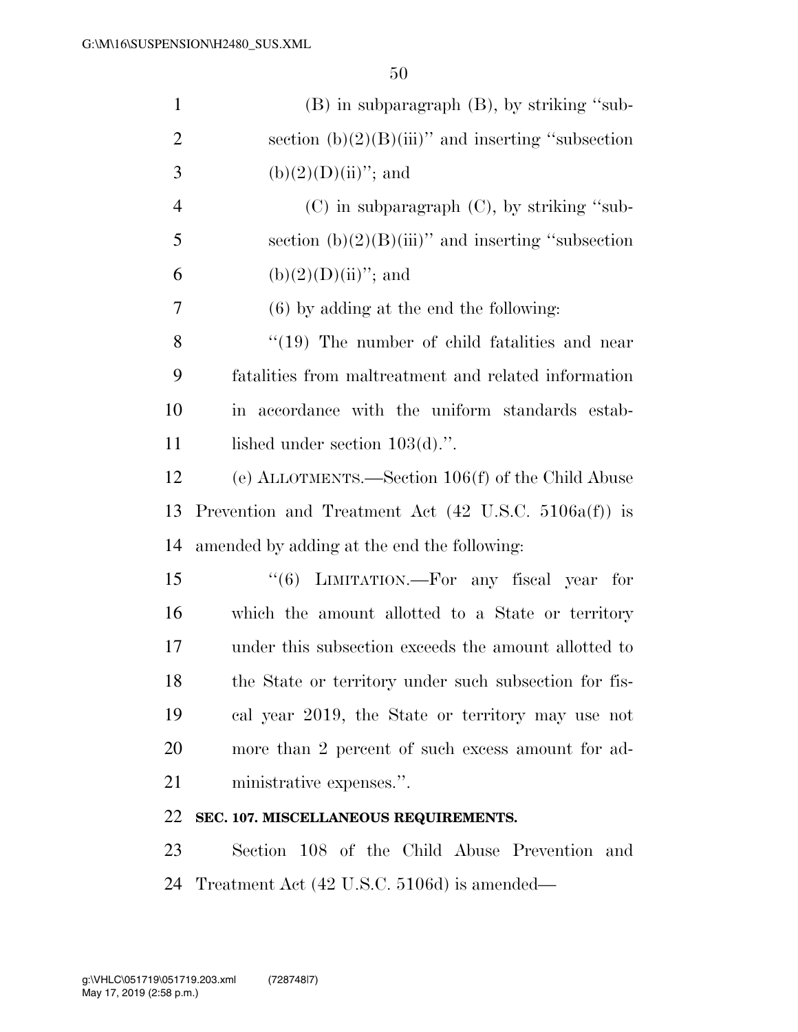(B) in subparagraph (B), by striking "subsection (b)(2)(B)(iii)" and inserting "subsection (b)(2)(D)(ii)"; and

(C) in subparagraph (C), by striking "subsection (b)(2)(B)(iii)" and inserting "subsection (b)(2)(D)(ii)"; and

(6) by adding at the end the following:

"(19) The number of child fatalities and near fatalities from maltreatment and related information in accordance with the uniform standards established under section 103(d).".

(e) ALLOTMENTS.—Section 106(f) of the Child Abuse Prevention and Treatment Act (42 U.S.C. 5106a(f)) is amended by adding at the end the following:

"(6) LIMITATION.—For any fiscal year for which the amount allotted to a State or territory under this subsection exceeds the amount allotted to the State or territory under such subsection for fiscal year 2019, the State or territory may use not more than 2 percent of such excess amount for administrative expenses.".

**SEC. 107. MISCELLANEOUS REQUIREMENTS.**

Section 108 of the Child Abuse Prevention and Treatment Act (42 U.S.C. 5106d) is amended—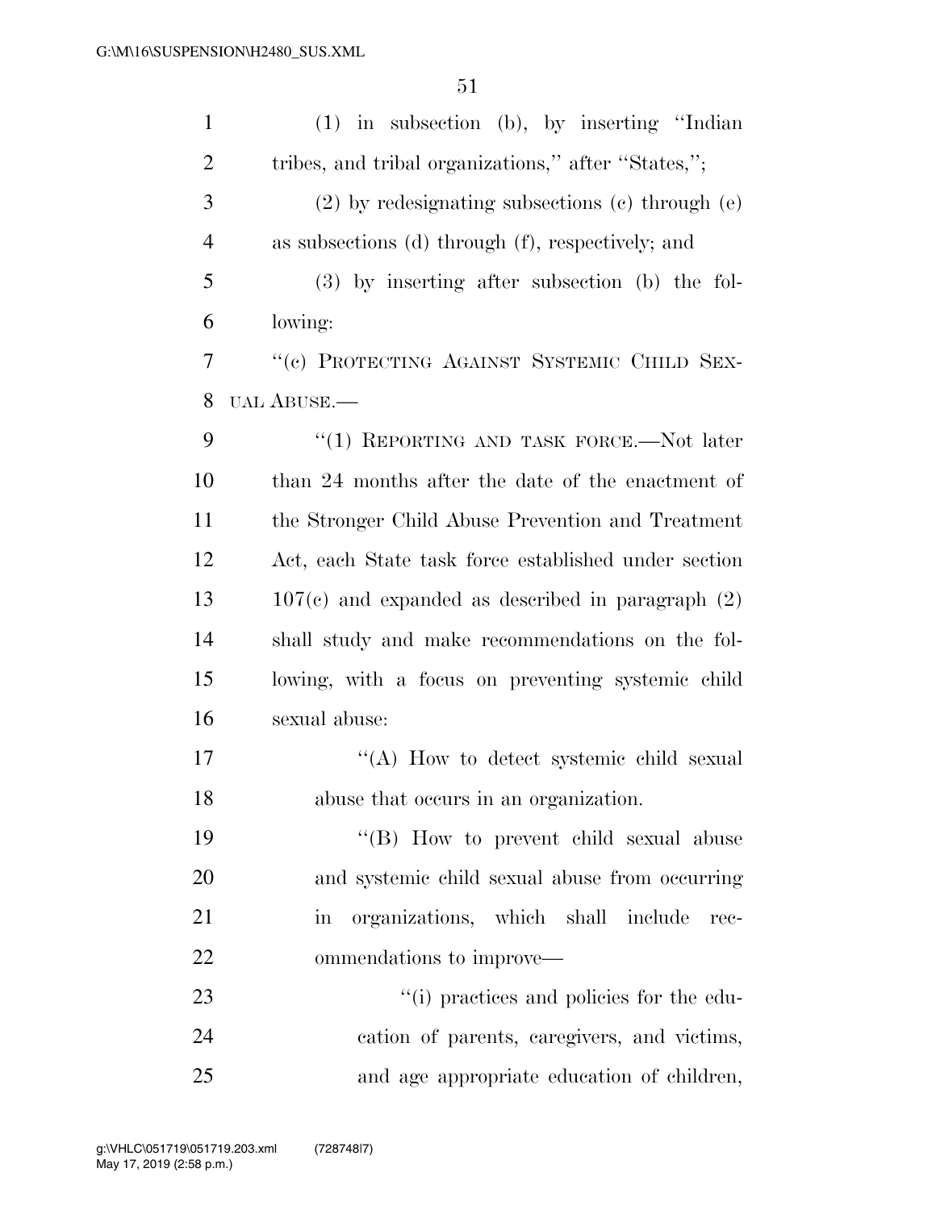(1) in subsection (b), by inserting "Indian tribes, and tribal organizations," after "States,";

(2) by redesignating subsections (c) through (e) as subsections (d) through (f), respectively; and

(3) by inserting after subsection (b) the following:

"(c) PROTECTING AGAINST SYSTEMIC CHILD SEXUAL ABUSE.—

"(1) REPORTING AND TASK FORCE.—Not later than 24 months after the date of the enactment of the Stronger Child Abuse Prevention and Treatment Act, each State task force established under section 107(c) and expanded as described in paragraph (2) shall study and make recommendations on the following, with a focus on preventing systemic child sexual abuse:

"(A) How to detect systemic child sexual abuse that occurs in an organization.

"(B) How to prevent child sexual abuse and systemic child sexual abuse from occurring in organizations, which shall include recommendations to improve—

"(i) practices and policies for the education of parents, caregivers, and victims, and age appropriate education of children,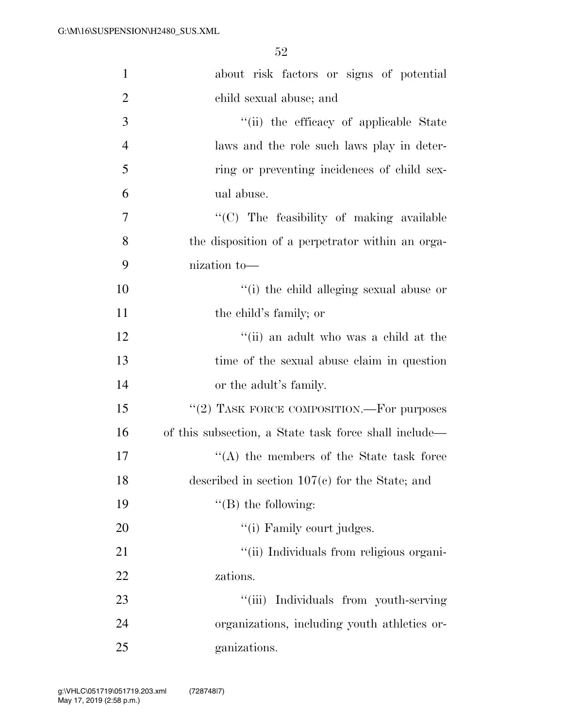about risk factors or signs of potential child sexual abuse; and

"(ii) the efficacy of applicable State laws and the role such laws play in deterring or preventing incidences of child sexual abuse.

"(C) The feasibility of making available the disposition of a perpetrator within an organization to—

"(i) the child alleging sexual abuse or the child's family; or

"(ii) an adult who was a child at the time of the sexual abuse claim in question or the adult's family.

"(2) TASK FORCE COMPOSITION.—For purposes of this subsection, a State task force shall include—

"(A) the members of the State task force described in section 107(c) for the State; and

"(B) the following:

"(i) Family court judges.

"(ii) Individuals from religious organizations.

"(iii) Individuals from youth-serving organizations, including youth athletics organizations.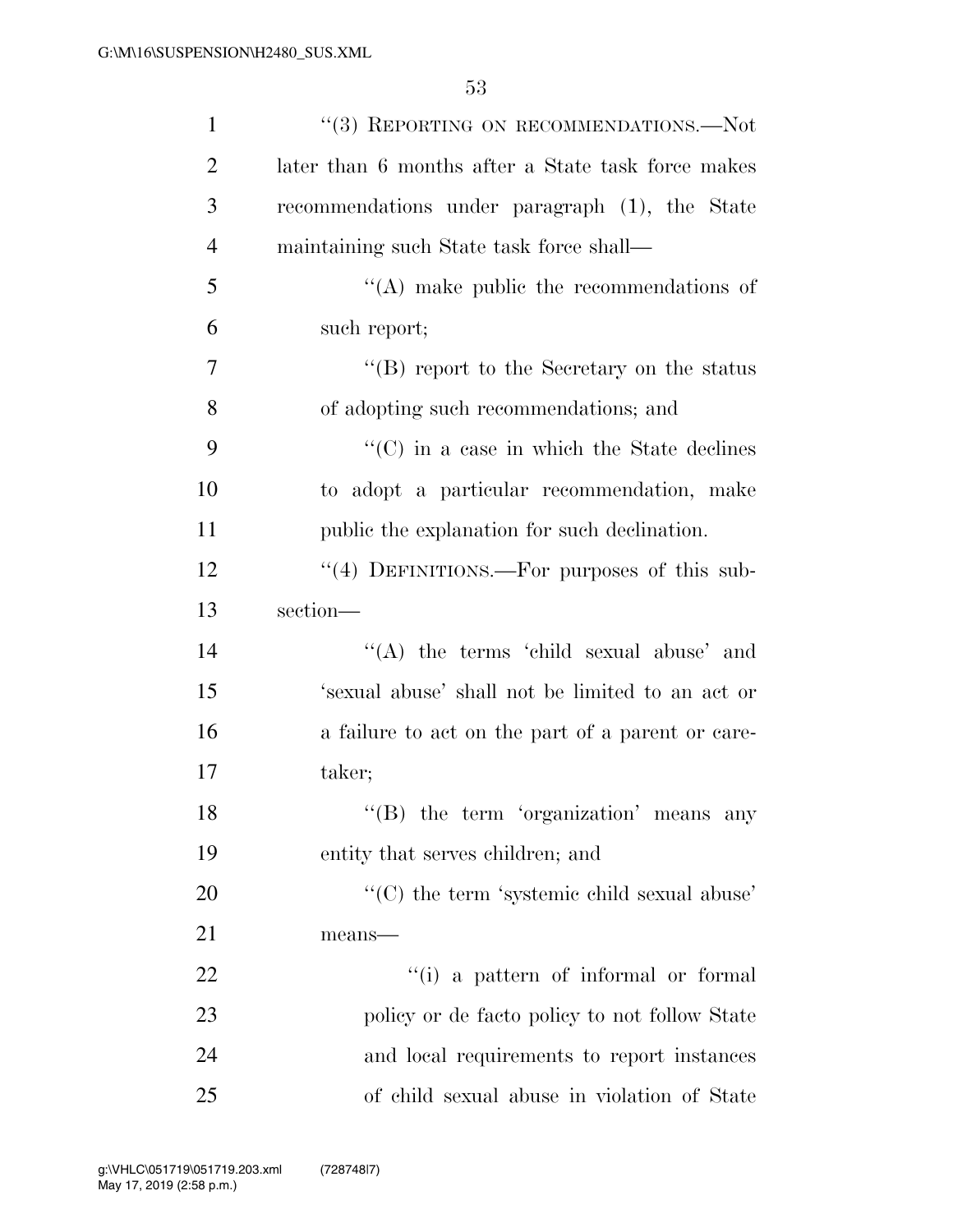"(3) REPORTING ON RECOMMENDATIONS.—Not later than 6 months after a State task force makes recommendations under paragraph (1), the State maintaining such State task force shall—

"(A) make public the recommendations of such report;

"(B) report to the Secretary on the status of adopting such recommendations; and

"(C) in a case in which the State declines to adopt a particular recommendation, make public the explanation for such declination.

"(4) DEFINITIONS.—For purposes of this subsection—

"(A) the terms 'child sexual abuse' and 'sexual abuse' shall not be limited to an act or a failure to act on the part of a parent or caretaker;

"(B) the term 'organization' means any entity that serves children; and

"(C) the term 'systemic child sexual abuse' means—

"(i) a pattern of informal or formal policy or de facto policy to not follow State and local requirements to report instances of child sexual abuse in violation of State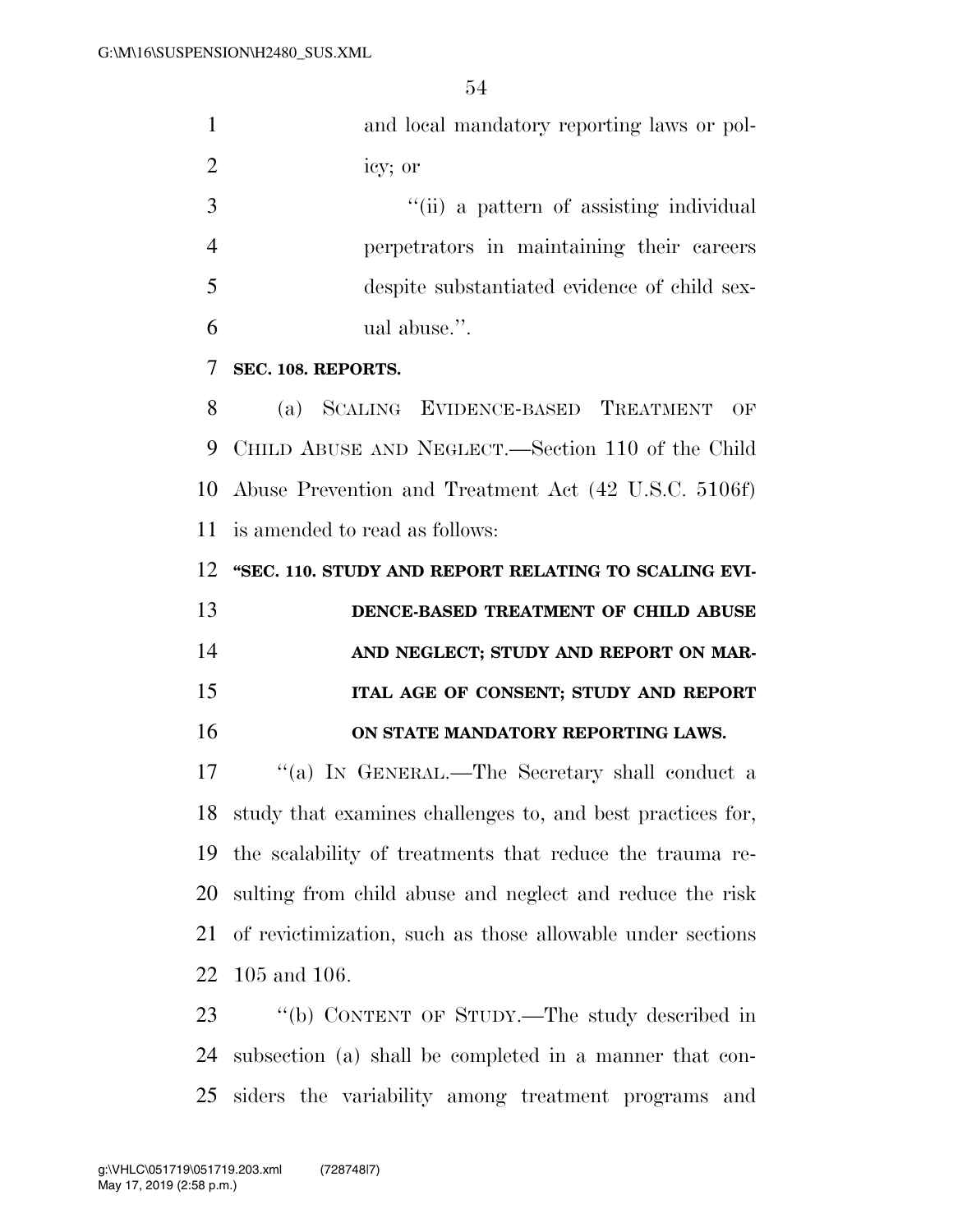and local mandatory reporting laws or policy; or

"(ii) a pattern of assisting individual perpetrators in maintaining their careers despite substantiated evidence of child sexual abuse.".

**SEC. 108. REPORTS.**

(a) SCALING EVIDENCE-BASED TREATMENT OF CHILD ABUSE AND NEGLECT.—Section 110 of the Child Abuse Prevention and Treatment Act (42 U.S.C. 5106f) is amended to read as follows:

**"SEC. 110. STUDY AND REPORT RELATING TO SCALING EVIDENCE-BASED TREATMENT OF CHILD ABUSE AND NEGLECT; STUDY AND REPORT ON MARITAL AGE OF CONSENT; STUDY AND REPORT ON STATE MANDATORY REPORTING LAWS.**

"(a) IN GENERAL.—The Secretary shall conduct a study that examines challenges to, and best practices for, the scalability of treatments that reduce the trauma resulting from child abuse and neglect and reduce the risk of revictimization, such as those allowable under sections 105 and 106.

"(b) CONTENT OF STUDY.—The study described in subsection (a) shall be completed in a manner that considers the variability among treatment programs and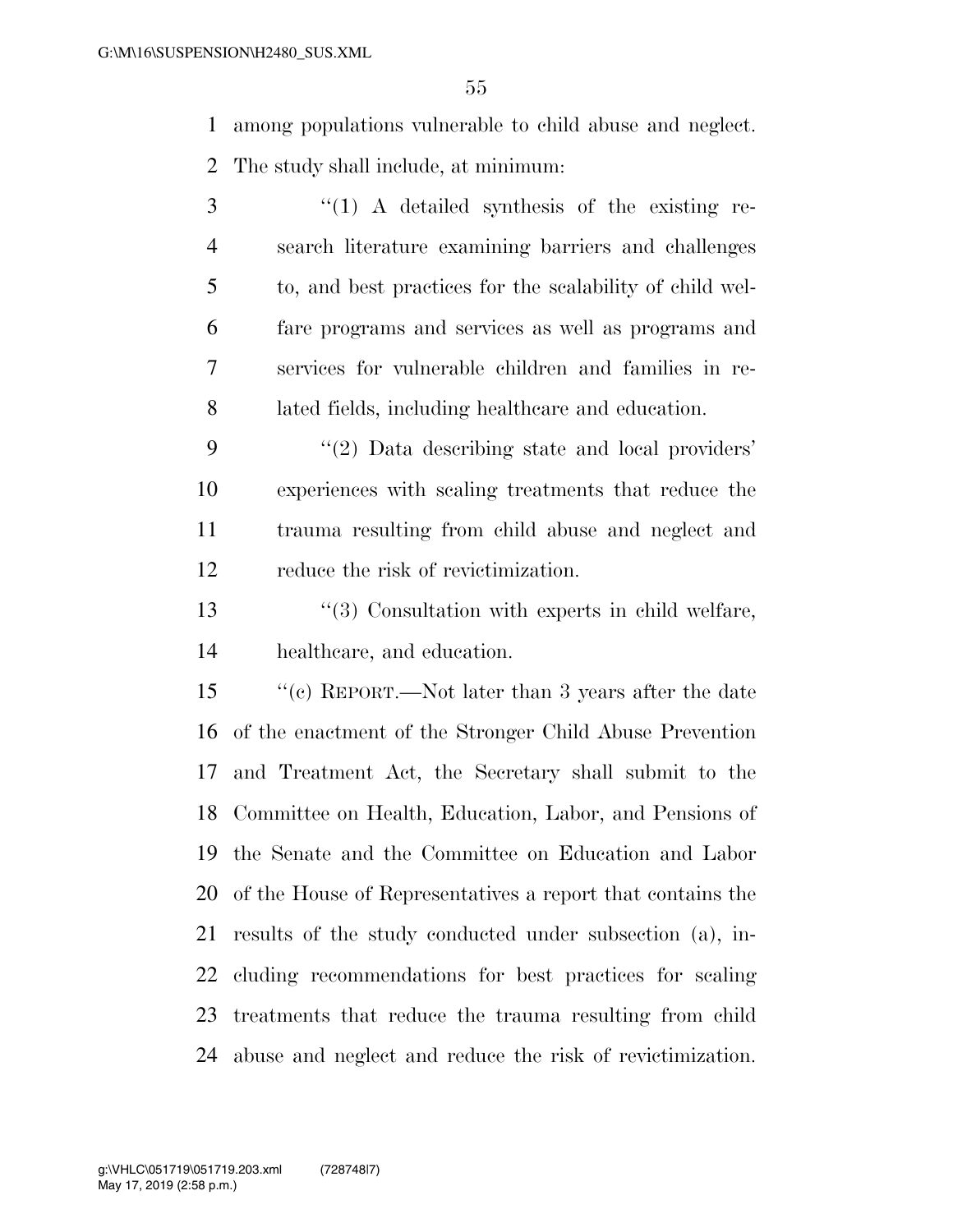among populations vulnerable to child abuse and neglect. The study shall include, at minimum:

"(1) A detailed synthesis of the existing research literature examining barriers and challenges to, and best practices for the scalability of child welfare programs and services as well as programs and services for vulnerable children and families in related fields, including healthcare and education.

"(2) Data describing state and local providers' experiences with scaling treatments that reduce the trauma resulting from child abuse and neglect and reduce the risk of revictimization.

"(3) Consultation with experts in child welfare, healthcare, and education.

"(c) REPORT.—Not later than 3 years after the date of the enactment of the Stronger Child Abuse Prevention and Treatment Act, the Secretary shall submit to the Committee on Health, Education, Labor, and Pensions of the Senate and the Committee on Education and Labor of the House of Representatives a report that contains the results of the study conducted under subsection (a), including recommendations for best practices for scaling treatments that reduce the trauma resulting from child abuse and neglect and reduce the risk of revictimization.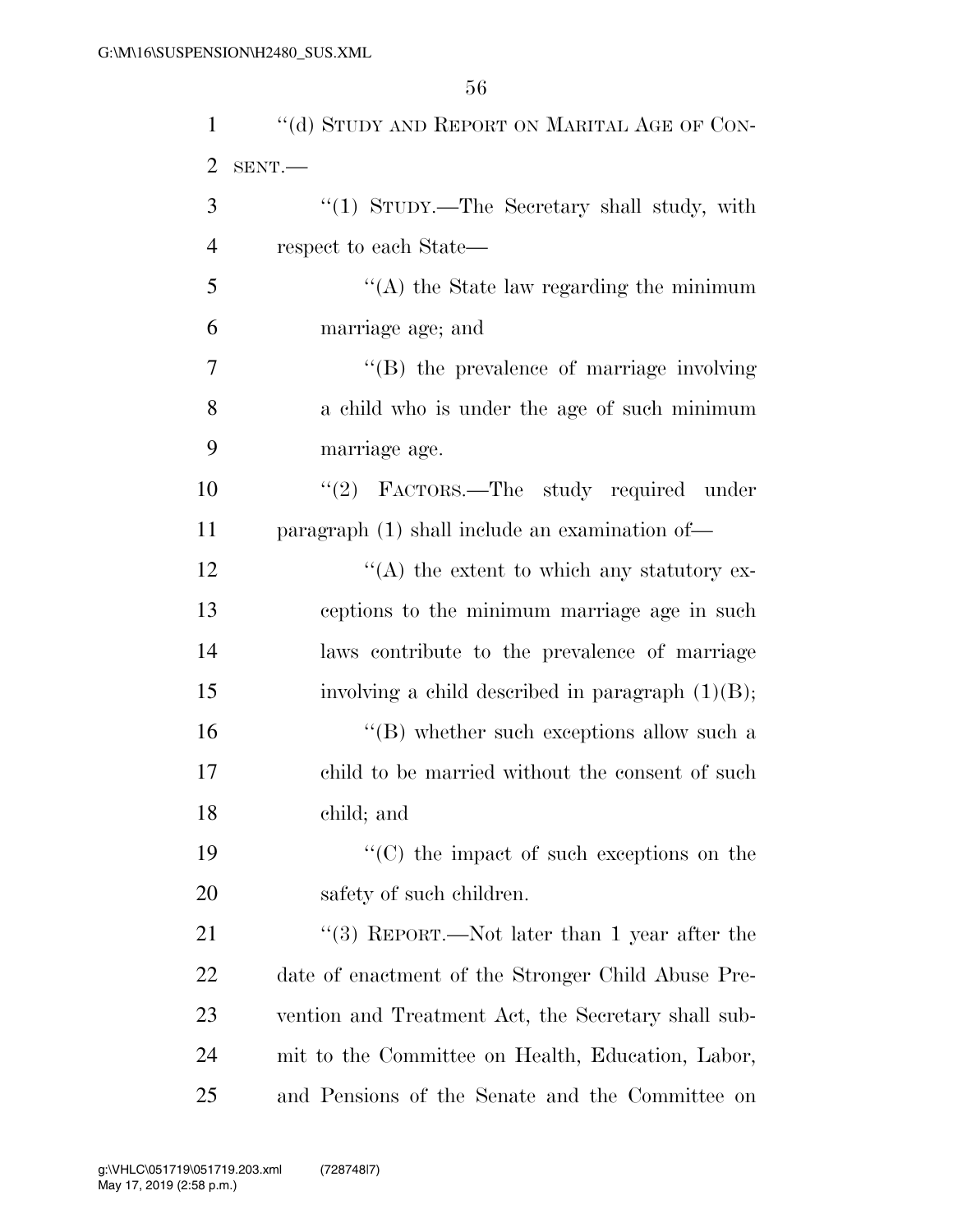"(d) STUDY AND REPORT ON MARITAL AGE OF CONSENT.—

"(1) STUDY.—The Secretary shall study, with respect to each State—

"(A) the State law regarding the minimum marriage age; and

"(B) the prevalence of marriage involving a child who is under the age of such minimum marriage age.

"(2) FACTORS.—The study required under paragraph (1) shall include an examination of—

"(A) the extent to which any statutory exceptions to the minimum marriage age in such laws contribute to the prevalence of marriage involving a child described in paragraph (1)(B);

"(B) whether such exceptions allow such a child to be married without the consent of such child; and

"(C) the impact of such exceptions on the safety of such children.

"(3) REPORT.—Not later than 1 year after the date of enactment of the Stronger Child Abuse Prevention and Treatment Act, the Secretary shall submit to the Committee on Health, Education, Labor, and Pensions of the Senate and the Committee on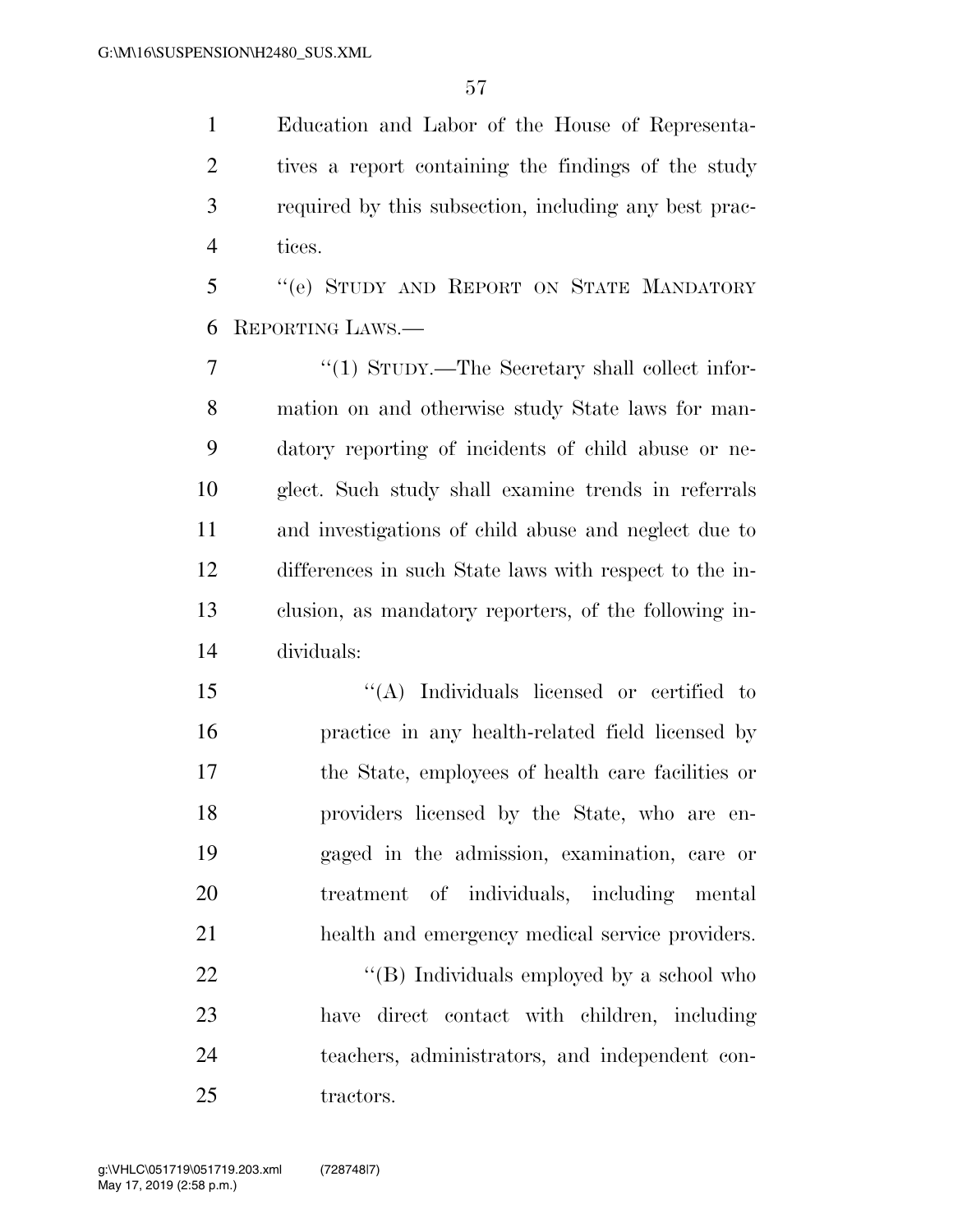Education and Labor of the House of Representatives a report containing the findings of the study required by this subsection, including any best practices.

"(e) STUDY AND REPORT ON STATE MANDATORY REPORTING LAWS.—

"(1) STUDY.—The Secretary shall collect information on and otherwise study State laws for mandatory reporting of incidents of child abuse or neglect. Such study shall examine trends in referrals and investigations of child abuse and neglect due to differences in such State laws with respect to the inclusion, as mandatory reporters, of the following individuals:

"(A) Individuals licensed or certified to practice in any health-related field licensed by the State, employees of health care facilities or providers licensed by the State, who are engaged in the admission, examination, care or treatment of individuals, including mental health and emergency medical service providers.

"(B) Individuals employed by a school who have direct contact with children, including teachers, administrators, and independent contractors.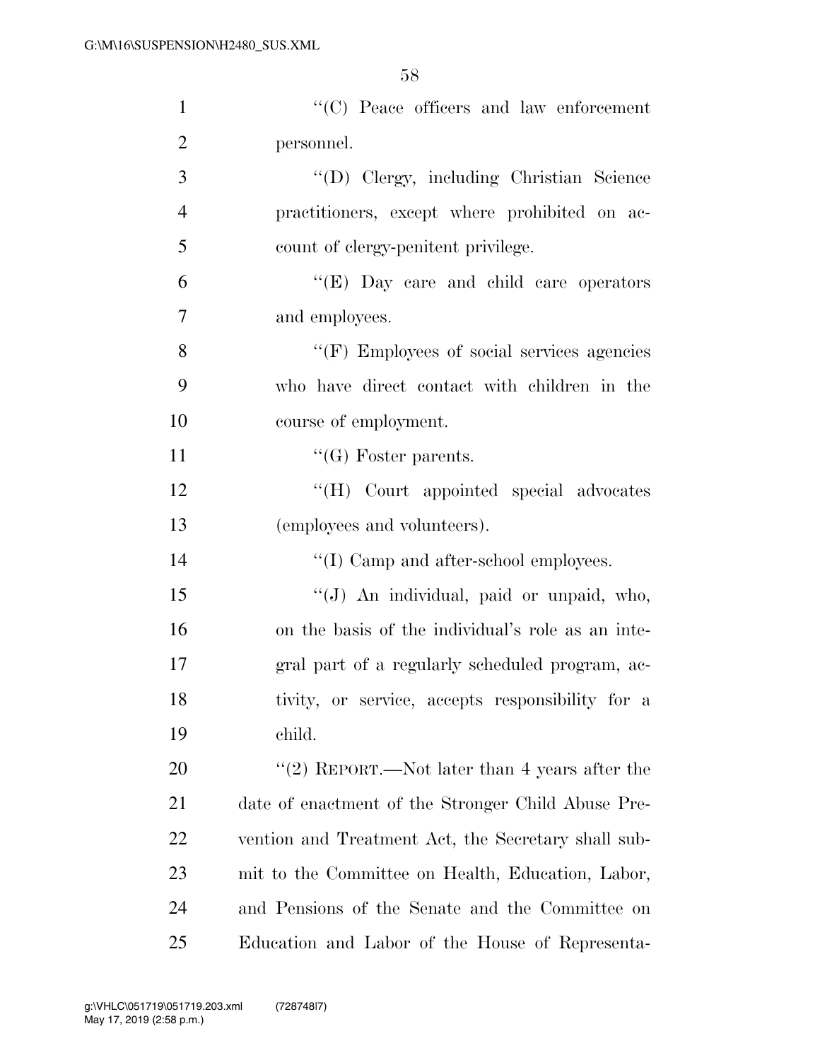''(C) Peace officers and law enforcement personnel.

''(D) Clergy, including Christian Science practitioners, except where prohibited on account of clergy-penitent privilege.

''(E) Day care and child care operators and employees.

''(F) Employees of social services agencies who have direct contact with children in the course of employment.

''(G) Foster parents.

''(H) Court appointed special advocates (employees and volunteers).

''(I) Camp and after-school employees.

''(J) An individual, paid or unpaid, who, on the basis of the individual's role as an integral part of a regularly scheduled program, activity, or service, accepts responsibility for a child.

''(2) REPORT.—Not later than 4 years after the date of enactment of the Stronger Child Abuse Prevention and Treatment Act, the Secretary shall submit to the Committee on Health, Education, Labor, and Pensions of the Senate and the Committee on Education and Labor of the House of Representa-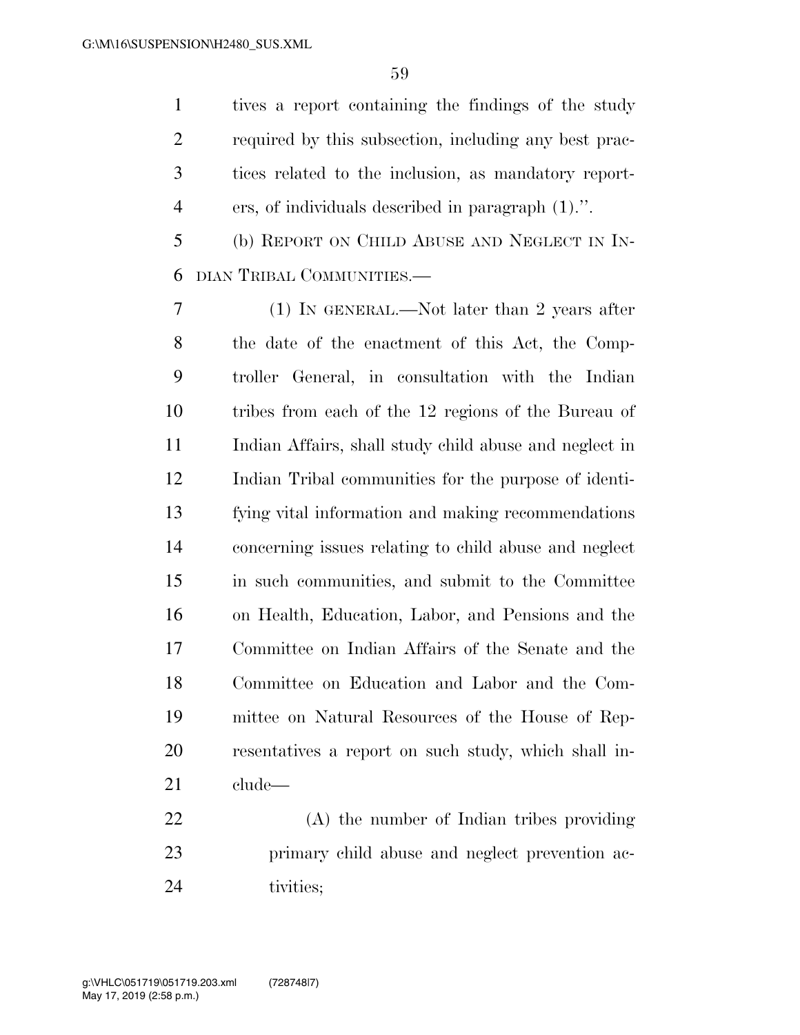tives a report containing the findings of the study required by this subsection, including any best practices related to the inclusion, as mandatory reporters, of individuals described in paragraph (1).''.

(b) REPORT ON CHILD ABUSE AND NEGLECT IN INDIAN TRIBAL COMMUNITIES.—

(1) IN GENERAL.—Not later than 2 years after the date of the enactment of this Act, the Comptroller General, in consultation with the Indian tribes from each of the 12 regions of the Bureau of Indian Affairs, shall study child abuse and neglect in Indian Tribal communities for the purpose of identifying vital information and making recommendations concerning issues relating to child abuse and neglect in such communities, and submit to the Committee on Health, Education, Labor, and Pensions and the Committee on Indian Affairs of the Senate and the Committee on Education and Labor and the Committee on Natural Resources of the House of Representatives a report on such study, which shall include—

(A) the number of Indian tribes providing primary child abuse and neglect prevention activities;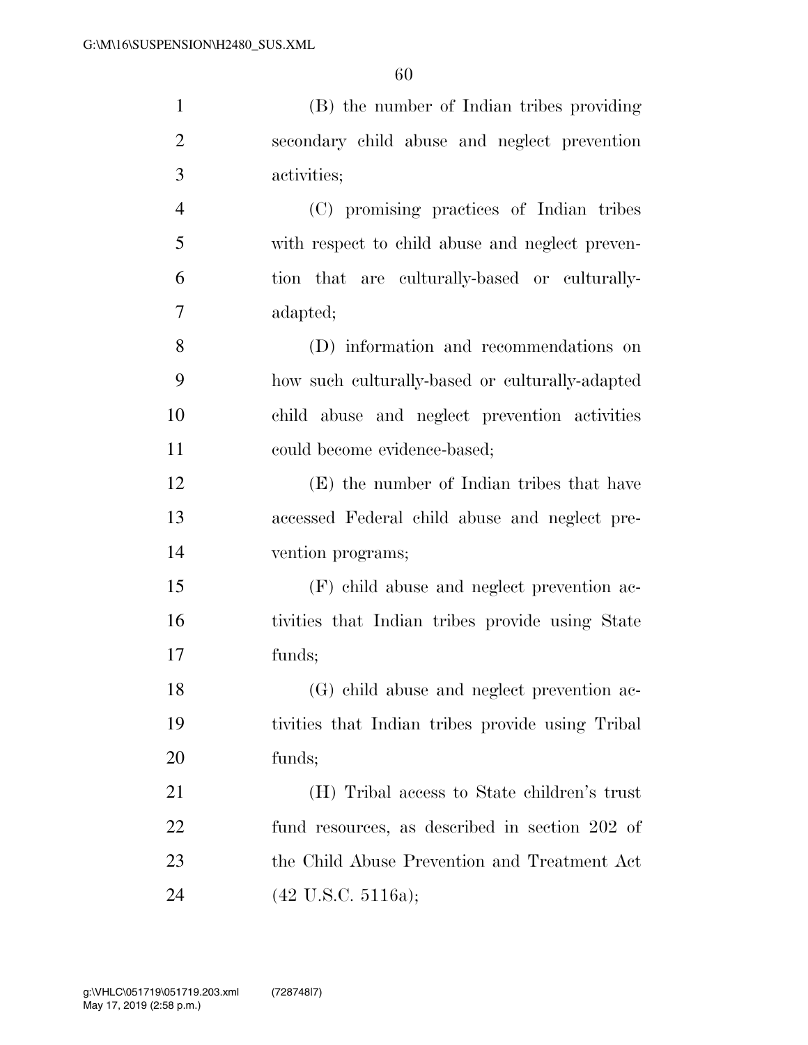(B) the number of Indian tribes providing secondary child abuse and neglect prevention activities;

(C) promising practices of Indian tribes with respect to child abuse and neglect prevention that are culturally-based or culturally-adapted;

(D) information and recommendations on how such culturally-based or culturally-adapted child abuse and neglect prevention activities could become evidence-based;

(E) the number of Indian tribes that have accessed Federal child abuse and neglect prevention programs;

(F) child abuse and neglect prevention activities that Indian tribes provide using State funds;

(G) child abuse and neglect prevention activities that Indian tribes provide using Tribal funds;

(H) Tribal access to State children's trust fund resources, as described in section 202 of the Child Abuse Prevention and Treatment Act (42 U.S.C. 5116a);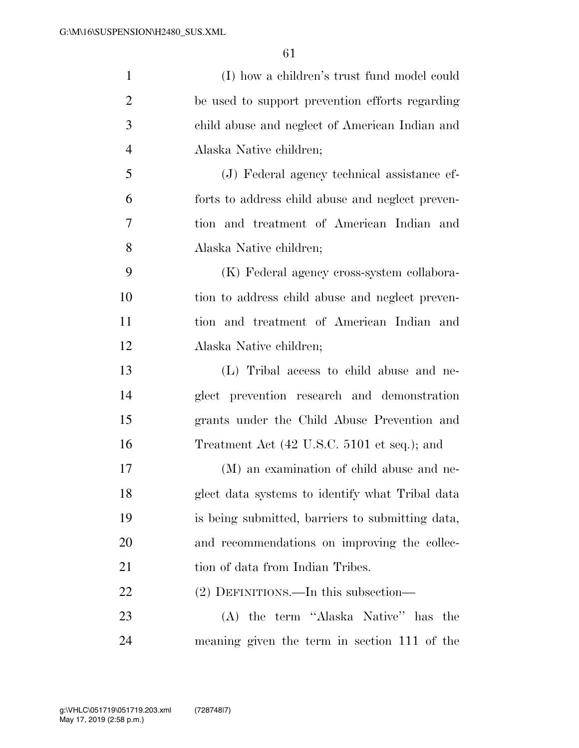(I) how a children's trust fund model could be used to support prevention efforts regarding child abuse and neglect of American Indian and Alaska Native children;

(J) Federal agency technical assistance efforts to address child abuse and neglect prevention and treatment of American Indian and Alaska Native children;

(K) Federal agency cross-system collaboration to address child abuse and neglect prevention and treatment of American Indian and Alaska Native children;

(L) Tribal access to child abuse and neglect prevention research and demonstration grants under the Child Abuse Prevention and Treatment Act (42 U.S.C. 5101 et seq.); and

(M) an examination of child abuse and neglect data systems to identify what Tribal data is being submitted, barriers to submitting data, and recommendations on improving the collection of data from Indian Tribes.

(2) DEFINITIONS.—In this subsection—

(A) the term "Alaska Native" has the meaning given the term in section 111 of the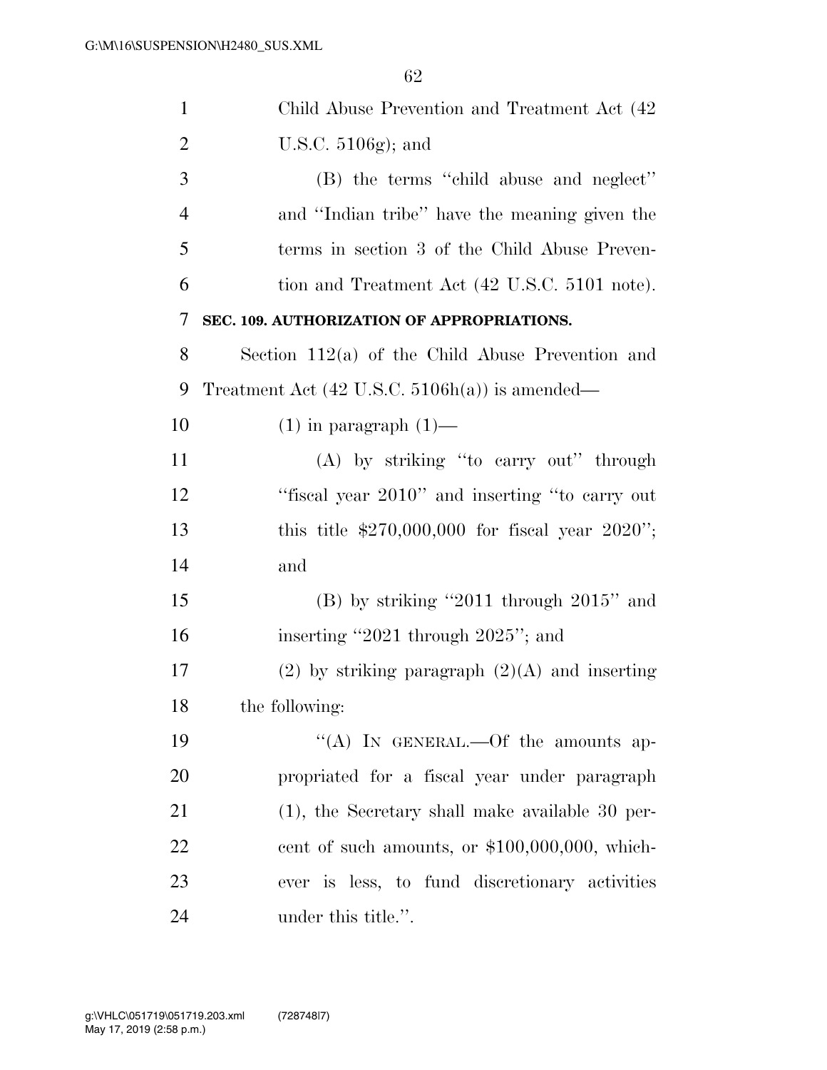Child Abuse Prevention and Treatment Act (42 U.S.C. 5106g); and

(B) the terms ''child abuse and neglect'' and ''Indian tribe'' have the meaning given the terms in section 3 of the Child Abuse Prevention and Treatment Act (42 U.S.C. 5101 note).

**SEC. 109. AUTHORIZATION OF APPROPRIATIONS.**

Section 112(a) of the Child Abuse Prevention and Treatment Act (42 U.S.C. 5106h(a)) is amended—

(1) in paragraph (1)—

(A) by striking ''to carry out'' through ''fiscal year 2010'' and inserting ''to carry out this title $270,000,000 for fiscal year 2020''; and

(B) by striking ''2011 through 2015'' and inserting ''2021 through 2025''; and

(2) by striking paragraph (2)(A) and inserting the following:

''(A) IN GENERAL.—Of the amounts appropriated for a fiscal year under paragraph (1), the Secretary shall make available 30 percent of such amounts, or $100,000,000, whichever is less, to fund discretionary activities under this title.''.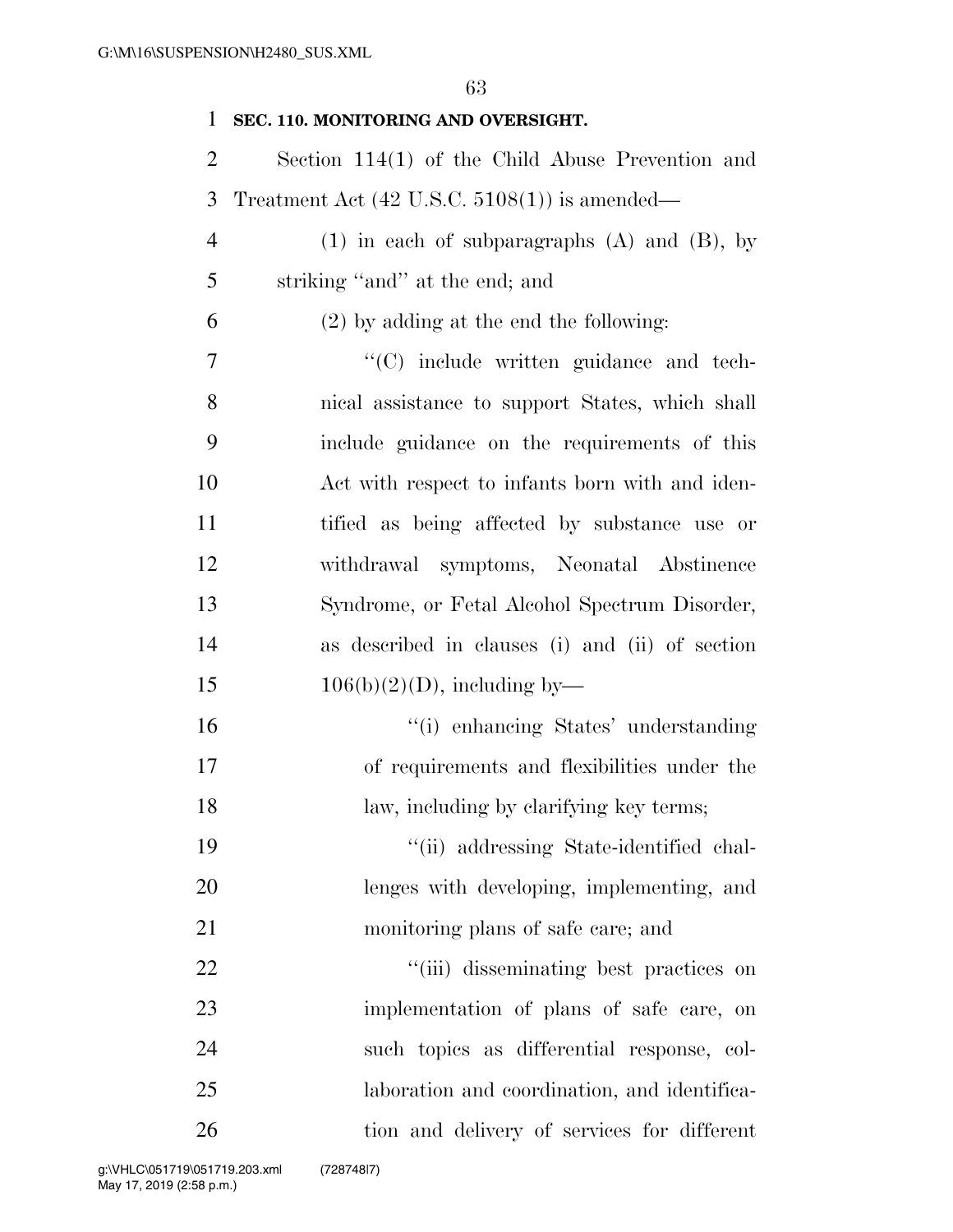**SEC. 110. MONITORING AND OVERSIGHT.**

Section 114(1) of the Child Abuse Prevention and Treatment Act (42 U.S.C. 5108(1)) is amended—

(1) in each of subparagraphs (A) and (B), by striking ''and'' at the end; and

(2) by adding at the end the following:

''(C) include written guidance and technical assistance to support States, which shall include guidance on the requirements of this Act with respect to infants born with and identified as being affected by substance use or withdrawal symptoms, Neonatal Abstinence Syndrome, or Fetal Alcohol Spectrum Disorder, as described in clauses (i) and (ii) of section 106(b)(2)(D), including by—

''(i) enhancing States' understanding of requirements and flexibilities under the law, including by clarifying key terms;

''(ii) addressing State-identified challenges with developing, implementing, and monitoring plans of safe care; and

''(iii) disseminating best practices on implementation of plans of safe care, on such topics as differential response, collaboration and coordination, and identification and delivery of services for different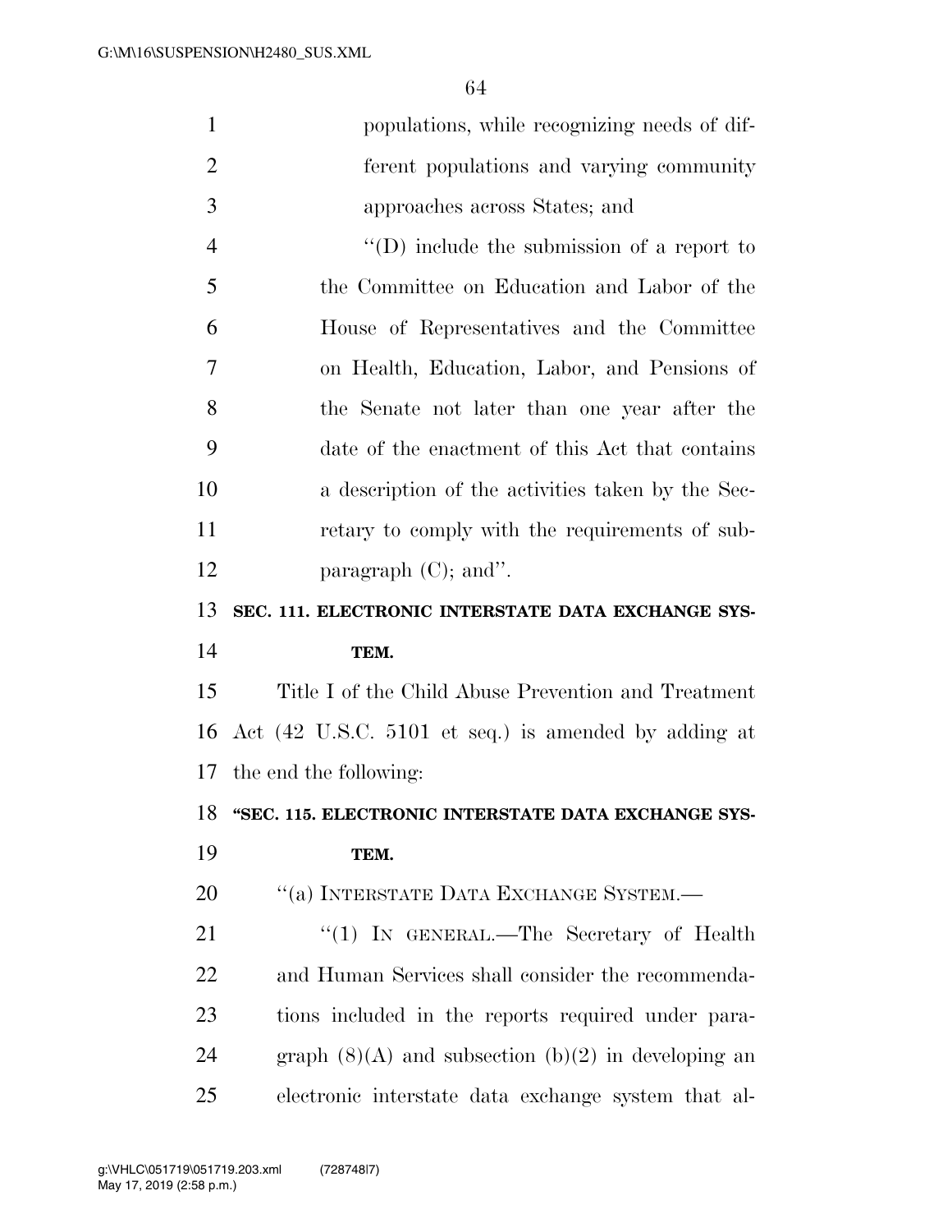populations, while recognizing needs of different populations and varying community approaches across States; and

"(D) include the submission of a report to the Committee on Education and Labor of the House of Representatives and the Committee on Health, Education, Labor, and Pensions of the Senate not later than one year after the date of the enactment of this Act that contains a description of the activities taken by the Secretary to comply with the requirements of subparagraph (C); and".

**SEC. 111. ELECTRONIC INTERSTATE DATA EXCHANGE SYSTEM.**

Title I of the Child Abuse Prevention and Treatment Act (42 U.S.C. 5101 et seq.) is amended by adding at the end the following:

**"SEC. 115. ELECTRONIC INTERSTATE DATA EXCHANGE SYSTEM.**

"(a) INTERSTATE DATA EXCHANGE SYSTEM.—

"(1) IN GENERAL.—The Secretary of Health and Human Services shall consider the recommendations included in the reports required under paragraph (8)(A) and subsection (b)(2) in developing an electronic interstate data exchange system that al-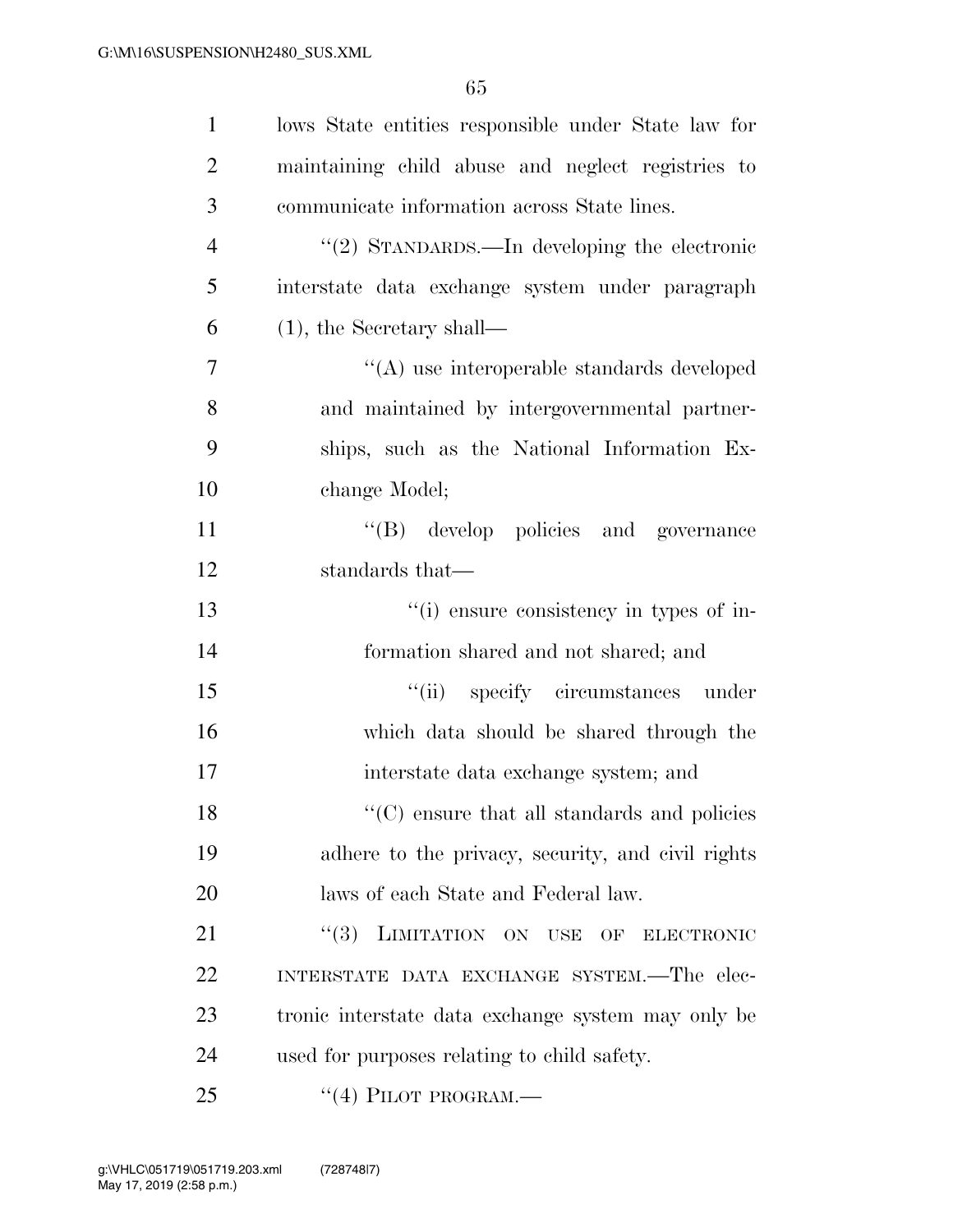lows State entities responsible under State law for maintaining child abuse and neglect registries to communicate information across State lines.

''(2) STANDARDS.—In developing the electronic interstate data exchange system under paragraph (1), the Secretary shall—

''(A) use interoperable standards developed and maintained by intergovernmental partnerships, such as the National Information Exchange Model;

''(B) develop policies and governance standards that—

''(i) ensure consistency in types of information shared and not shared; and

''(ii) specify circumstances under which data should be shared through the interstate data exchange system; and

''(C) ensure that all standards and policies adhere to the privacy, security, and civil rights laws of each State and Federal law.

''(3) LIMITATION ON USE OF ELECTRONIC INTERSTATE DATA EXCHANGE SYSTEM.—The electronic interstate data exchange system may only be used for purposes relating to child safety.

''(4) PILOT PROGRAM.—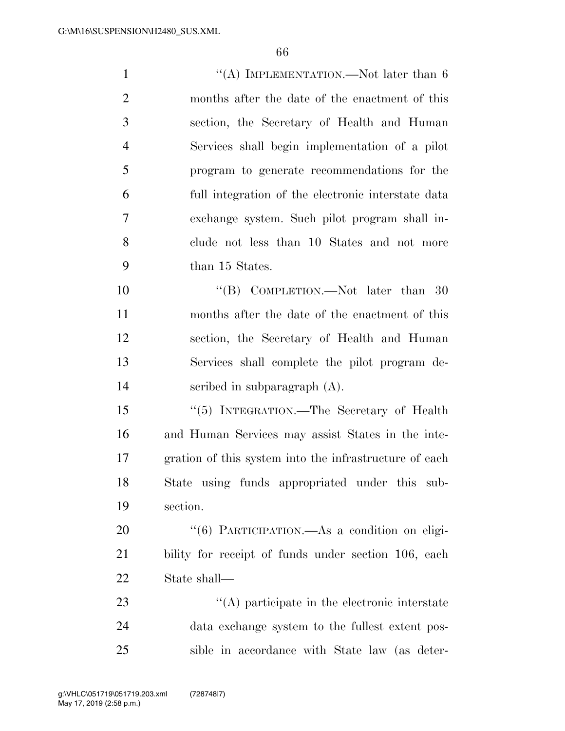"(A) IMPLEMENTATION.—Not later than 6 months after the date of the enactment of this section, the Secretary of Health and Human Services shall begin implementation of a pilot program to generate recommendations for the full integration of the electronic interstate data exchange system. Such pilot program shall include not less than 10 States and not more than 15 States.

"(B) COMPLETION.—Not later than 30 months after the date of the enactment of this section, the Secretary of Health and Human Services shall complete the pilot program described in subparagraph (A).

"(5) INTEGRATION.—The Secretary of Health and Human Services may assist States in the integration of this system into the infrastructure of each State using funds appropriated under this subsection.

"(6) PARTICIPATION.—As a condition on eligibility for receipt of funds under section 106, each State shall—

"(A) participate in the electronic interstate data exchange system to the fullest extent possible in accordance with State law (as deter-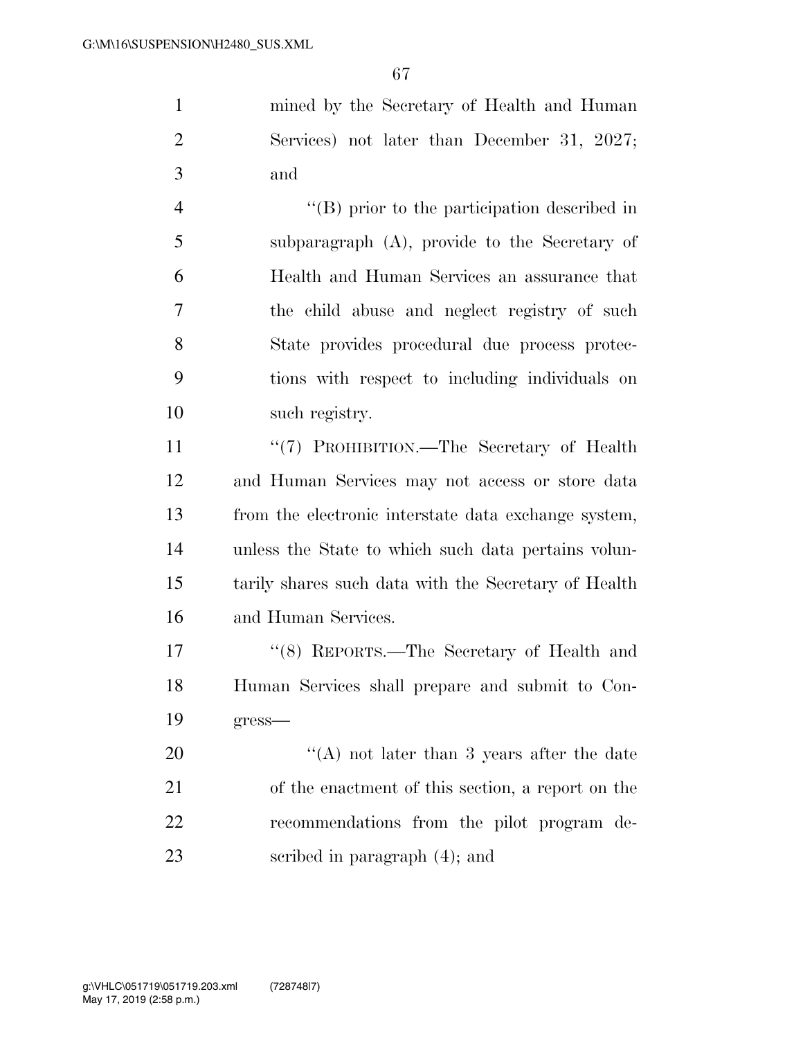mined by the Secretary of Health and Human Services) not later than December 31, 2027; and

''(B) prior to the participation described in subparagraph (A), provide to the Secretary of Health and Human Services an assurance that the child abuse and neglect registry of such State provides procedural due process protections with respect to including individuals on such registry.

''(7) PROHIBITION.—The Secretary of Health and Human Services may not access or store data from the electronic interstate data exchange system, unless the State to which such data pertains voluntarily shares such data with the Secretary of Health and Human Services.

''(8) REPORTS.—The Secretary of Health and Human Services shall prepare and submit to Congress—

''(A) not later than 3 years after the date of the enactment of this section, a report on the recommendations from the pilot program described in paragraph (4); and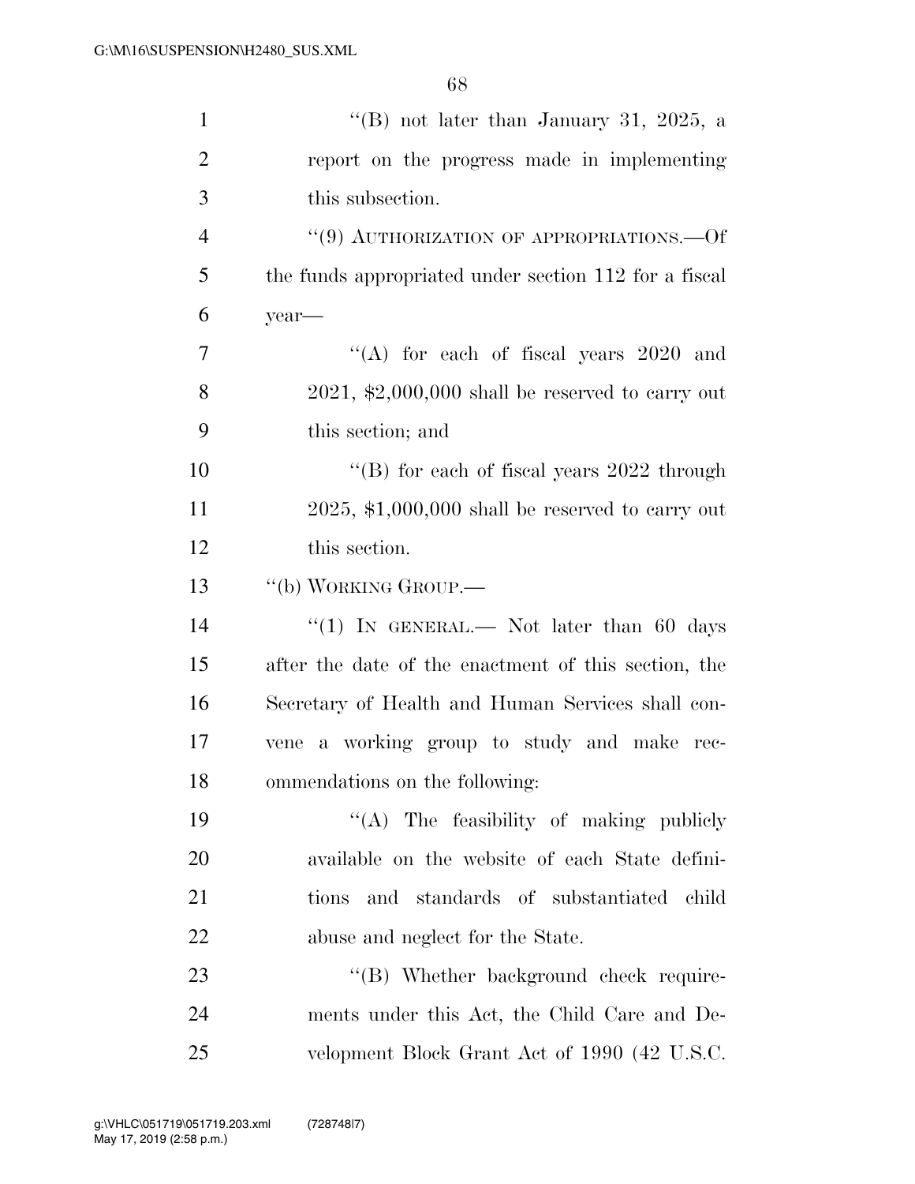"(B) not later than January 31, 2025, a report on the progress made in implementing this subsection.

"(9) AUTHORIZATION OF APPROPRIATIONS.—Of the funds appropriated under section 112 for a fiscal year—

"(A) for each of fiscal years 2020 and 2021, $2,000,000 shall be reserved to carry out this section; and

"(B) for each of fiscal years 2022 through 2025, $1,000,000 shall be reserved to carry out this section.

"(b) WORKING GROUP.—

"(1) IN GENERAL.— Not later than 60 days after the date of the enactment of this section, the Secretary of Health and Human Services shall convene a working group to study and make recommendations on the following:

"(A) The feasibility of making publicly available on the website of each State definitions and standards of substantiated child abuse and neglect for the State.

"(B) Whether background check requirements under this Act, the Child Care and Development Block Grant Act of 1990 (42 U.S.C.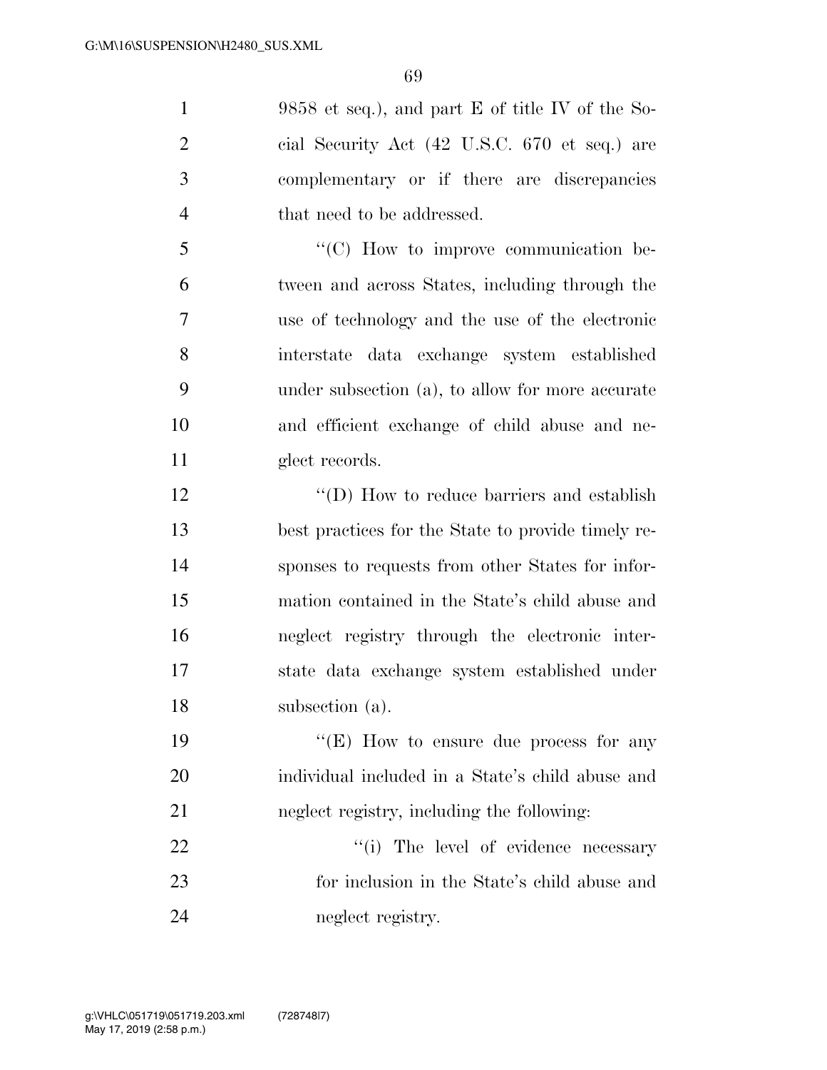9858 et seq.), and part E of title IV of the Social Security Act (42 U.S.C. 670 et seq.) are complementary or if there are discrepancies that need to be addressed.

"(C) How to improve communication between and across States, including through the use of technology and the use of the electronic interstate data exchange system established under subsection (a), to allow for more accurate and efficient exchange of child abuse and neglect records.

"(D) How to reduce barriers and establish best practices for the State to provide timely responses to requests from other States for information contained in the State's child abuse and neglect registry through the electronic interstate data exchange system established under subsection (a).

"(E) How to ensure due process for any individual included in a State's child abuse and neglect registry, including the following:

"(i) The level of evidence necessary for inclusion in the State's child abuse and neglect registry.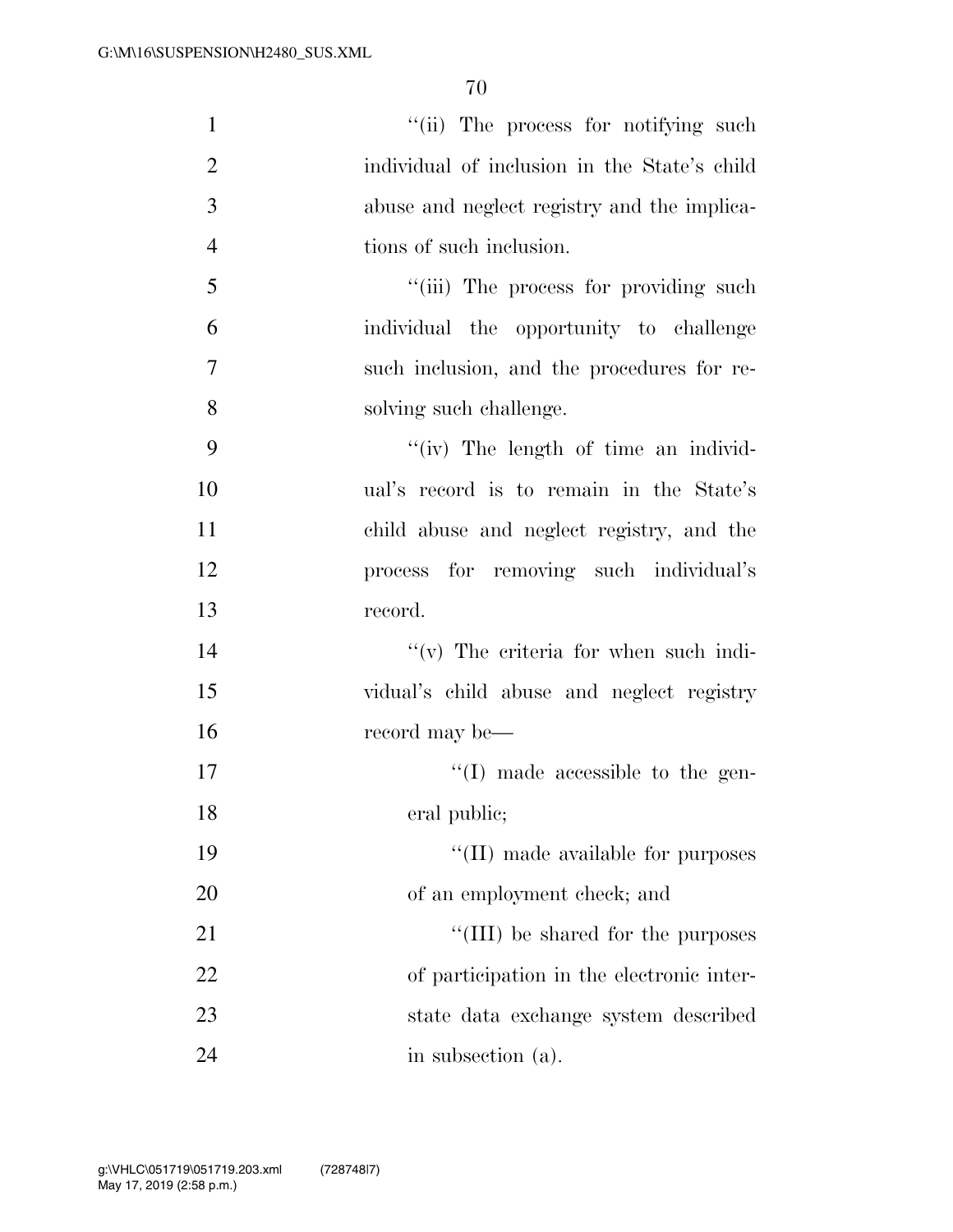''(ii) The process for notifying such individual of inclusion in the State's child abuse and neglect registry and the implications of such inclusion.

''(iii) The process for providing such individual the opportunity to challenge such inclusion, and the procedures for resolving such challenge.

''(iv) The length of time an individual's record is to remain in the State's child abuse and neglect registry, and the process for removing such individual's record.

''(v) The criteria for when such individual's child abuse and neglect registry record may be—

''(I) made accessible to the general public;

''(II) made available for purposes of an employment check; and

''(III) be shared for the purposes of participation in the electronic interstate data exchange system described in subsection (a).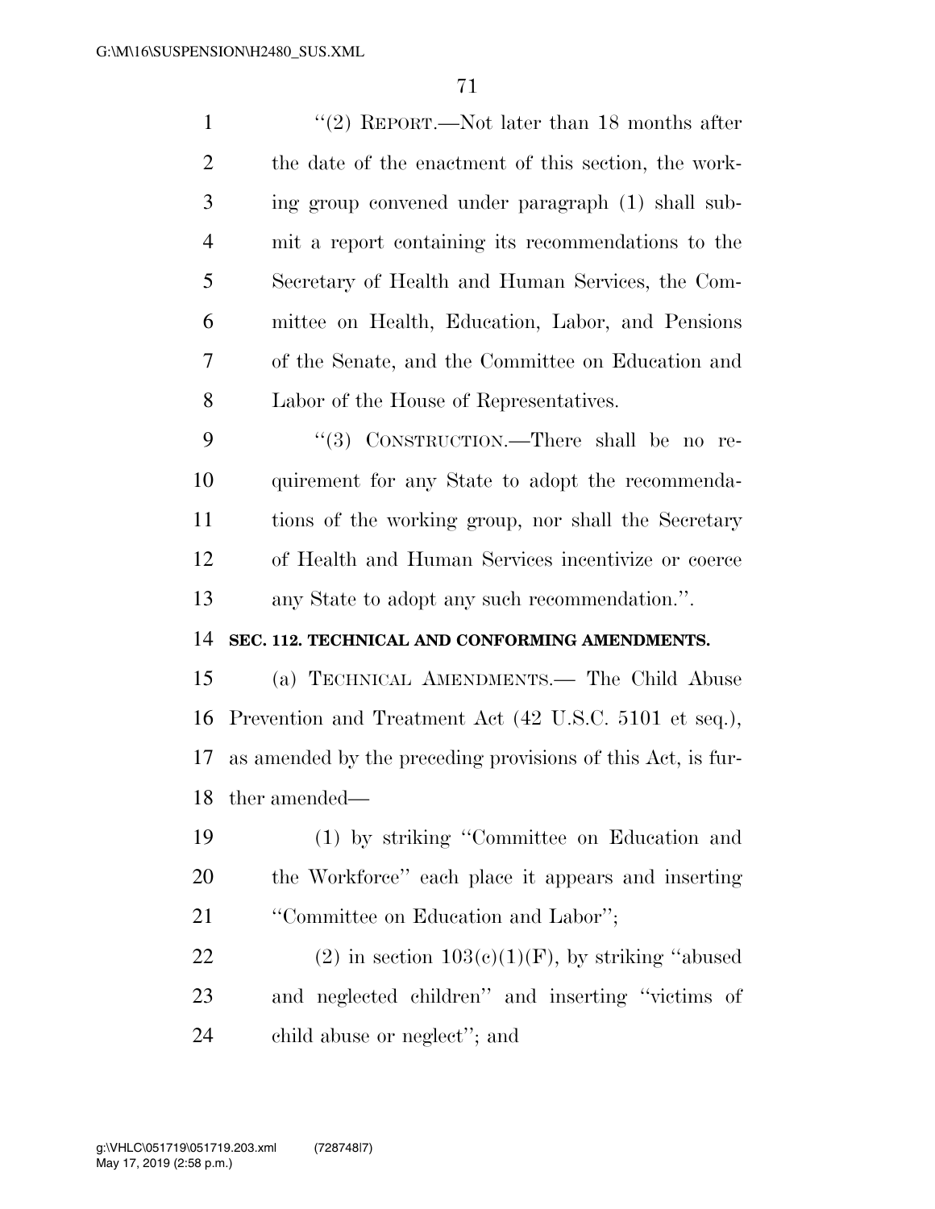"(2) REPORT.—Not later than 18 months after the date of the enactment of this section, the working group convened under paragraph (1) shall submit a report containing its recommendations to the Secretary of Health and Human Services, the Committee on Health, Education, Labor, and Pensions of the Senate, and the Committee on Education and Labor of the House of Representatives.

"(3) CONSTRUCTION.—There shall be no requirement for any State to adopt the recommendations of the working group, nor shall the Secretary of Health and Human Services incentivize or coerce any State to adopt any such recommendation.".

**SEC. 112. TECHNICAL AND CONFORMING AMENDMENTS.**

(a) TECHNICAL AMENDMENTS.— The Child Abuse Prevention and Treatment Act (42 U.S.C. 5101 et seq.), as amended by the preceding provisions of this Act, is further amended—

(1) by striking "Committee on Education and the Workforce" each place it appears and inserting "Committee on Education and Labor";

(2) in section 103(c)(1)(F), by striking "abused and neglected children" and inserting "victims of child abuse or neglect"; and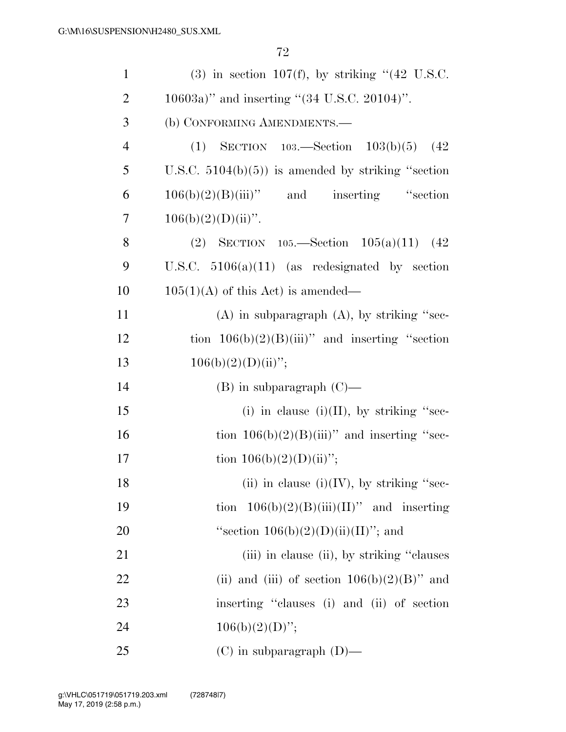(3) in section 107(f), by striking "(42 U.S.C. 10603a)" and inserting "(34 U.S.C. 20104)".

(b) CONFORMING AMENDMENTS.—

(1) SECTION 103.—Section 103(b)(5) (42 U.S.C. 5104(b)(5)) is amended by striking "section 106(b)(2)(B)(iii)" and inserting "section 106(b)(2)(D)(ii)".

(2) SECTION 105.—Section 105(a)(11) (42 U.S.C. 5106(a)(11) (as redesignated by section 105(1)(A) of this Act) is amended—

(A) in subparagraph (A), by striking "section 106(b)(2)(B)(iii)" and inserting "section 106(b)(2)(D)(ii)";

(B) in subparagraph (C)—

(i) in clause (i)(II), by striking "section 106(b)(2)(B)(iii)" and inserting "section 106(b)(2)(D)(ii)";

(ii) in clause (i)(IV), by striking "section 106(b)(2)(B)(iii)(II)" and inserting "section 106(b)(2)(D)(ii)(II)"; and

(iii) in clause (ii), by striking "clauses (ii) and (iii) of section 106(b)(2)(B)" and inserting "clauses (i) and (ii) of section 106(b)(2)(D)";

(C) in subparagraph (D)—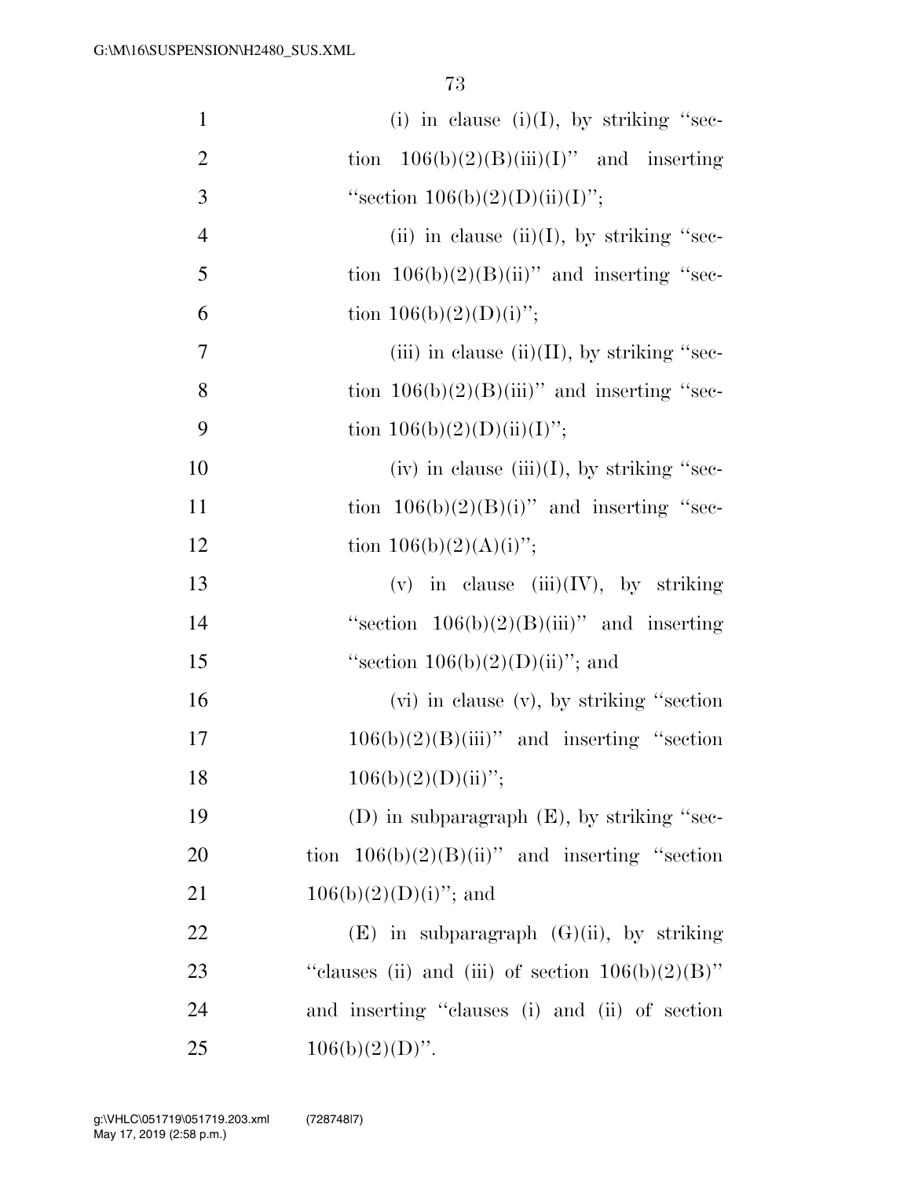(i) in clause (i)(I), by striking "section 106(b)(2)(B)(iii)(I)" and inserting "section 106(b)(2)(D)(ii)(I)";

(ii) in clause (ii)(I), by striking "section 106(b)(2)(B)(ii)" and inserting "section 106(b)(2)(D)(i)";

(iii) in clause (ii)(II), by striking "section 106(b)(2)(B)(iii)" and inserting "section 106(b)(2)(D)(ii)(I)";

(iv) in clause (iii)(I), by striking "section 106(b)(2)(B)(i)" and inserting "section 106(b)(2)(A)(i)";

(v) in clause (iii)(IV), by striking "section 106(b)(2)(B)(iii)" and inserting "section 106(b)(2)(D)(ii)"; and

(vi) in clause (v), by striking "section 106(b)(2)(B)(iii)" and inserting "section 106(b)(2)(D)(ii)";

(D) in subparagraph (E), by striking "section 106(b)(2)(B)(ii)" and inserting "section 106(b)(2)(D)(i)"; and

(E) in subparagraph (G)(ii), by striking "clauses (ii) and (iii) of section 106(b)(2)(B)" and inserting "clauses (i) and (ii) of section 106(b)(2)(D)".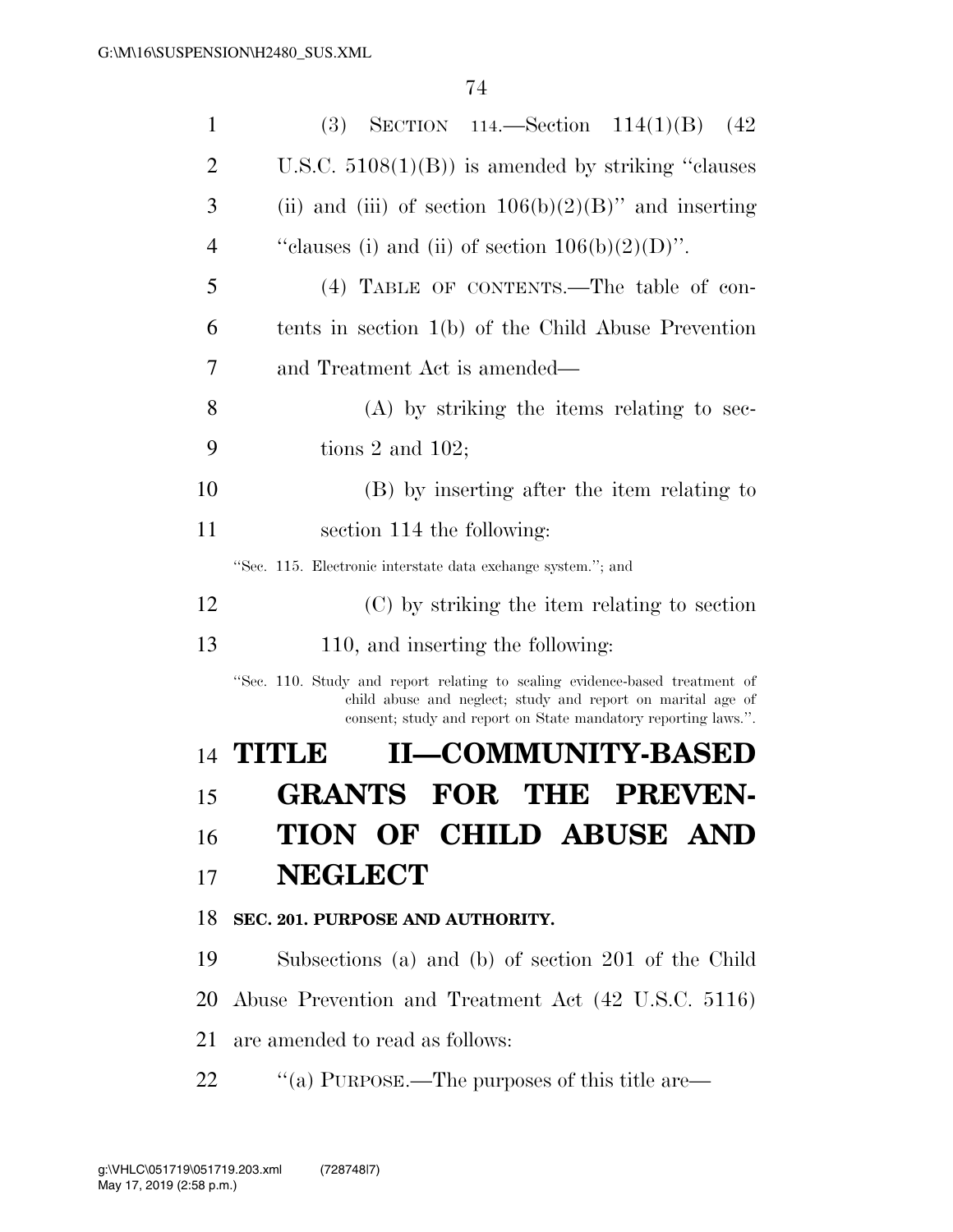(3) SECTION 114.—Section 114(1)(B) (42 U.S.C. 5108(1)(B)) is amended by striking ''clauses (ii) and (iii) of section 106(b)(2)(B)'' and inserting ''clauses (i) and (ii) of section 106(b)(2)(D)''.

(4) TABLE OF CONTENTS.—The table of contents in section 1(b) of the Child Abuse Prevention and Treatment Act is amended—

(A) by striking the items relating to sections 2 and 102;

(B) by inserting after the item relating to section 114 the following:

''Sec. 115. Electronic interstate data exchange system.''; and

(C) by striking the item relating to section 110, and inserting the following:

''Sec. 110. Study and report relating to scaling evidence-based treatment of child abuse and neglect; study and report on marital age of consent; study and report on State mandatory reporting laws.''.

# TITLE II—COMMUNITY-BASED GRANTS FOR THE PREVENTION OF CHILD ABUSE AND NEGLECT

### SEC. 201. PURPOSE AND AUTHORITY.

Subsections (a) and (b) of section 201 of the Child Abuse Prevention and Treatment Act (42 U.S.C. 5116) are amended to read as follows:

''(a) PURPOSE.—The purposes of this title are—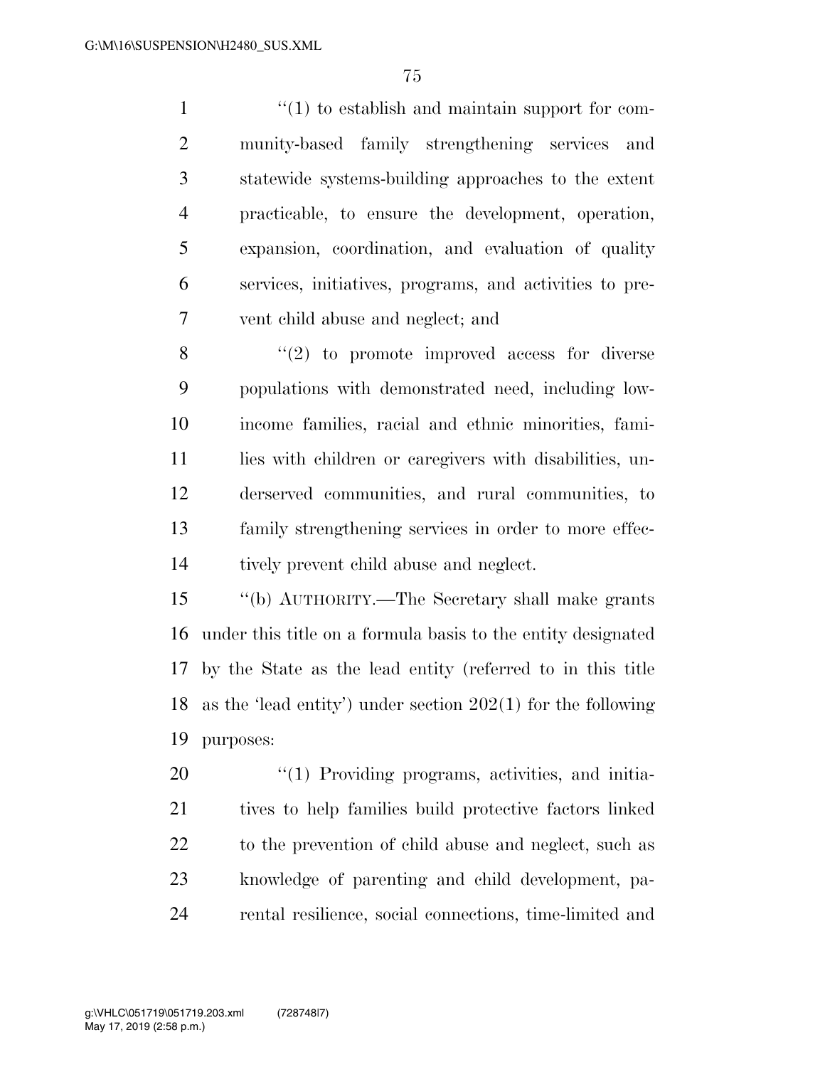''(1) to establish and maintain support for community-based family strengthening services and statewide systems-building approaches to the extent practicable, to ensure the development, operation, expansion, coordination, and evaluation of quality services, initiatives, programs, and activities to prevent child abuse and neglect; and

''(2) to promote improved access for diverse populations with demonstrated need, including low-income families, racial and ethnic minorities, families with children or caregivers with disabilities, underserved communities, and rural communities, to family strengthening services in order to more effectively prevent child abuse and neglect.

''(b) AUTHORITY.—The Secretary shall make grants under this title on a formula basis to the entity designated by the State as the lead entity (referred to in this title as the 'lead entity') under section 202(1) for the following purposes:

''(1) Providing programs, activities, and initiatives to help families build protective factors linked to the prevention of child abuse and neglect, such as knowledge of parenting and child development, parental resilience, social connections, time-limited and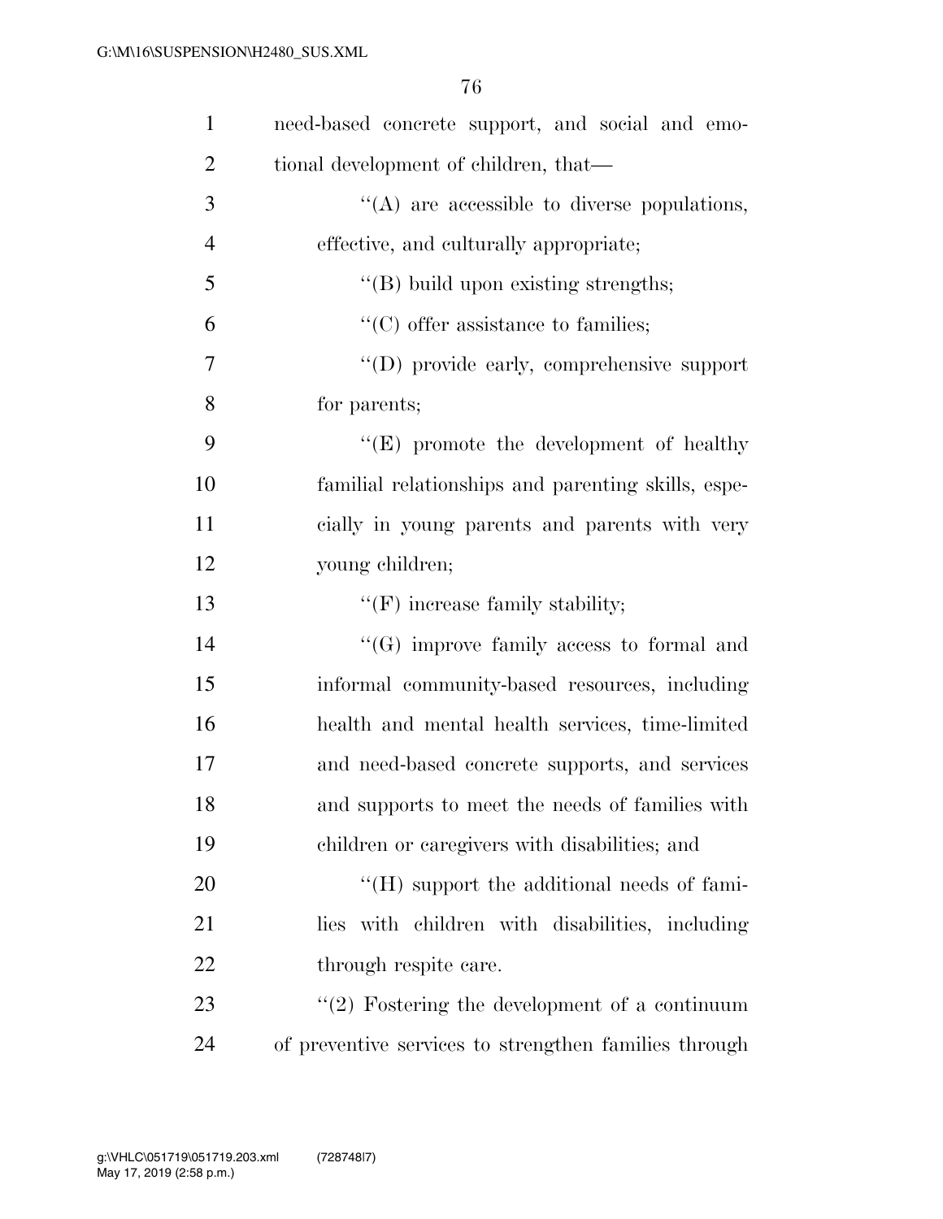need-based concrete support, and social and emotional development of children, that—

''(A) are accessible to diverse populations, effective, and culturally appropriate;

''(B) build upon existing strengths;

''(C) offer assistance to families;

''(D) provide early, comprehensive support for parents;

''(E) promote the development of healthy familial relationships and parenting skills, especially in young parents and parents with very young children;

''(F) increase family stability;

''(G) improve family access to formal and informal community-based resources, including health and mental health services, time-limited and need-based concrete supports, and services and supports to meet the needs of families with children or caregivers with disabilities; and

''(H) support the additional needs of families with children with disabilities, including through respite care.

''(2) Fostering the development of a continuum of preventive services to strengthen families through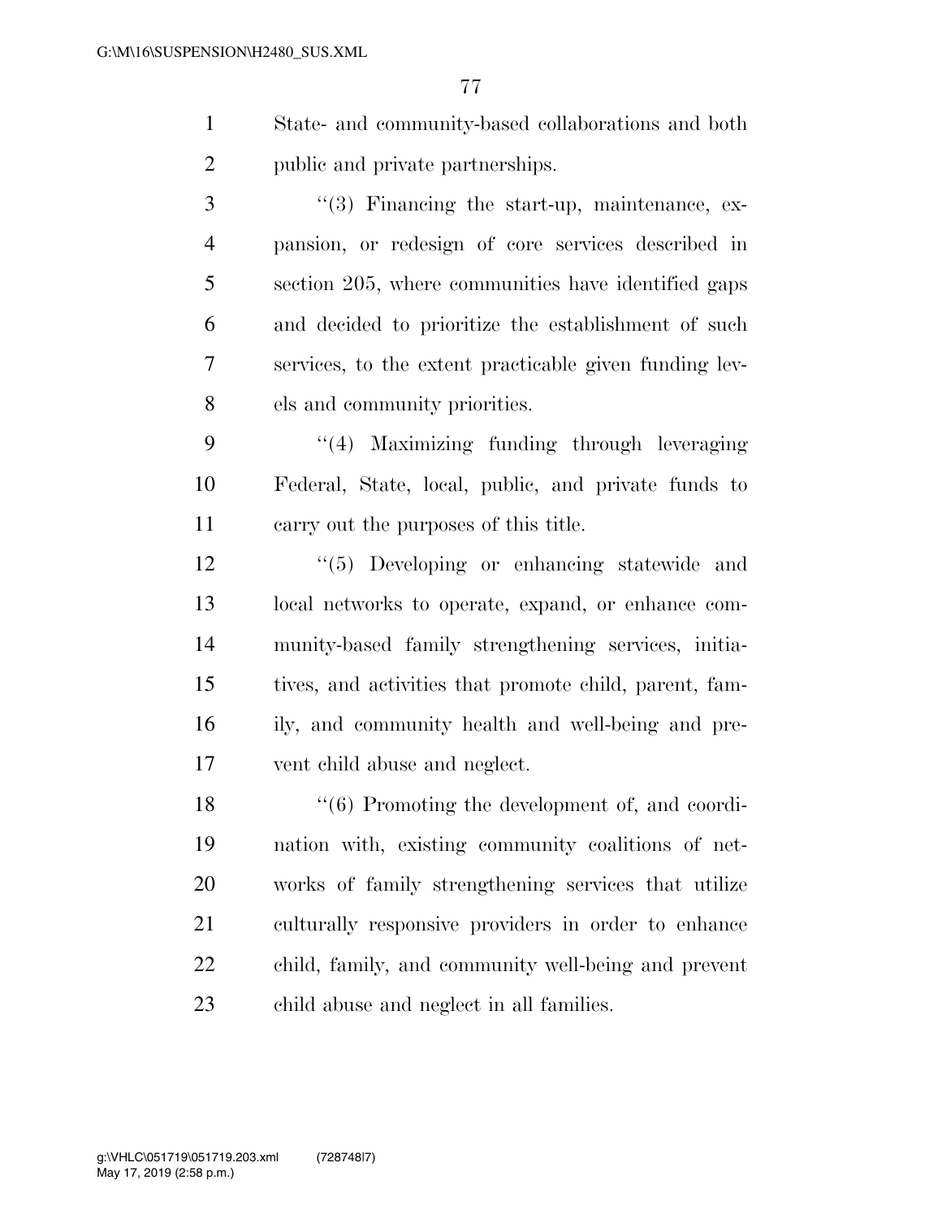State- and community-based collaborations and both public and private partnerships.

''(3) Financing the start-up, maintenance, expansion, or redesign of core services described in section 205, where communities have identified gaps and decided to prioritize the establishment of such services, to the extent practicable given funding levels and community priorities.

''(4) Maximizing funding through leveraging Federal, State, local, public, and private funds to carry out the purposes of this title.

''(5) Developing or enhancing statewide and local networks to operate, expand, or enhance community-based family strengthening services, initiatives, and activities that promote child, parent, family, and community health and well-being and prevent child abuse and neglect.

''(6) Promoting the development of, and coordination with, existing community coalitions of networks of family strengthening services that utilize culturally responsive providers in order to enhance child, family, and community well-being and prevent child abuse and neglect in all families.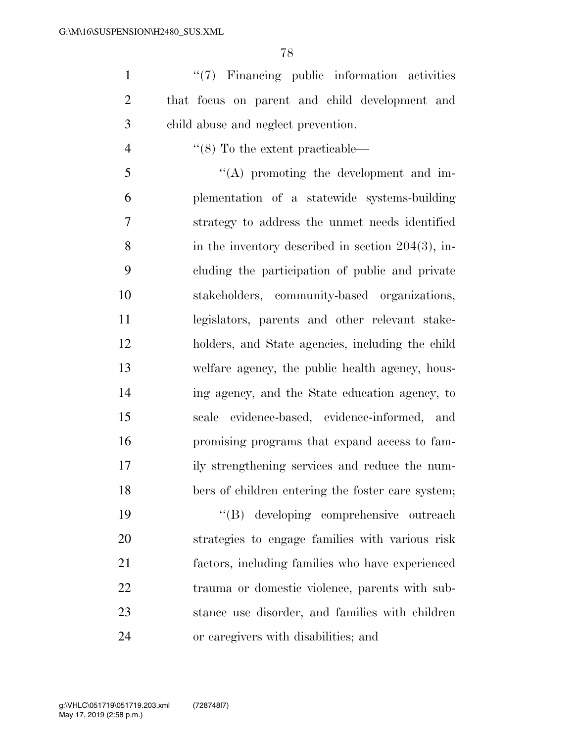''(7) Financing public information activities that focus on parent and child development and child abuse and neglect prevention.

''(8) To the extent practicable—

''(A) promoting the development and implementation of a statewide systems-building strategy to address the unmet needs identified in the inventory described in section 204(3), including the participation of public and private stakeholders, community-based organizations, legislators, parents and other relevant stakeholders, and State agencies, including the child welfare agency, the public health agency, housing agency, and the State education agency, to scale evidence-based, evidence-informed, and promising programs that expand access to family strengthening services and reduce the numbers of children entering the foster care system;

''(B) developing comprehensive outreach strategies to engage families with various risk factors, including families who have experienced trauma or domestic violence, parents with substance use disorder, and families with children or caregivers with disabilities; and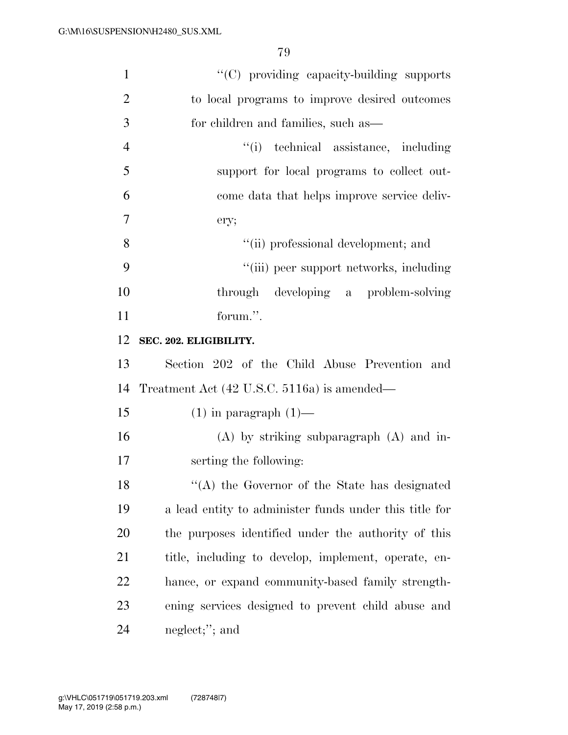''(C) providing capacity-building supports to local programs to improve desired outcomes for children and families, such as—

''(i) technical assistance, including support for local programs to collect outcome data that helps improve service delivery;

''(ii) professional development; and

''(iii) peer support networks, including through developing a problem-solving forum.''.

**SEC. 202. ELIGIBILITY.**

Section 202 of the Child Abuse Prevention and Treatment Act (42 U.S.C. 5116a) is amended—

(1) in paragraph (1)—

(A) by striking subparagraph (A) and inserting the following:

''(A) the Governor of the State has designated a lead entity to administer funds under this title for the purposes identified under the authority of this title, including to develop, implement, operate, enhance, or expand community-based family strengthening services designed to prevent child abuse and neglect;''; and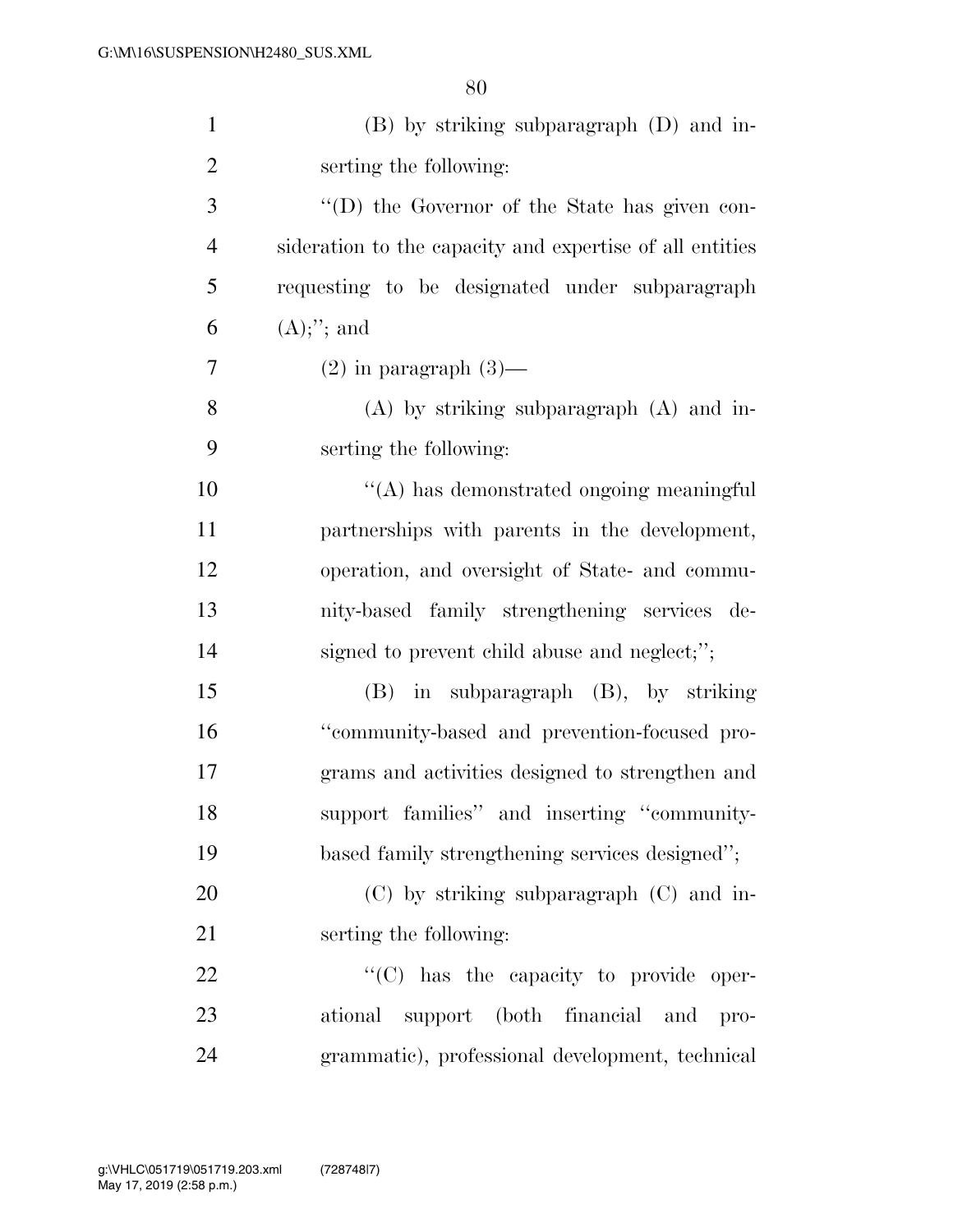(B) by striking subparagraph (D) and inserting the following:

''(D) the Governor of the State has given consideration to the capacity and expertise of all entities requesting to be designated under subparagraph (A);''; and

(2) in paragraph (3)—

(A) by striking subparagraph (A) and inserting the following:

''(A) has demonstrated ongoing meaningful partnerships with parents in the development, operation, and oversight of State- and community-based family strengthening services designed to prevent child abuse and neglect;'';

(B) in subparagraph (B), by striking ''community-based and prevention-focused programs and activities designed to strengthen and support families'' and inserting ''community-based family strengthening services designed'';

(C) by striking subparagraph (C) and inserting the following:

''(C) has the capacity to provide operational support (both financial and programmatic), professional development, technical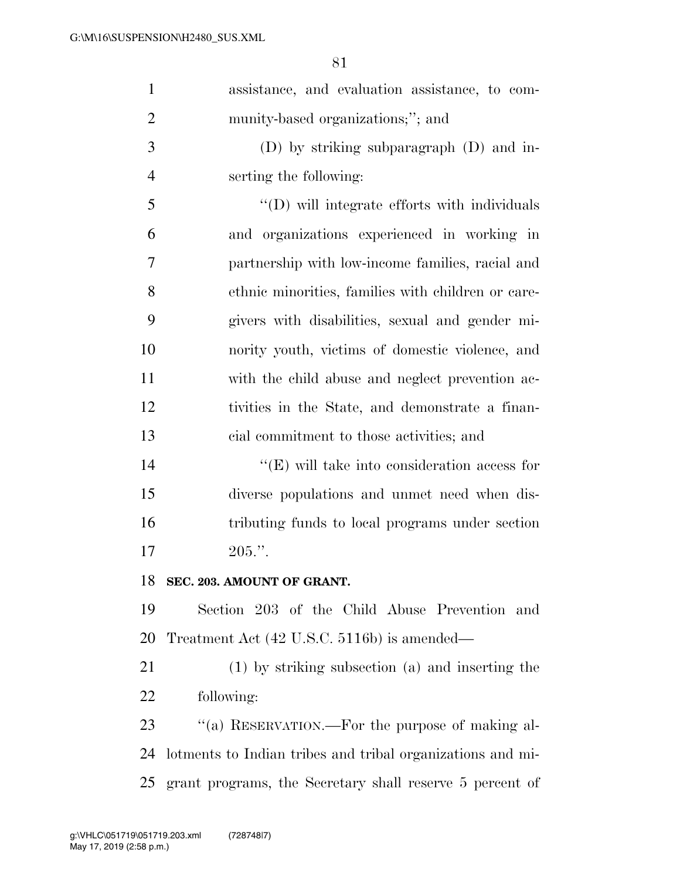assistance, and evaluation assistance, to community-based organizations;''; and

(D) by striking subparagraph (D) and inserting the following:

''(D) will integrate efforts with individuals and organizations experienced in working in partnership with low-income families, racial and ethnic minorities, families with children or caregivers with disabilities, sexual and gender minority youth, victims of domestic violence, and with the child abuse and neglect prevention activities in the State, and demonstrate a financial commitment to those activities; and

''(E) will take into consideration access for diverse populations and unmet need when distributing funds to local programs under section 205.''.

**SEC. 203. AMOUNT OF GRANT.**

Section 203 of the Child Abuse Prevention and Treatment Act (42 U.S.C. 5116b) is amended—

(1) by striking subsection (a) and inserting the following:

''(a) RESERVATION.—For the purpose of making allotments to Indian tribes and tribal organizations and migrant programs, the Secretary shall reserve 5 percent of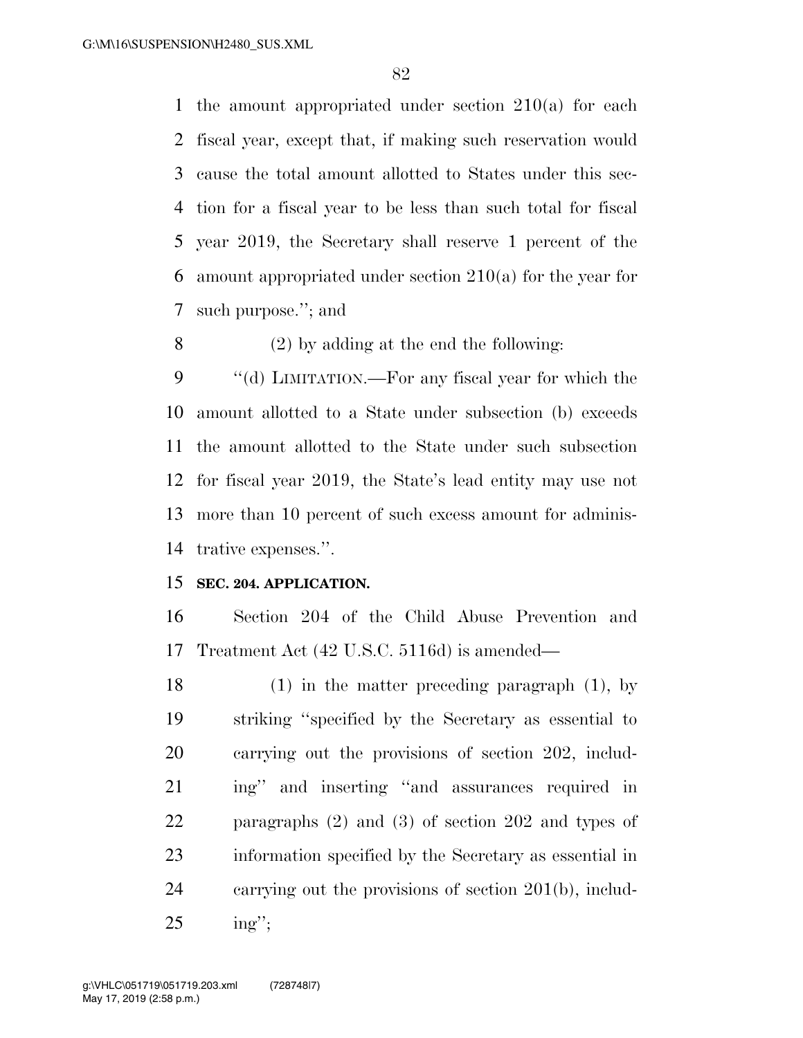the amount appropriated under section 210(a) for each fiscal year, except that, if making such reservation would cause the total amount allotted to States under this section for a fiscal year to be less than such total for fiscal year 2019, the Secretary shall reserve 1 percent of the amount appropriated under section 210(a) for the year for such purpose.''; and

(2) by adding at the end the following:

''(d) LIMITATION.—For any fiscal year for which the amount allotted to a State under subsection (b) exceeds the amount allotted to the State under such subsection for fiscal year 2019, the State's lead entity may use not more than 10 percent of such excess amount for administrative expenses.''.

**SEC. 204. APPLICATION.**

Section 204 of the Child Abuse Prevention and Treatment Act (42 U.S.C. 5116d) is amended—

(1) in the matter preceding paragraph (1), by striking ''specified by the Secretary as essential to carrying out the provisions of section 202, including'' and inserting ''and assurances required in paragraphs (2) and (3) of section 202 and types of information specified by the Secretary as essential in carrying out the provisions of section 201(b), including'';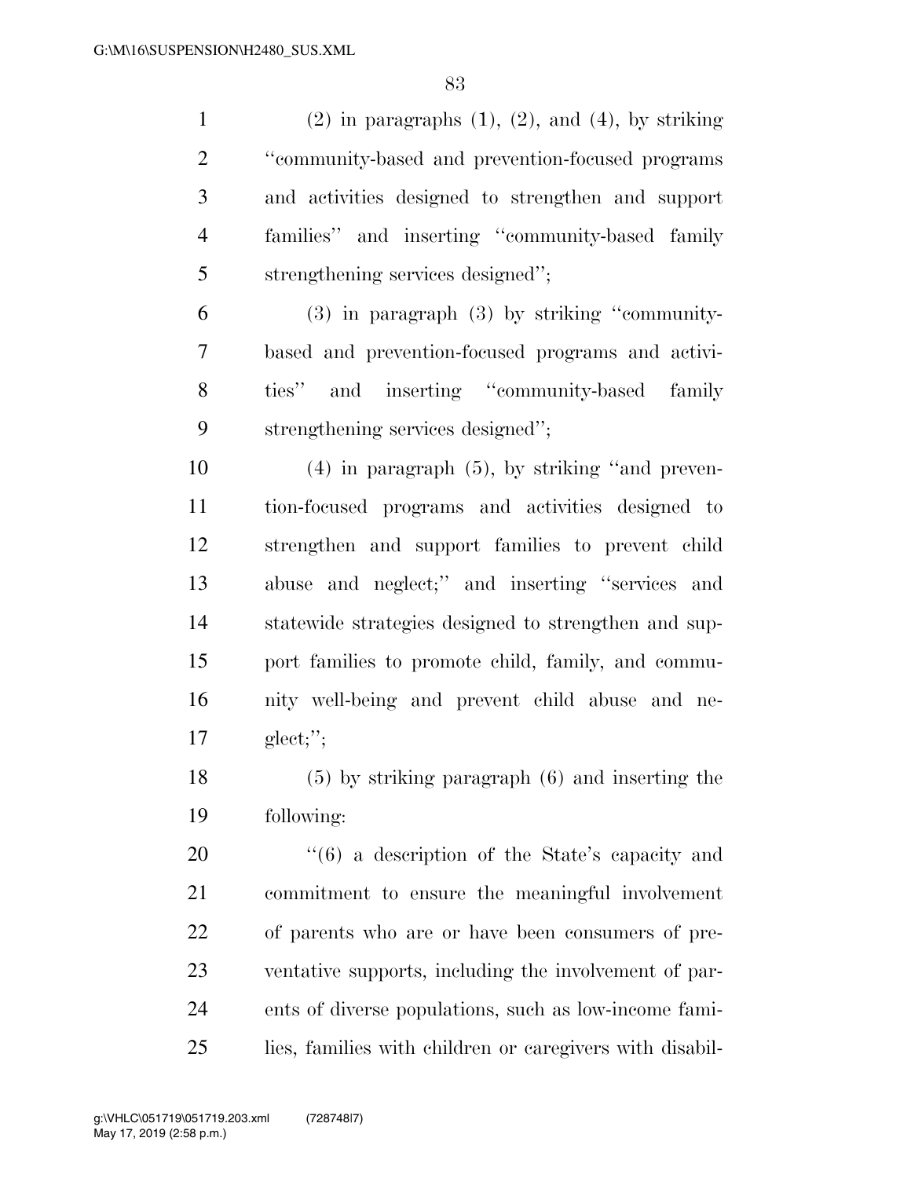(2) in paragraphs (1), (2), and (4), by striking ''community-based and prevention-focused programs and activities designed to strengthen and support families'' and inserting ''community-based family strengthening services designed'';

(3) in paragraph (3) by striking ''community-based and prevention-focused programs and activities'' and inserting ''community-based family strengthening services designed'';

(4) in paragraph (5), by striking ''and prevention-focused programs and activities designed to strengthen and support families to prevent child abuse and neglect;'' and inserting ''services and statewide strategies designed to strengthen and support families to promote child, family, and community well-being and prevent child abuse and neglect;'';

(5) by striking paragraph (6) and inserting the following:

''(6) a description of the State's capacity and commitment to ensure the meaningful involvement of parents who are or have been consumers of preventative supports, including the involvement of parents of diverse populations, such as low-income families, families with children or caregivers with disabil-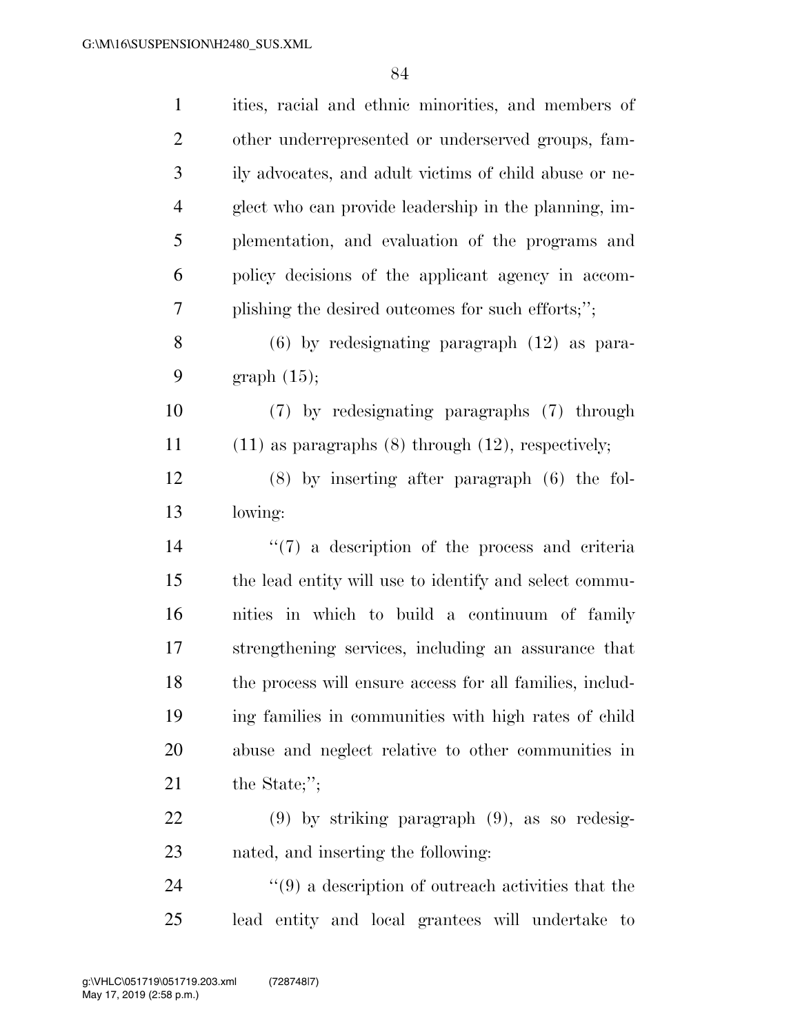ities, racial and ethnic minorities, and members of other underrepresented or underserved groups, family advocates, and adult victims of child abuse or neglect who can provide leadership in the planning, implementation, and evaluation of the programs and policy decisions of the applicant agency in accomplishing the desired outcomes for such efforts;'';

(6) by redesignating paragraph (12) as paragraph (15);

(7) by redesignating paragraphs (7) through (11) as paragraphs (8) through (12), respectively;

(8) by inserting after paragraph (6) the following:

''(7) a description of the process and criteria the lead entity will use to identify and select communities in which to build a continuum of family strengthening services, including an assurance that the process will ensure access for all families, including families in communities with high rates of child abuse and neglect relative to other communities in the State;'';

(9) by striking paragraph (9), as so redesignated, and inserting the following:

''(9) a description of outreach activities that the lead entity and local grantees will undertake to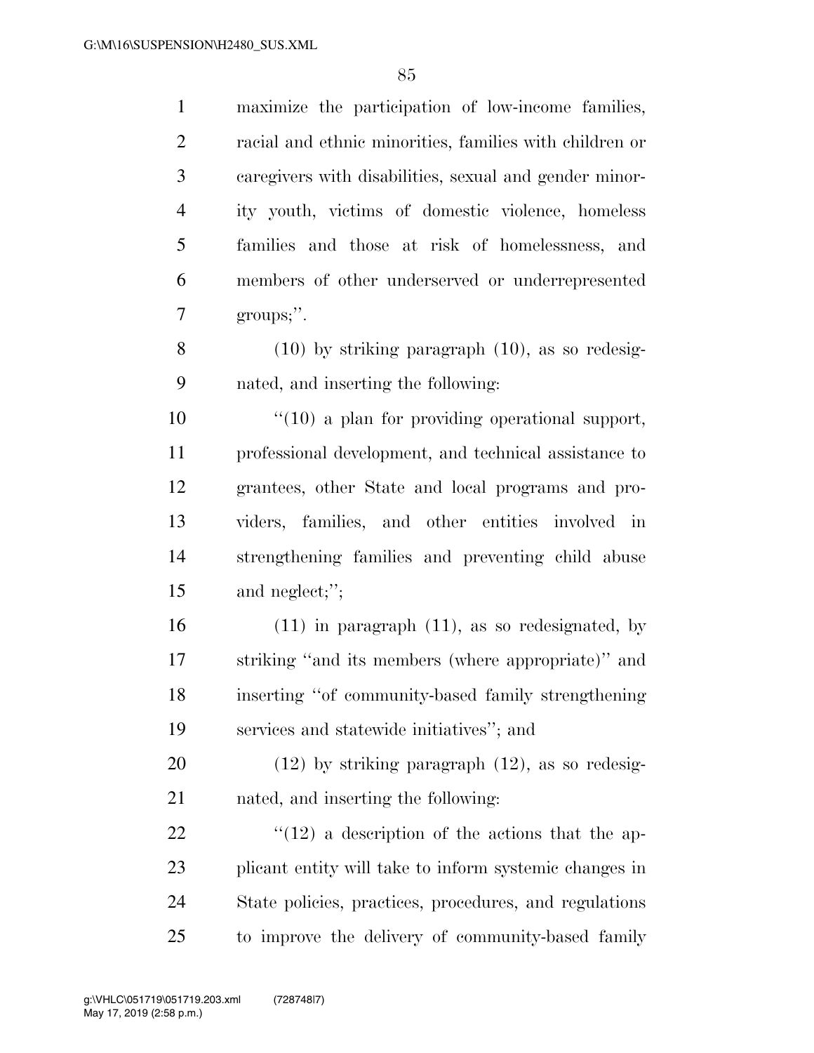maximize the participation of low-income families, racial and ethnic minorities, families with children or caregivers with disabilities, sexual and gender minority youth, victims of domestic violence, homeless families and those at risk of homelessness, and members of other underserved or underrepresented groups;''.

(10) by striking paragraph (10), as so redesignated, and inserting the following:

''(10) a plan for providing operational support, professional development, and technical assistance to grantees, other State and local programs and providers, families, and other entities involved in strengthening families and preventing child abuse and neglect;'';

(11) in paragraph (11), as so redesignated, by striking ''and its members (where appropriate)'' and inserting ''of community-based family strengthening services and statewide initiatives''; and

(12) by striking paragraph (12), as so redesignated, and inserting the following:

''(12) a description of the actions that the applicant entity will take to inform systemic changes in State policies, practices, procedures, and regulations to improve the delivery of community-based family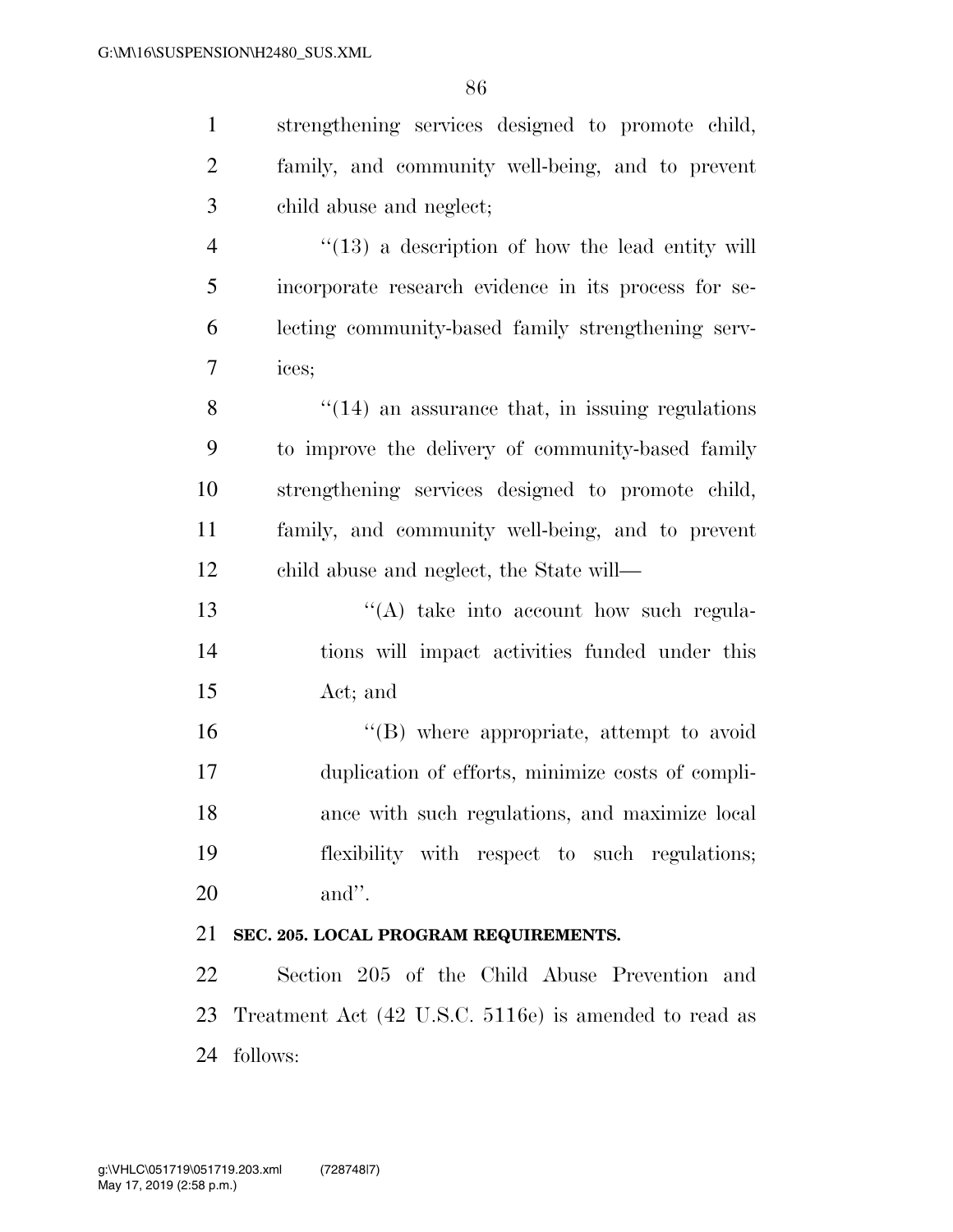strengthening services designed to promote child, family, and community well-being, and to prevent child abuse and neglect;

"(13) a description of how the lead entity will incorporate research evidence in its process for selecting community-based family strengthening services;

"(14) an assurance that, in issuing regulations to improve the delivery of community-based family strengthening services designed to promote child, family, and community well-being, and to prevent child abuse and neglect, the State will—

"(A) take into account how such regulations will impact activities funded under this Act; and

"(B) where appropriate, attempt to avoid duplication of efforts, minimize costs of compliance with such regulations, and maximize local flexibility with respect to such regulations; and".

**SEC. 205. LOCAL PROGRAM REQUIREMENTS.**

Section 205 of the Child Abuse Prevention and Treatment Act (42 U.S.C. 5116e) is amended to read as follows: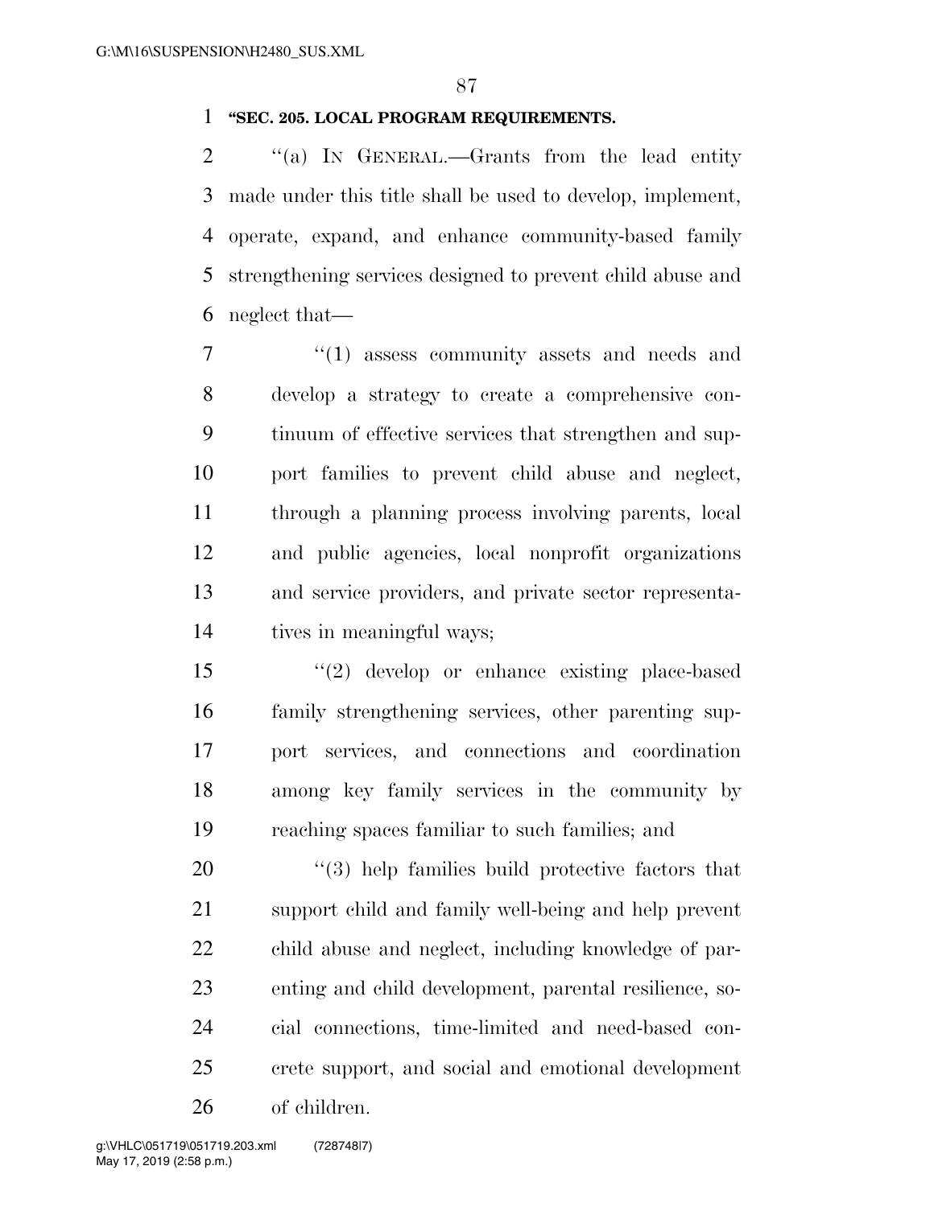**"SEC. 205. LOCAL PROGRAM REQUIREMENTS.**

"(a) IN GENERAL.—Grants from the lead entity made under this title shall be used to develop, implement, operate, expand, and enhance community-based family strengthening services designed to prevent child abuse and neglect that—

"(1) assess community assets and needs and develop a strategy to create a comprehensive continuum of effective services that strengthen and support families to prevent child abuse and neglect, through a planning process involving parents, local and public agencies, local nonprofit organizations and service providers, and private sector representatives in meaningful ways;

"(2) develop or enhance existing place-based family strengthening services, other parenting support services, and connections and coordination among key family services in the community by reaching spaces familiar to such families; and

"(3) help families build protective factors that support child and family well-being and help prevent child abuse and neglect, including knowledge of parenting and child development, parental resilience, social connections, time-limited and need-based concrete support, and social and emotional development of children.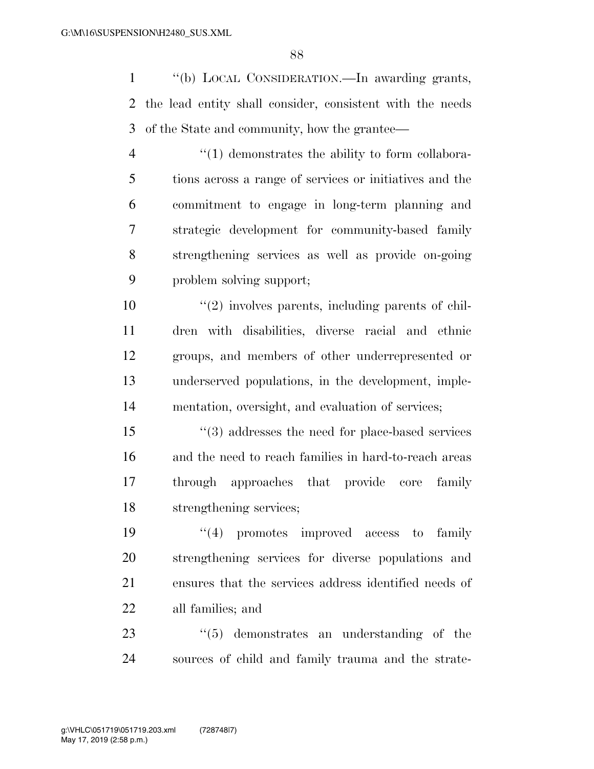"(b) LOCAL CONSIDERATION.—In awarding grants, the lead entity shall consider, consistent with the needs of the State and community, how the grantee—

"(1) demonstrates the ability to form collaborations across a range of services or initiatives and the commitment to engage in long-term planning and strategic development for community-based family strengthening services as well as provide on-going problem solving support;

"(2) involves parents, including parents of children with disabilities, diverse racial and ethnic groups, and members of other underrepresented or underserved populations, in the development, implementation, oversight, and evaluation of services;

"(3) addresses the need for place-based services and the need to reach families in hard-to-reach areas through approaches that provide core family strengthening services;

"(4) promotes improved access to family strengthening services for diverse populations and ensures that the services address identified needs of all families; and

"(5) demonstrates an understanding of the sources of child and family trauma and the strate-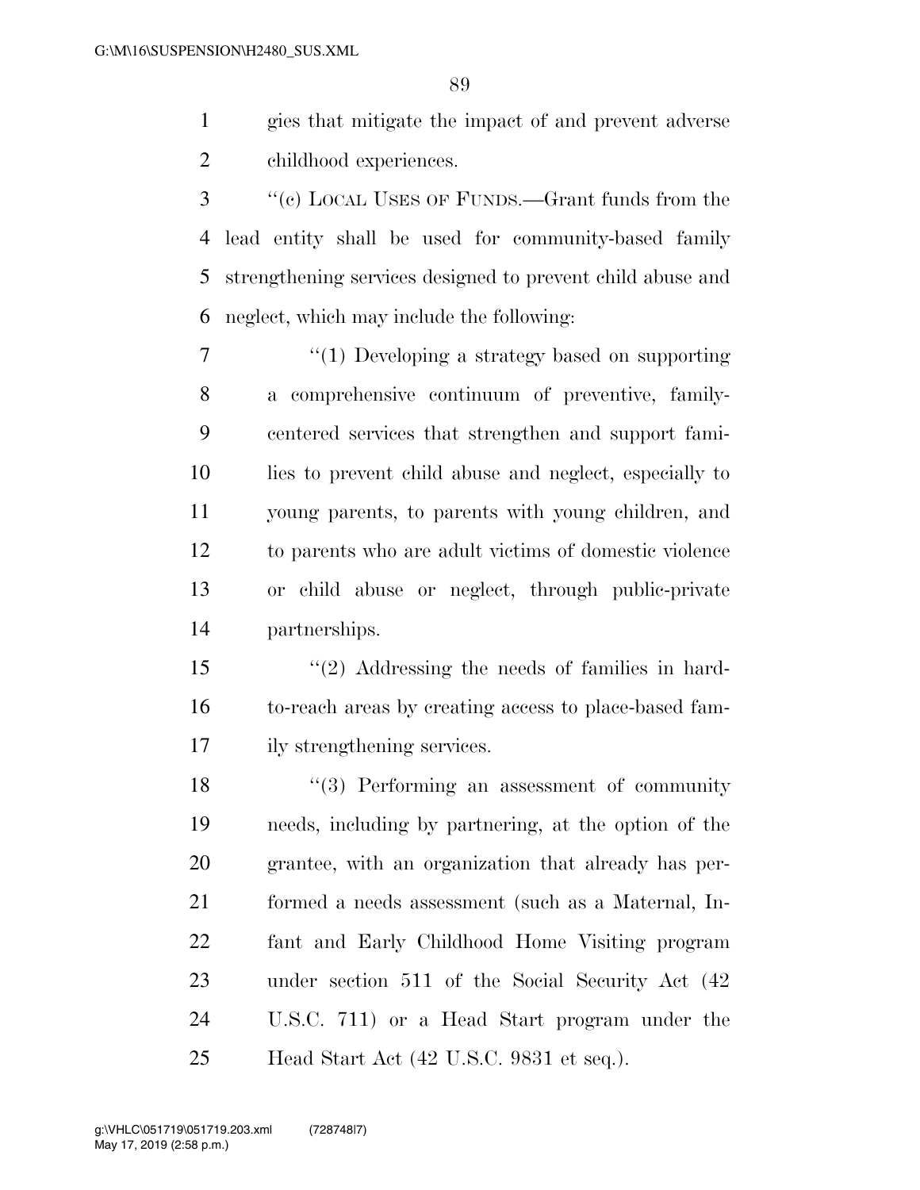gies that mitigate the impact of and prevent adverse childhood experiences.

"(c) LOCAL USES OF FUNDS.—Grant funds from the lead entity shall be used for community-based family strengthening services designed to prevent child abuse and neglect, which may include the following:

"(1) Developing a strategy based on supporting a comprehensive continuum of preventive, family-centered services that strengthen and support families to prevent child abuse and neglect, especially to young parents, to parents with young children, and to parents who are adult victims of domestic violence or child abuse or neglect, through public-private partnerships.

"(2) Addressing the needs of families in hard-to-reach areas by creating access to place-based family strengthening services.

"(3) Performing an assessment of community needs, including by partnering, at the option of the grantee, with an organization that already has performed a needs assessment (such as a Maternal, Infant and Early Childhood Home Visiting program under section 511 of the Social Security Act (42 U.S.C. 711) or a Head Start program under the Head Start Act (42 U.S.C. 9831 et seq.).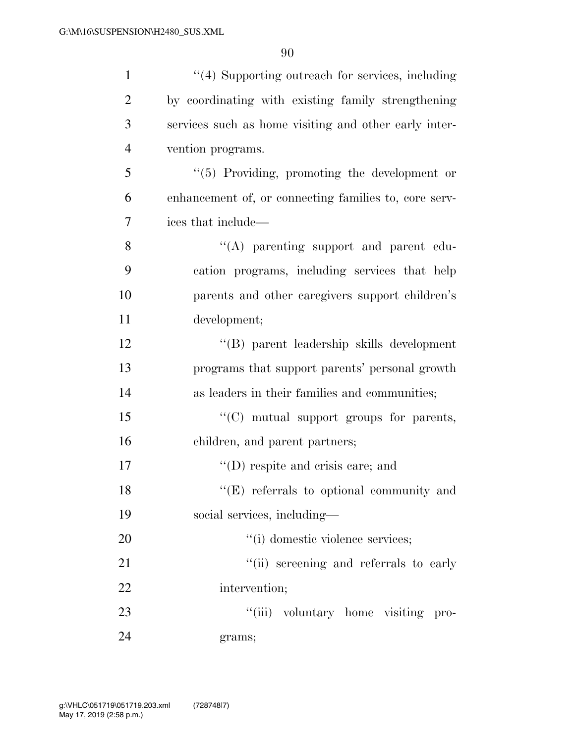''(4) Supporting outreach for services, including by coordinating with existing family strengthening services such as home visiting and other early intervention programs.

''(5) Providing, promoting the development or enhancement of, or connecting families to, core services that include—

''(A) parenting support and parent education programs, including services that help parents and other caregivers support children's development;

''(B) parent leadership skills development programs that support parents' personal growth as leaders in their families and communities;

''(C) mutual support groups for parents, children, and parent partners;

''(D) respite and crisis care; and

''(E) referrals to optional community and social services, including—

''(i) domestic violence services;

''(ii) screening and referrals to early intervention;

''(iii) voluntary home visiting programs;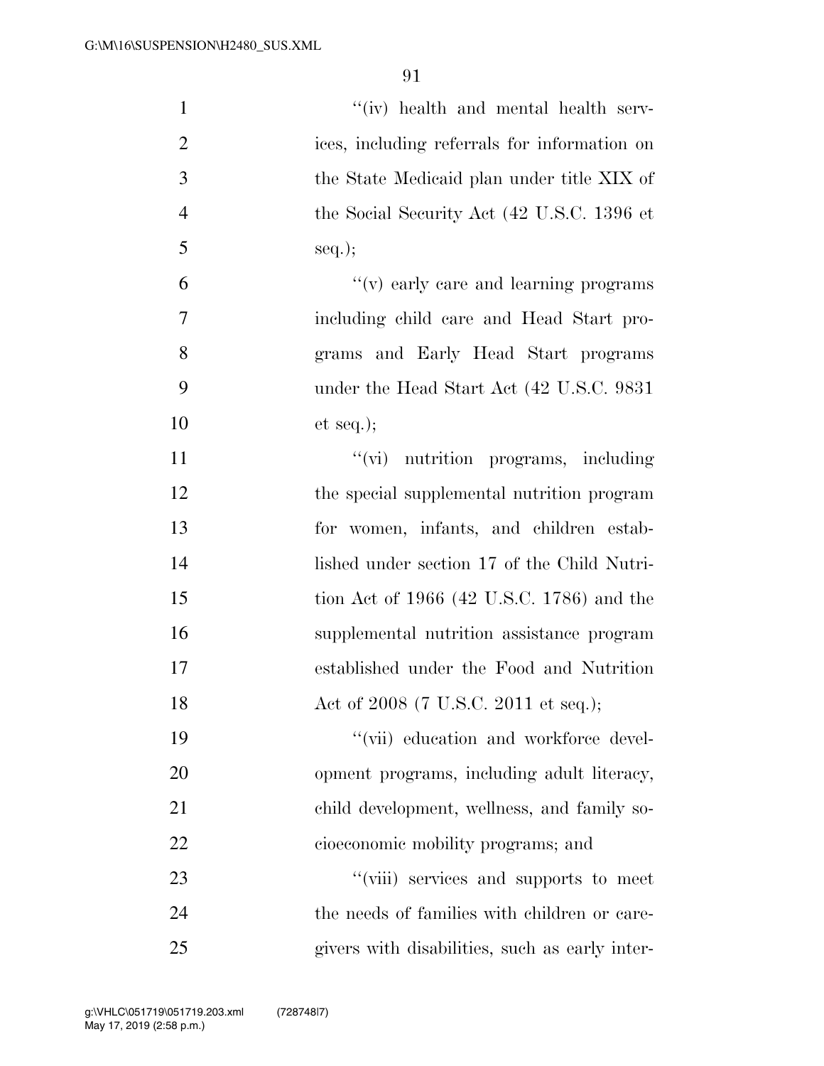"(iv) health and mental health services, including referrals for information on the State Medicaid plan under title XIX of the Social Security Act (42 U.S.C. 1396 et seq.);

"(v) early care and learning programs including child care and Head Start programs and Early Head Start programs under the Head Start Act (42 U.S.C. 9831 et seq.);

"(vi) nutrition programs, including the special supplemental nutrition program for women, infants, and children established under section 17 of the Child Nutrition Act of 1966 (42 U.S.C. 1786) and the supplemental nutrition assistance program established under the Food and Nutrition Act of 2008 (7 U.S.C. 2011 et seq.);

"(vii) education and workforce development programs, including adult literacy, child development, wellness, and family socioeconomic mobility programs; and

"(viii) services and supports to meet the needs of families with children or caregivers with disabilities, such as early inter-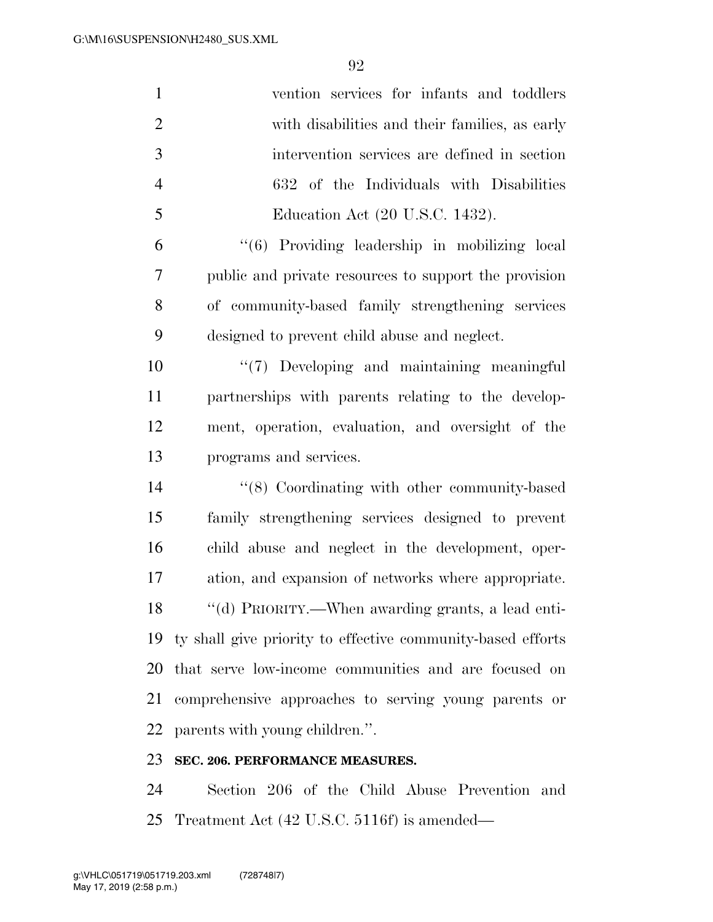vention services for infants and toddlers with disabilities and their families, as early intervention services are defined in section 632 of the Individuals with Disabilities Education Act (20 U.S.C. 1432).

''(6) Providing leadership in mobilizing local public and private resources to support the provision of community-based family strengthening services designed to prevent child abuse and neglect.

''(7) Developing and maintaining meaningful partnerships with parents relating to the development, operation, evaluation, and oversight of the programs and services.

''(8) Coordinating with other community-based family strengthening services designed to prevent child abuse and neglect in the development, operation, and expansion of networks where appropriate.

''(d) PRIORITY.—When awarding grants, a lead entity shall give priority to effective community-based efforts that serve low-income communities and are focused on comprehensive approaches to serving young parents or parents with young children.''.

**SEC. 206. PERFORMANCE MEASURES.**

Section 206 of the Child Abuse Prevention and Treatment Act (42 U.S.C. 5116f) is amended—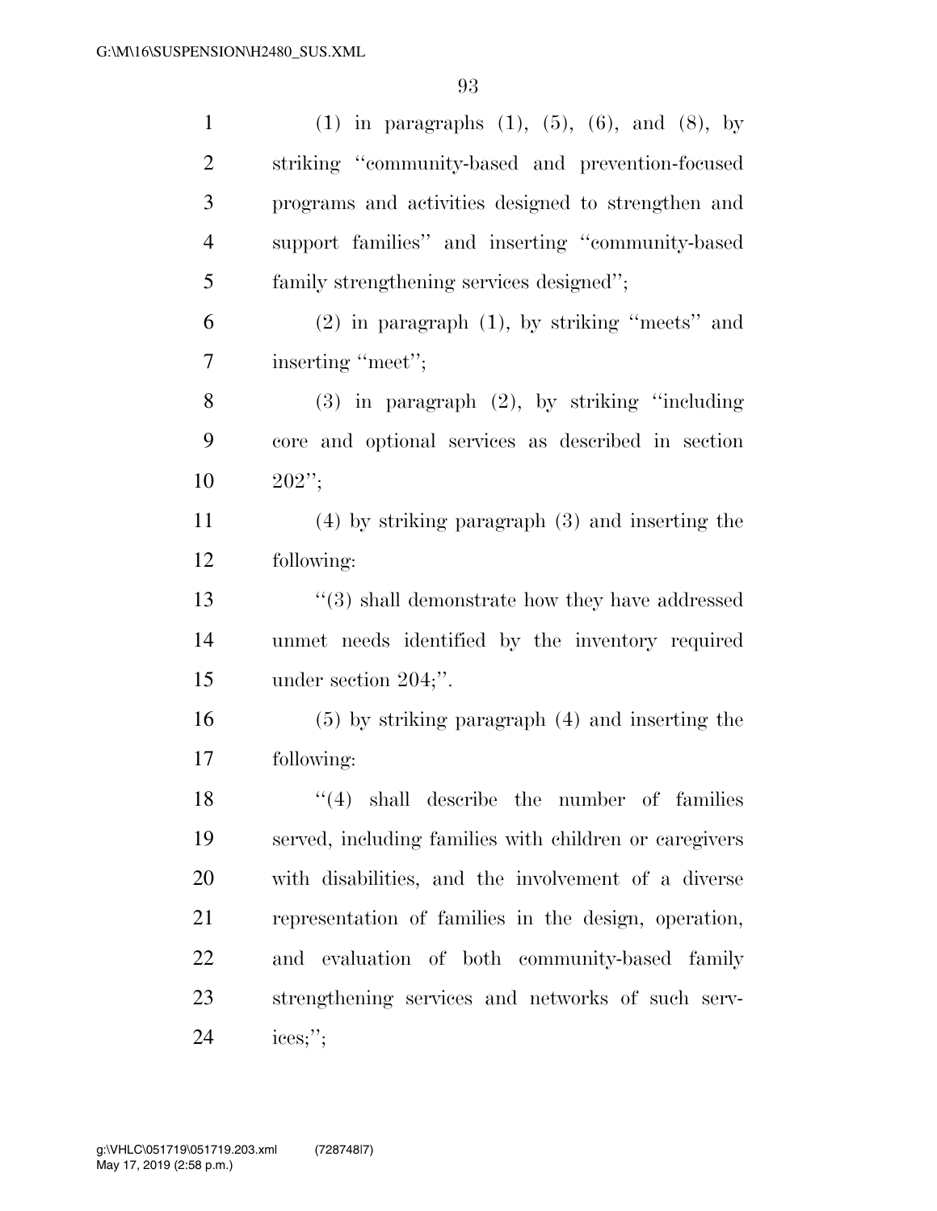(1) in paragraphs (1), (5), (6), and (8), by striking ''community-based and prevention-focused programs and activities designed to strengthen and support families'' and inserting ''community-based family strengthening services designed'';

(2) in paragraph (1), by striking ''meets'' and inserting ''meet'';

(3) in paragraph (2), by striking ''including core and optional services as described in section 202'';

(4) by striking paragraph (3) and inserting the following:

''(3) shall demonstrate how they have addressed unmet needs identified by the inventory required under section 204;''.

(5) by striking paragraph (4) and inserting the following:

''(4) shall describe the number of families served, including families with children or caregivers with disabilities, and the involvement of a diverse representation of families in the design, operation, and evaluation of both community-based family strengthening services and networks of such services;'';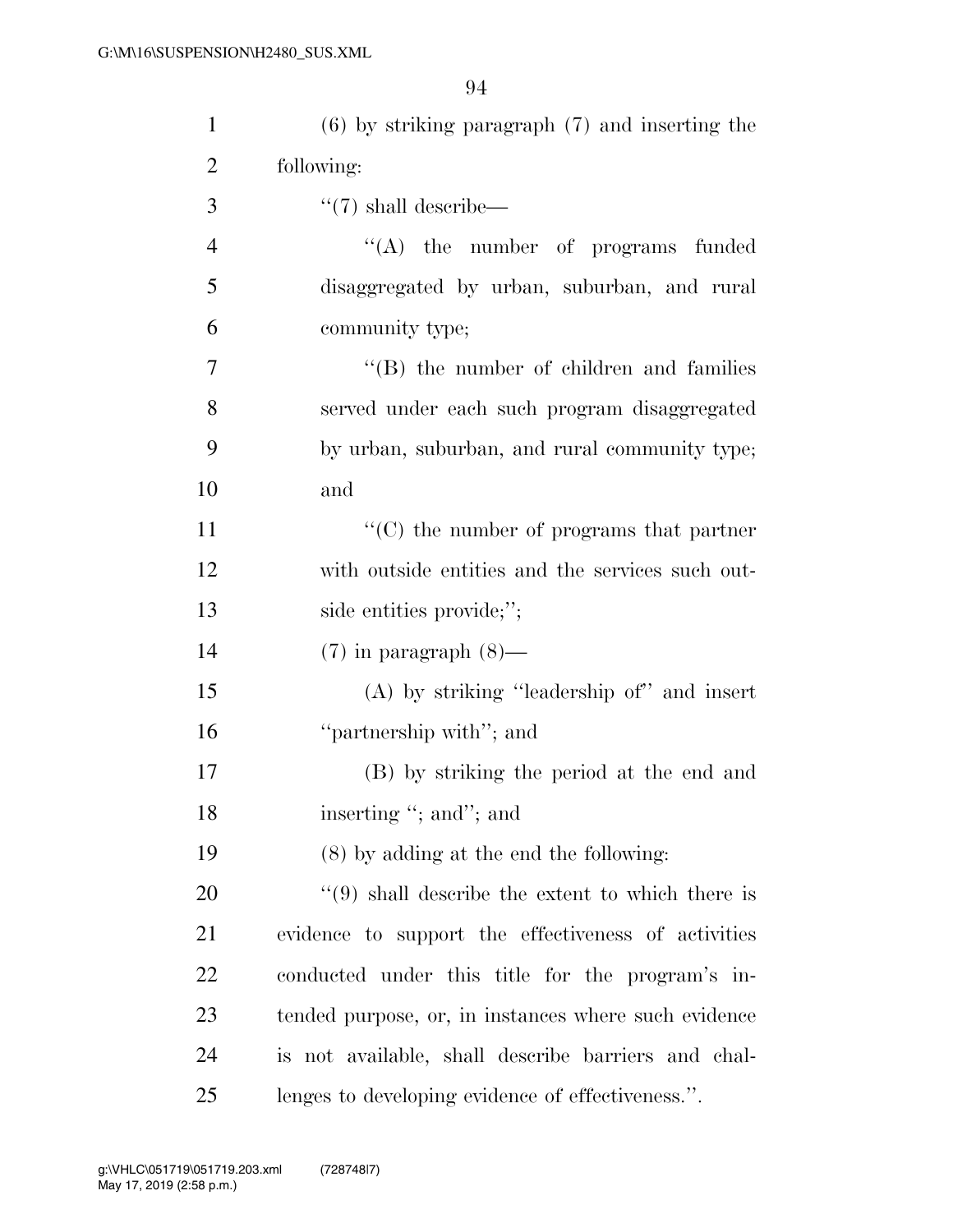(6) by striking paragraph (7) and inserting the following:

"(7) shall describe—

"(A) the number of programs funded disaggregated by urban, suburban, and rural community type;

"(B) the number of children and families served under each such program disaggregated by urban, suburban, and rural community type; and

"(C) the number of programs that partner with outside entities and the services such outside entities provide;";

(7) in paragraph (8)—

(A) by striking "leadership of" and insert "partnership with"; and

(B) by striking the period at the end and inserting "; and"; and

(8) by adding at the end the following:

"(9) shall describe the extent to which there is evidence to support the effectiveness of activities conducted under this title for the program's intended purpose, or, in instances where such evidence is not available, shall describe barriers and challenges to developing evidence of effectiveness.".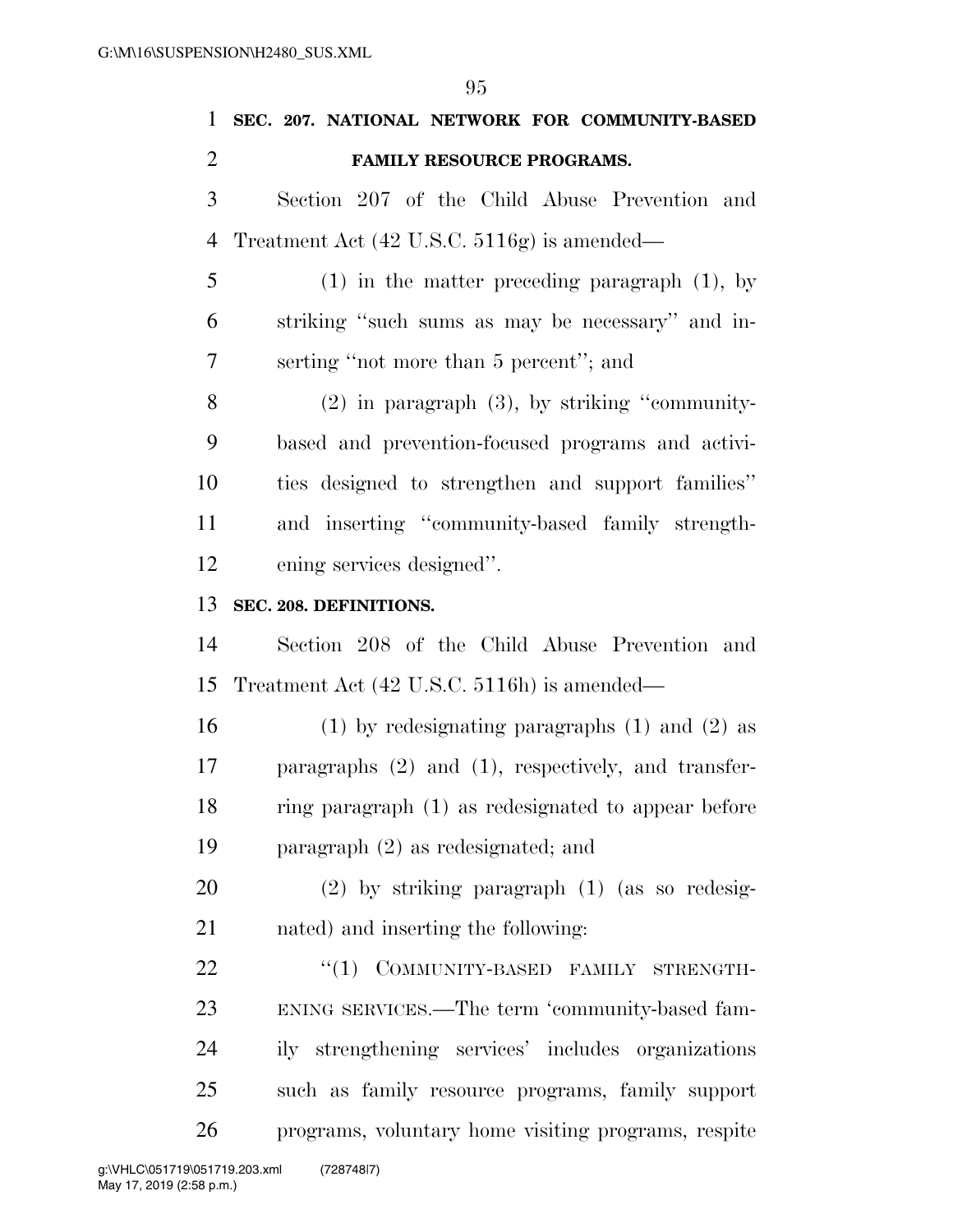**SEC. 207. NATIONAL NETWORK FOR COMMUNITY-BASED FAMILY RESOURCE PROGRAMS.**

Section 207 of the Child Abuse Prevention and Treatment Act (42 U.S.C. 5116g) is amended—

(1) in the matter preceding paragraph (1), by striking "such sums as may be necessary" and inserting "not more than 5 percent"; and

(2) in paragraph (3), by striking "community-based and prevention-focused programs and activities designed to strengthen and support families" and inserting "community-based family strengthening services designed".

**SEC. 208. DEFINITIONS.**

Section 208 of the Child Abuse Prevention and Treatment Act (42 U.S.C. 5116h) is amended—

(1) by redesignating paragraphs (1) and (2) as paragraphs (2) and (1), respectively, and transferring paragraph (1) as redesignated to appear before paragraph (2) as redesignated; and

(2) by striking paragraph (1) (as so redesignated) and inserting the following:

"(1) COMMUNITY-BASED FAMILY STRENGTHENING SERVICES.—The term 'community-based family strengthening services' includes organizations such as family resource programs, family support programs, voluntary home visiting programs, respite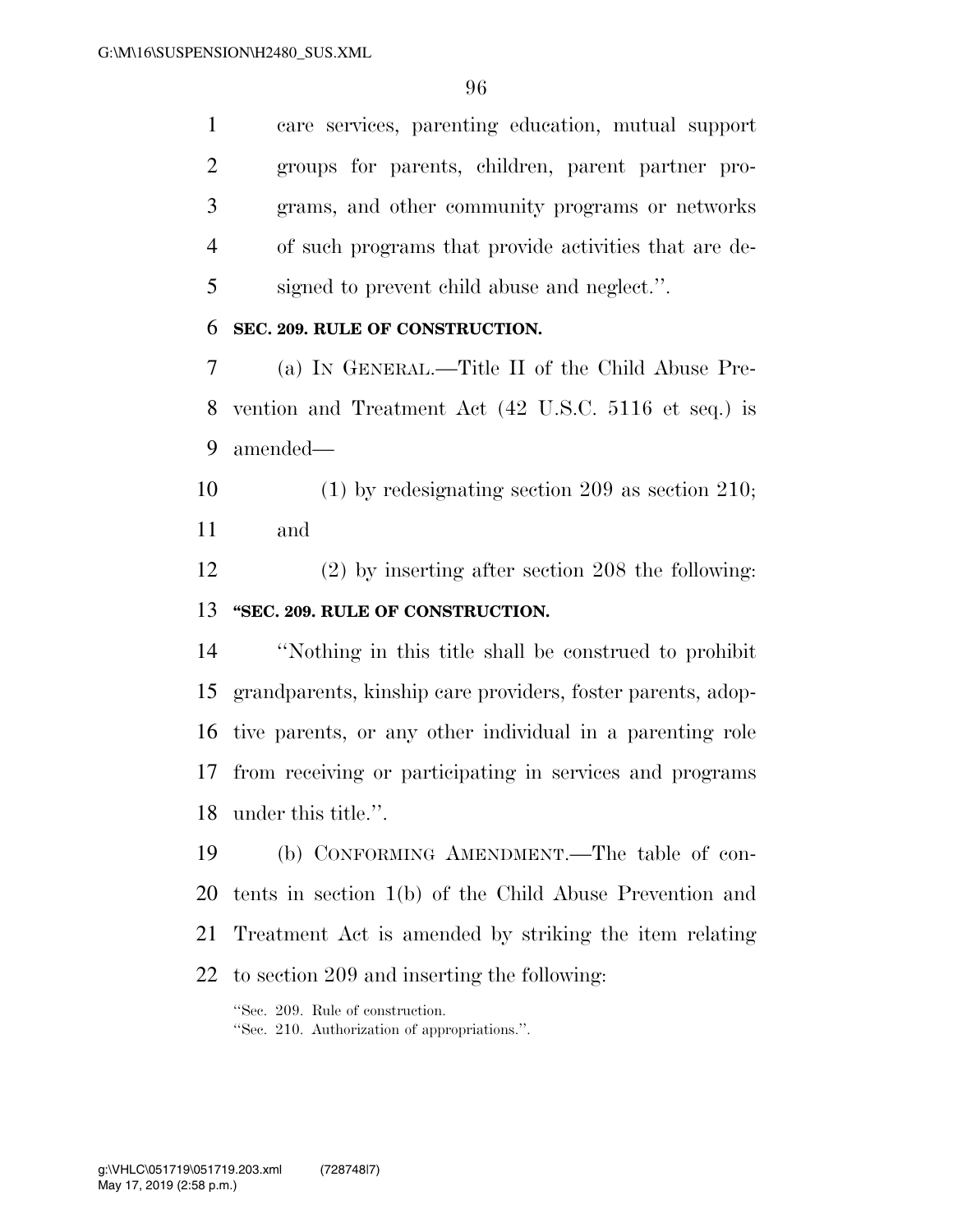care services, parenting education, mutual support groups for parents, children, parent partner programs, and other community programs or networks of such programs that provide activities that are designed to prevent child abuse and neglect.''.

**SEC. 209. RULE OF CONSTRUCTION.**

(a) IN GENERAL.—Title II of the Child Abuse Prevention and Treatment Act (42 U.S.C. 5116 et seq.) is amended—

(1) by redesignating section 209 as section 210; and

(2) by inserting after section 208 the following:

**''SEC. 209. RULE OF CONSTRUCTION.**

''Nothing in this title shall be construed to prohibit grandparents, kinship care providers, foster parents, adoptive parents, or any other individual in a parenting role from receiving or participating in services and programs under this title.''.

(b) CONFORMING AMENDMENT.—The table of contents in section 1(b) of the Child Abuse Prevention and Treatment Act is amended by striking the item relating to section 209 and inserting the following:

''Sec. 209. Rule of construction.
''Sec. 210. Authorization of appropriations.''.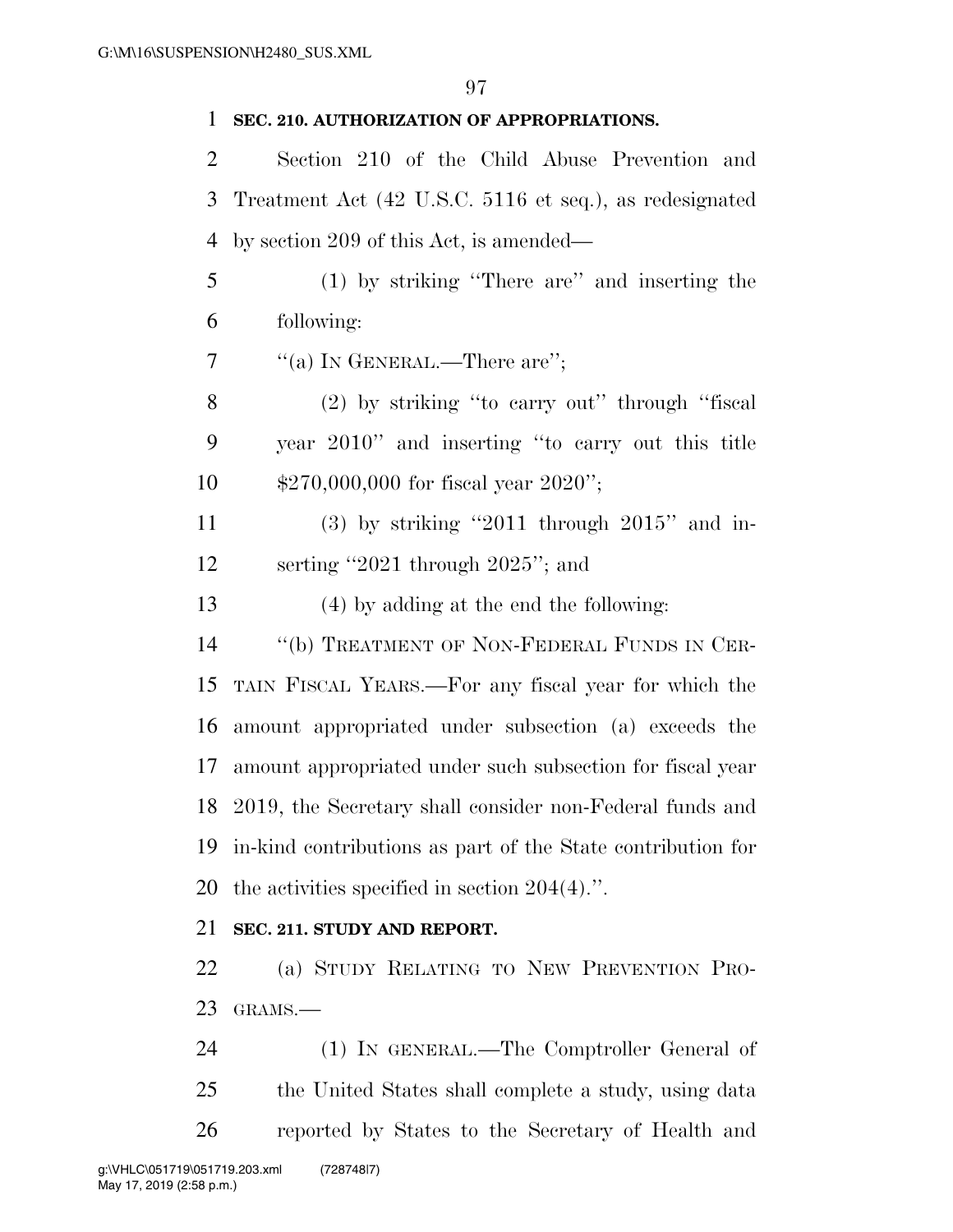**SEC. 210. AUTHORIZATION OF APPROPRIATIONS.**

Section 210 of the Child Abuse Prevention and Treatment Act (42 U.S.C. 5116 et seq.), as redesignated by section 209 of this Act, is amended—

(1) by striking "There are" and inserting the following:

"(a) IN GENERAL.—There are";

(2) by striking "to carry out" through "fiscal year 2010" and inserting "to carry out this title $270,000,000 for fiscal year 2020";

(3) by striking "2011 through 2015" and inserting "2021 through 2025"; and

(4) by adding at the end the following:

"(b) TREATMENT OF NON-FEDERAL FUNDS IN CERTAIN FISCAL YEARS.—For any fiscal year for which the amount appropriated under subsection (a) exceeds the amount appropriated under such subsection for fiscal year 2019, the Secretary shall consider non-Federal funds and in-kind contributions as part of the State contribution for the activities specified in section 204(4).".

**SEC. 211. STUDY AND REPORT.**

(a) STUDY RELATING TO NEW PREVENTION PROGRAMS.—

(1) IN GENERAL.—The Comptroller General of the United States shall complete a study, using data reported by States to the Secretary of Health and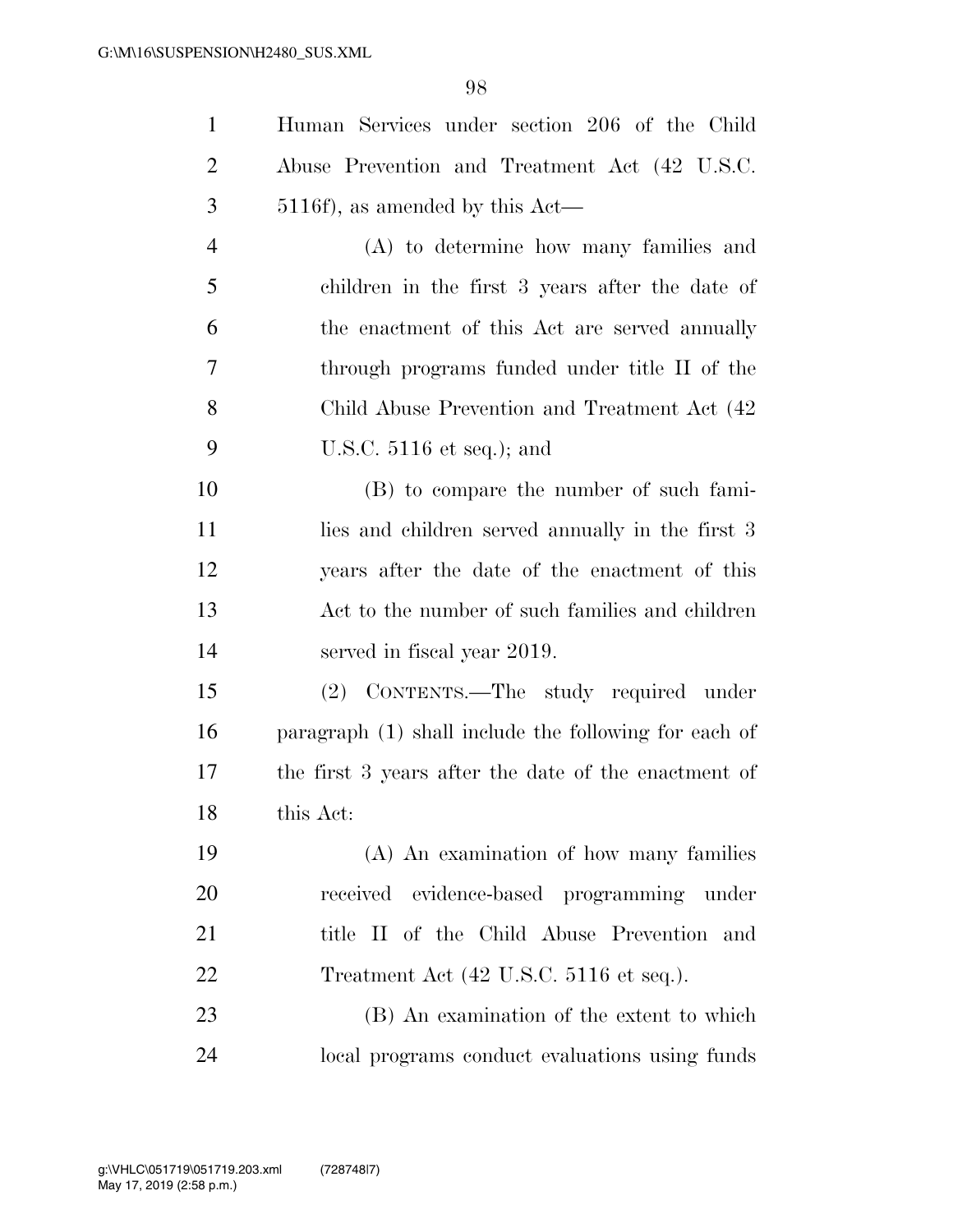Human Services under section 206 of the Child Abuse Prevention and Treatment Act (42 U.S.C. 5116f), as amended by this Act—

(A) to determine how many families and children in the first 3 years after the date of the enactment of this Act are served annually through programs funded under title II of the Child Abuse Prevention and Treatment Act (42 U.S.C. 5116 et seq.); and

(B) to compare the number of such families and children served annually in the first 3 years after the date of the enactment of this Act to the number of such families and children served in fiscal year 2019.

(2) CONTENTS.—The study required under paragraph (1) shall include the following for each of the first 3 years after the date of the enactment of this Act:

(A) An examination of how many families received evidence-based programming under title II of the Child Abuse Prevention and Treatment Act (42 U.S.C. 5116 et seq.).

(B) An examination of the extent to which local programs conduct evaluations using funds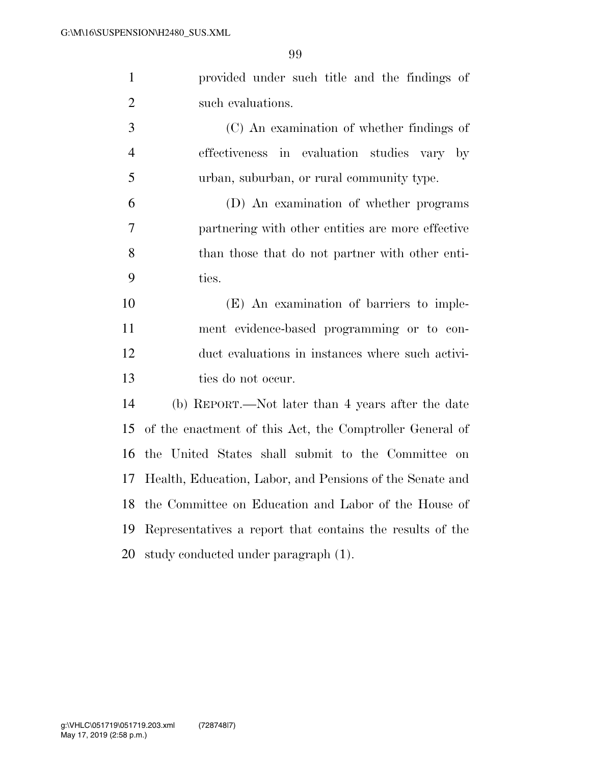provided under such title and the findings of such evaluations.

(C) An examination of whether findings of effectiveness in evaluation studies vary by urban, suburban, or rural community type.

(D) An examination of whether programs partnering with other entities are more effective than those that do not partner with other entities.

(E) An examination of barriers to implement evidence-based programming or to conduct evaluations in instances where such activities do not occur.

(b) REPORT.—Not later than 4 years after the date of the enactment of this Act, the Comptroller General of the United States shall submit to the Committee on Health, Education, Labor, and Pensions of the Senate and the Committee on Education and Labor of the House of Representatives a report that contains the results of the study conducted under paragraph (1).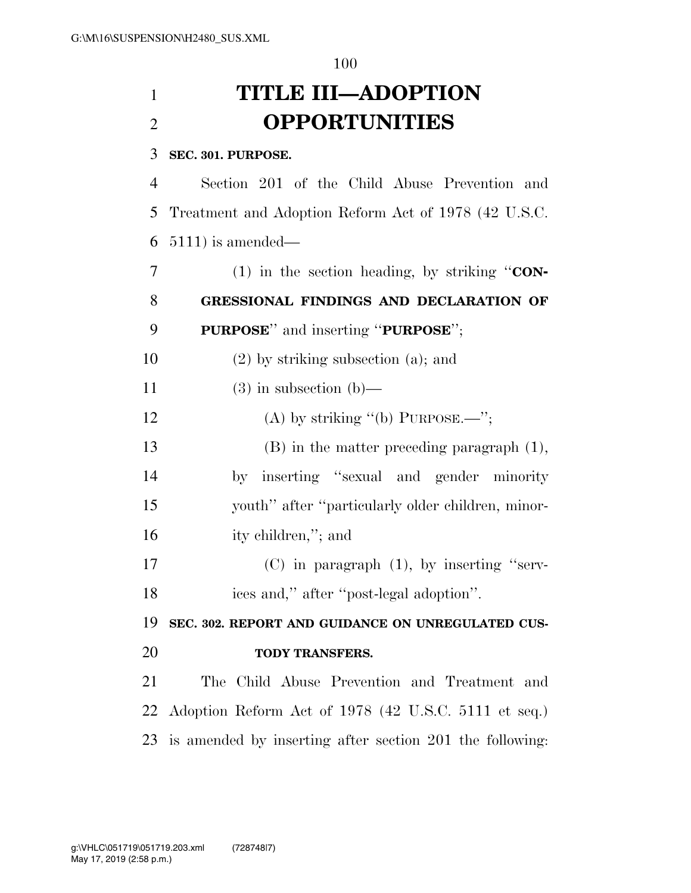# TITLE III—ADOPTION OPPORTUNITIES

**SEC. 301. PURPOSE.**

Section 201 of the Child Abuse Prevention and Treatment and Adoption Reform Act of 1978 (42 U.S.C. 5111) is amended—

(1) in the section heading, by striking "**CONGRESSIONAL FINDINGS AND DECLARATION OF PURPOSE**" and inserting "**PURPOSE**";

(2) by striking subsection (a); and

(3) in subsection (b)—

(A) by striking "(b) PURPOSE.—";

(B) in the matter preceding paragraph (1), by inserting "sexual and gender minority youth" after "particularly older children, minority children,"; and

(C) in paragraph (1), by inserting "services and," after "post-legal adoption".

**SEC. 302. REPORT AND GUIDANCE ON UNREGULATED CUSTODY TRANSFERS.**

The Child Abuse Prevention and Treatment and Adoption Reform Act of 1978 (42 U.S.C. 5111 et seq.) is amended by inserting after section 201 the following: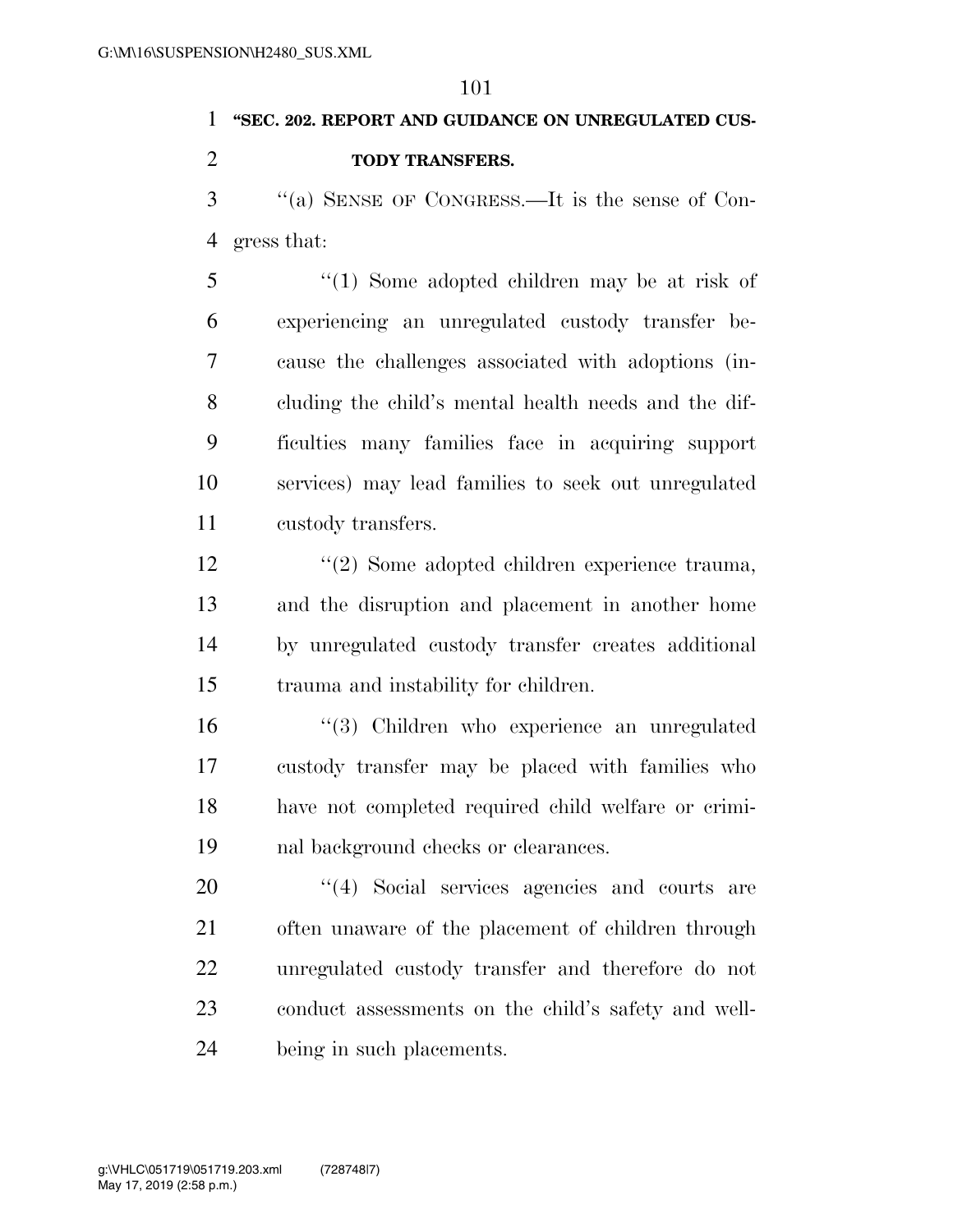**"SEC. 202. REPORT AND GUIDANCE ON UNREGULATED CUSTODY TRANSFERS.**

"(a) SENSE OF CONGRESS.—It is the sense of Congress that:

"(1) Some adopted children may be at risk of experiencing an unregulated custody transfer because the challenges associated with adoptions (including the child's mental health needs and the difficulties many families face in acquiring support services) may lead families to seek out unregulated custody transfers.

"(2) Some adopted children experience trauma, and the disruption and placement in another home by unregulated custody transfer creates additional trauma and instability for children.

"(3) Children who experience an unregulated custody transfer may be placed with families who have not completed required child welfare or criminal background checks or clearances.

"(4) Social services agencies and courts are often unaware of the placement of children through unregulated custody transfer and therefore do not conduct assessments on the child's safety and well-being in such placements.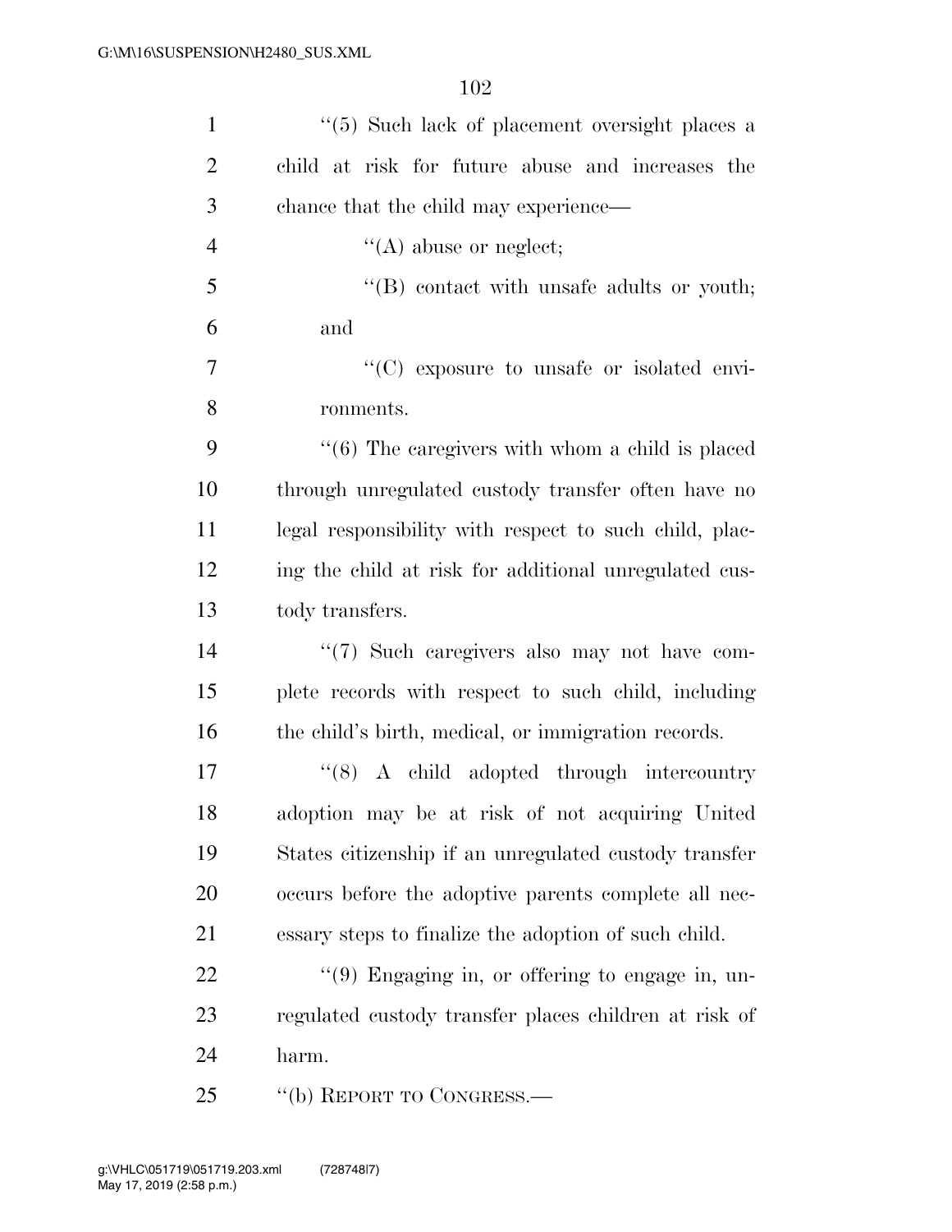"(5) Such lack of placement oversight places a child at risk for future abuse and increases the chance that the child may experience—

"(A) abuse or neglect;

"(B) contact with unsafe adults or youth; and

"(C) exposure to unsafe or isolated environments.

"(6) The caregivers with whom a child is placed through unregulated custody transfer often have no legal responsibility with respect to such child, placing the child at risk for additional unregulated custody transfers.

"(7) Such caregivers also may not have complete records with respect to such child, including the child's birth, medical, or immigration records.

"(8) A child adopted through intercountry adoption may be at risk of not acquiring United States citizenship if an unregulated custody transfer occurs before the adoptive parents complete all necessary steps to finalize the adoption of such child.

"(9) Engaging in, or offering to engage in, unregulated custody transfer places children at risk of harm.

"(b) REPORT TO CONGRESS.—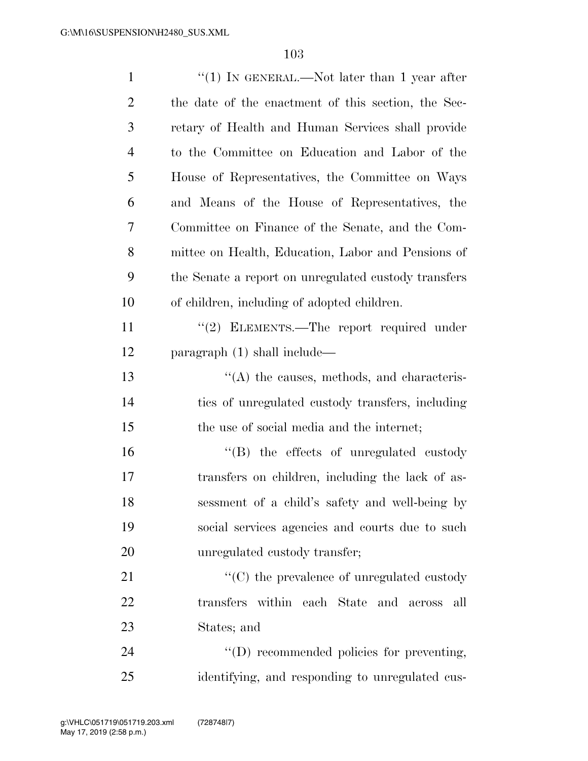"(1) IN GENERAL.—Not later than 1 year after the date of the enactment of this section, the Secretary of Health and Human Services shall provide to the Committee on Education and Labor of the House of Representatives, the Committee on Ways and Means of the House of Representatives, the Committee on Finance of the Senate, and the Committee on Health, Education, Labor and Pensions of the Senate a report on unregulated custody transfers of children, including of adopted children.

"(2) ELEMENTS.—The report required under paragraph (1) shall include—

"(A) the causes, methods, and characteristics of unregulated custody transfers, including the use of social media and the internet;

"(B) the effects of unregulated custody transfers on children, including the lack of assessment of a child's safety and well-being by social services agencies and courts due to such unregulated custody transfer;

"(C) the prevalence of unregulated custody transfers within each State and across all States; and

"(D) recommended policies for preventing, identifying, and responding to unregulated cus-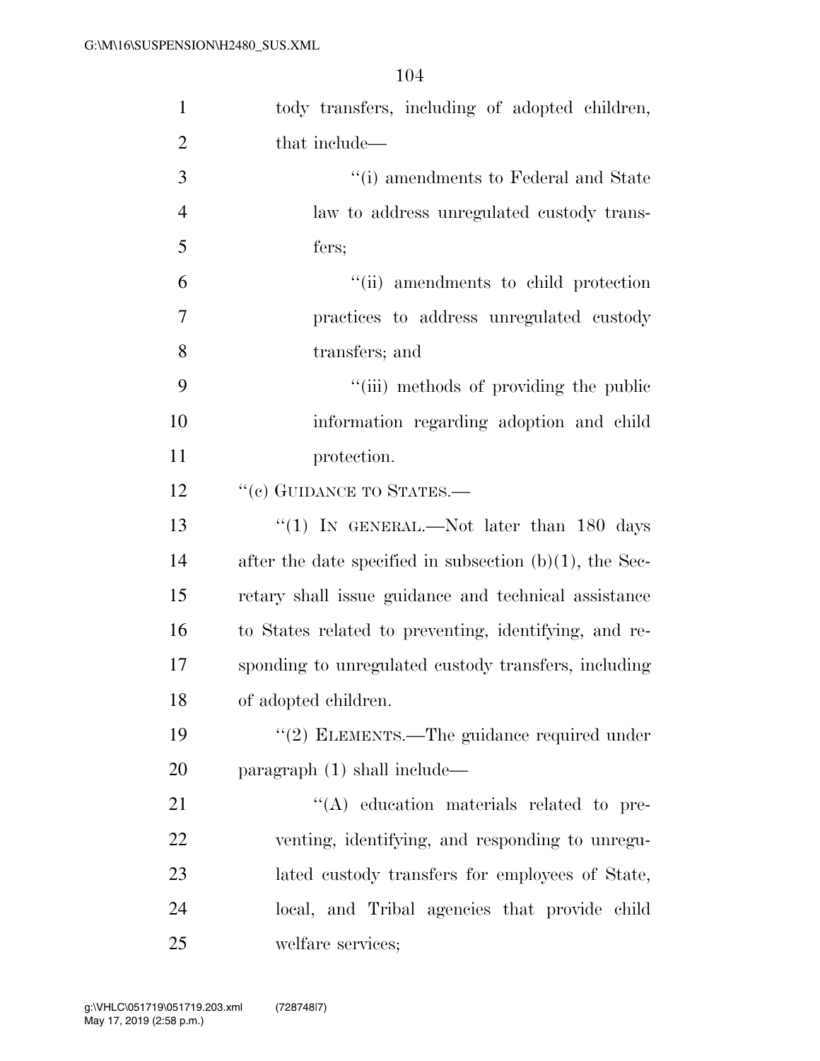tody transfers, including of adopted children, that include—

''(i) amendments to Federal and State law to address unregulated custody transfers;

''(ii) amendments to child protection practices to address unregulated custody transfers; and

''(iii) methods of providing the public information regarding adoption and child protection.

''(c) GUIDANCE TO STATES.—

''(1) IN GENERAL.—Not later than 180 days after the date specified in subsection (b)(1), the Secretary shall issue guidance and technical assistance to States related to preventing, identifying, and responding to unregulated custody transfers, including of adopted children.

''(2) ELEMENTS.—The guidance required under paragraph (1) shall include—

''(A) education materials related to preventing, identifying, and responding to unregulated custody transfers for employees of State, local, and Tribal agencies that provide child welfare services;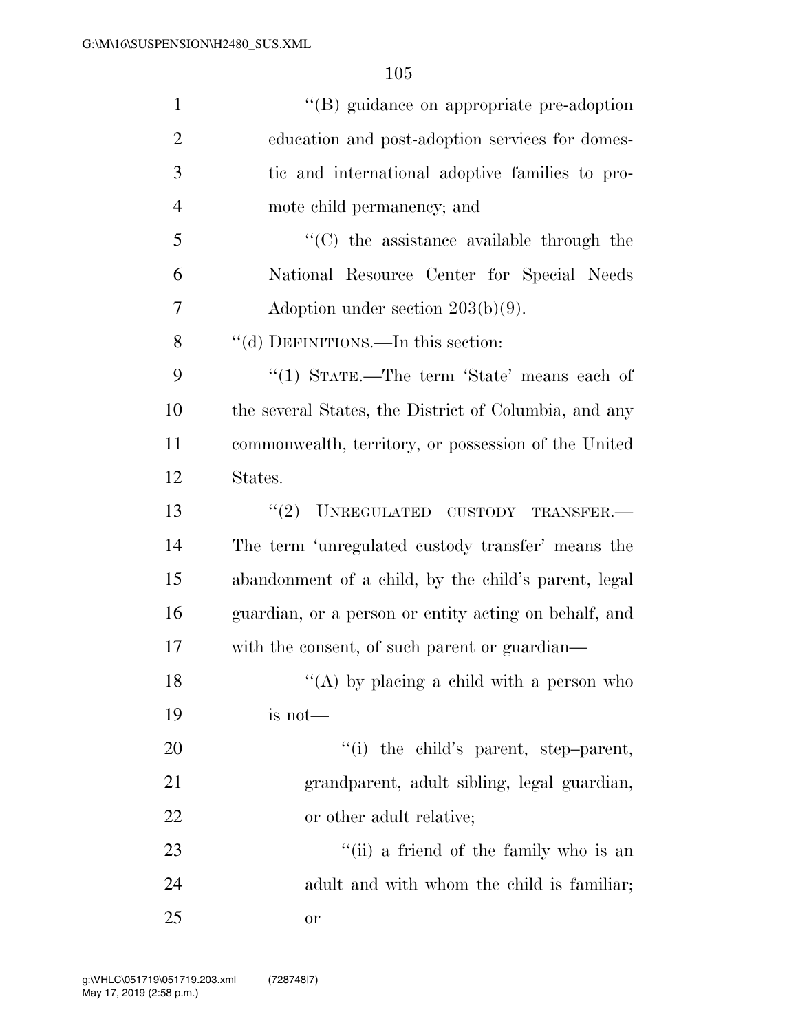''(B) guidance on appropriate pre-adoption education and post-adoption services for domestic and international adoptive families to promote child permanency; and

''(C) the assistance available through the National Resource Center for Special Needs Adoption under section 203(b)(9).

''(d) DEFINITIONS.—In this section:

''(1) STATE.—The term 'State' means each of the several States, the District of Columbia, and any commonwealth, territory, or possession of the United States.

''(2) UNREGULATED CUSTODY TRANSFER.— The term 'unregulated custody transfer' means the abandonment of a child, by the child's parent, legal guardian, or a person or entity acting on behalf, and with the consent, of such parent or guardian—

''(A) by placing a child with a person who is not—

''(i) the child's parent, step–parent, grandparent, adult sibling, legal guardian, or other adult relative;

''(ii) a friend of the family who is an adult and with whom the child is familiar; or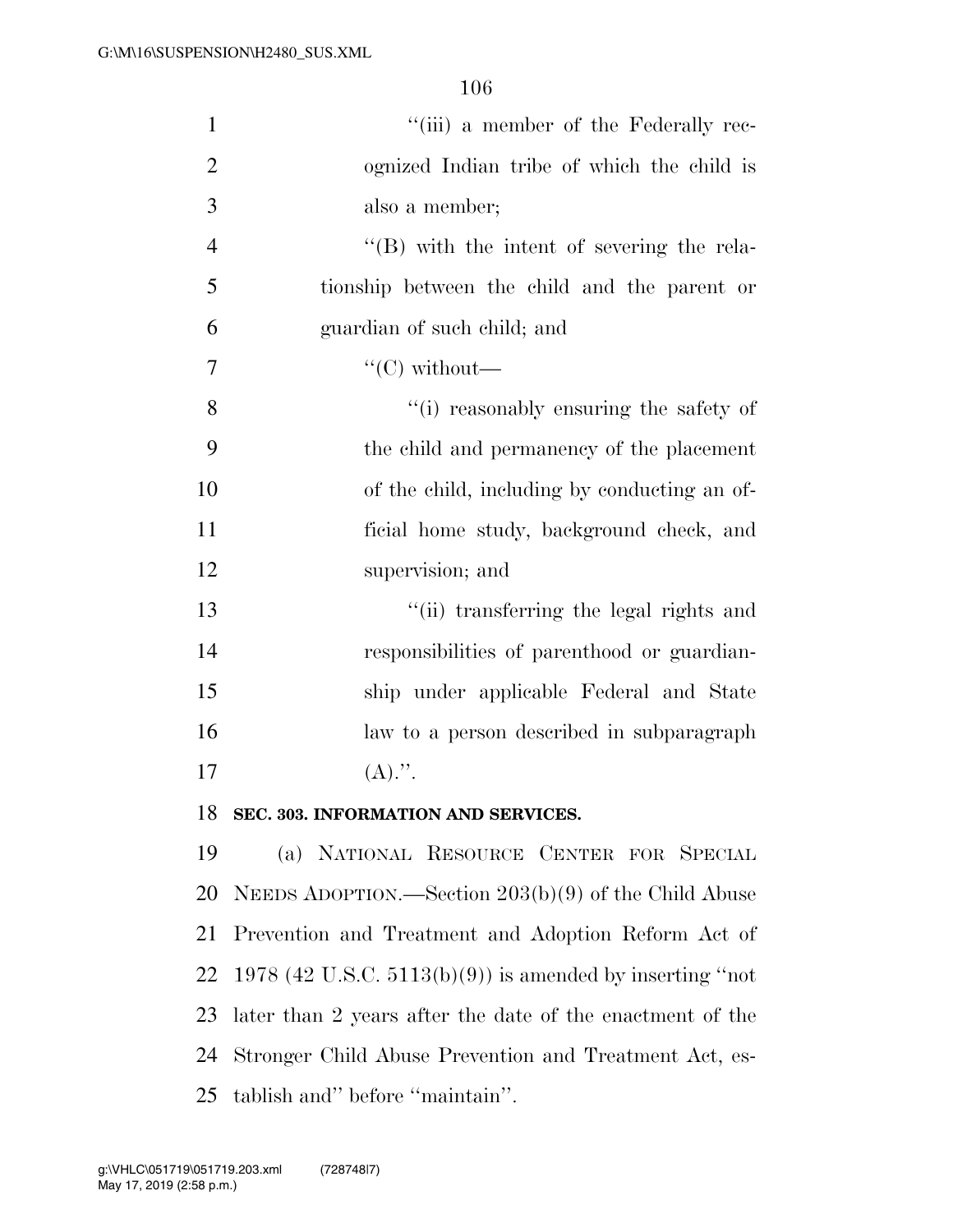''(iii) a member of the Federally recognized Indian tribe of which the child is also a member;

''(B) with the intent of severing the relationship between the child and the parent or guardian of such child; and

''(C) without—

''(i) reasonably ensuring the safety of the child and permanency of the placement of the child, including by conducting an official home study, background check, and supervision; and

''(ii) transferring the legal rights and responsibilities of parenthood or guardianship under applicable Federal and State law to a person described in subparagraph (A).''.

**SEC. 303. INFORMATION AND SERVICES.**

(a) NATIONAL RESOURCE CENTER FOR SPECIAL NEEDS ADOPTION.—Section 203(b)(9) of the Child Abuse Prevention and Treatment and Adoption Reform Act of 1978 (42 U.S.C. 5113(b)(9)) is amended by inserting ''not later than 2 years after the date of the enactment of the Stronger Child Abuse Prevention and Treatment Act, establish and'' before ''maintain''.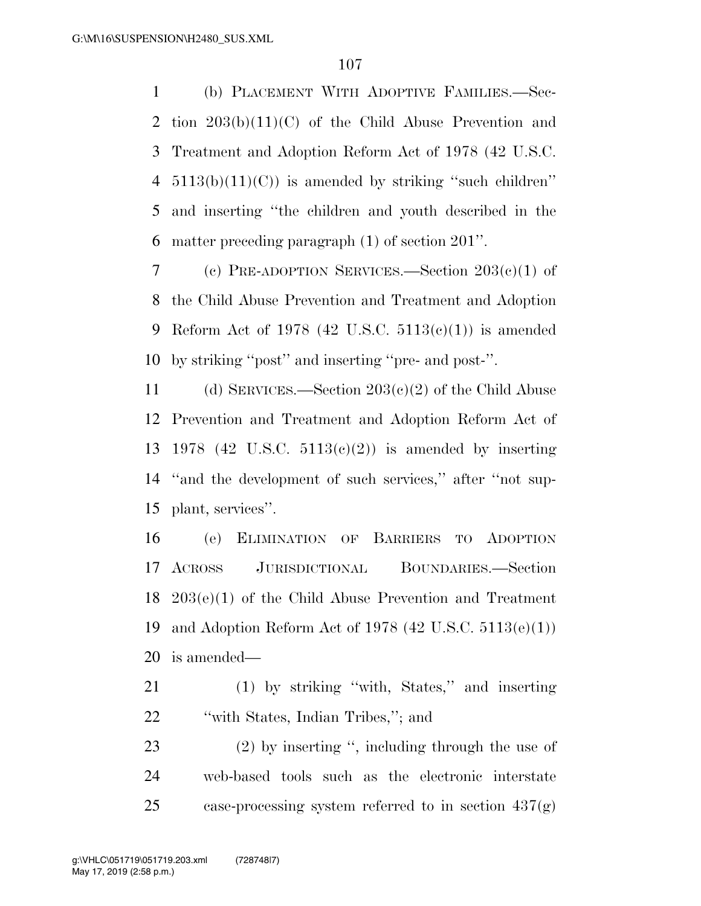(b) PLACEMENT WITH ADOPTIVE FAMILIES.—Section 203(b)(11)(C) of the Child Abuse Prevention and Treatment and Adoption Reform Act of 1978 (42 U.S.C. 5113(b)(11)(C)) is amended by striking ''such children'' and inserting ''the children and youth described in the matter preceding paragraph (1) of section 201''.

(c) PRE-ADOPTION SERVICES.—Section 203(c)(1) of the Child Abuse Prevention and Treatment and Adoption Reform Act of 1978 (42 U.S.C. 5113(c)(1)) is amended by striking ''post'' and inserting ''pre- and post-''.

(d) SERVICES.—Section 203(c)(2) of the Child Abuse Prevention and Treatment and Adoption Reform Act of 1978 (42 U.S.C. 5113(c)(2)) is amended by inserting ''and the development of such services,'' after ''not supplant, services''.

(e) ELIMINATION OF BARRIERS TO ADOPTION ACROSS JURISDICTIONAL BOUNDARIES.—Section 203(e)(1) of the Child Abuse Prevention and Treatment and Adoption Reform Act of 1978 (42 U.S.C. 5113(e)(1)) is amended—

(1) by striking ''with, States,'' and inserting ''with States, Indian Tribes,''; and

(2) by inserting '', including through the use of web-based tools such as the electronic interstate case-processing system referred to in section 437(g)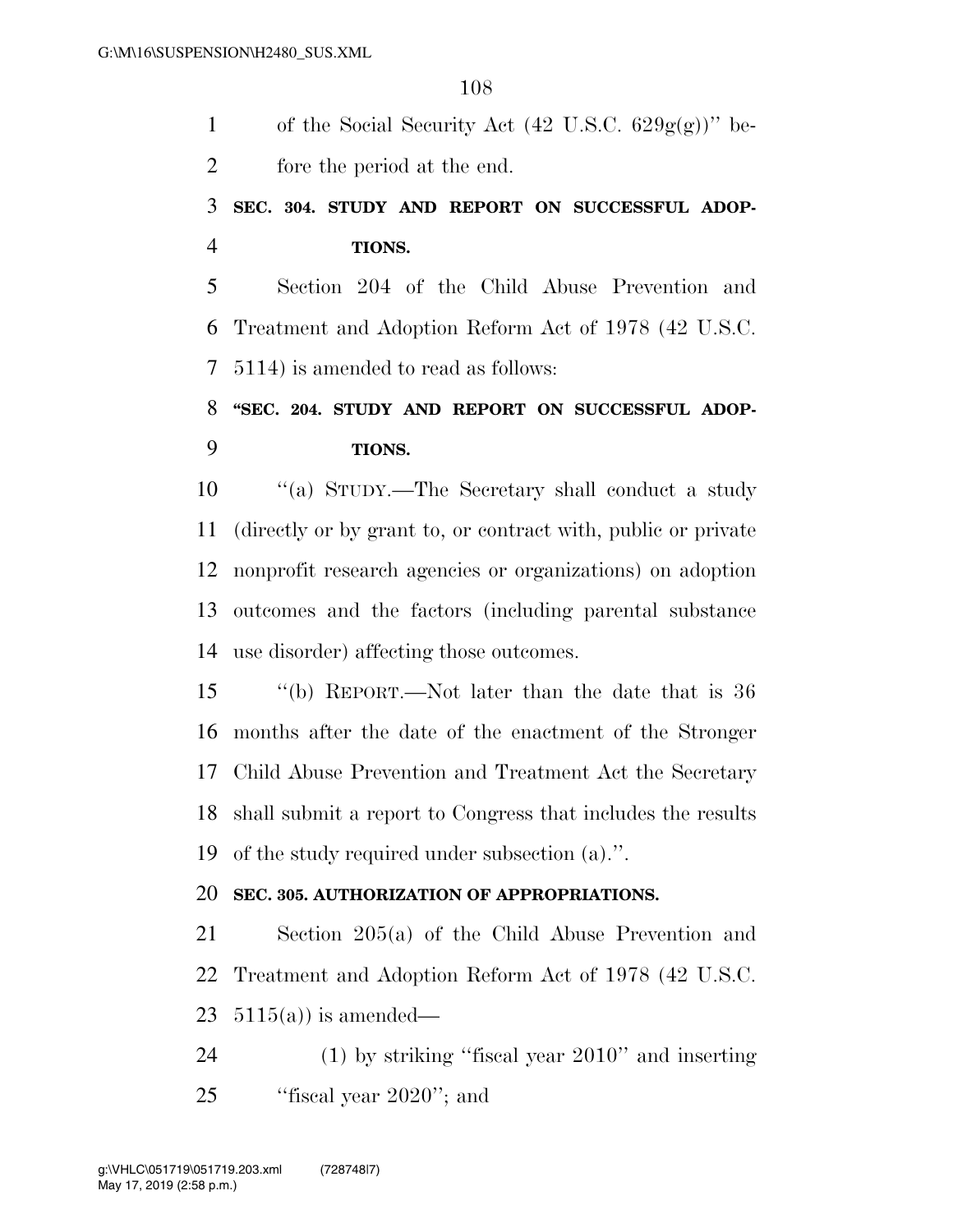of the Social Security Act (42 U.S.C. 629g(g))'' before the period at the end.

**SEC. 304. STUDY AND REPORT ON SUCCESSFUL ADOPTIONS.**

Section 204 of the Child Abuse Prevention and Treatment and Adoption Reform Act of 1978 (42 U.S.C. 5114) is amended to read as follows:

**''SEC. 204. STUDY AND REPORT ON SUCCESSFUL ADOPTIONS.**

''(a) STUDY.—The Secretary shall conduct a study (directly or by grant to, or contract with, public or private nonprofit research agencies or organizations) on adoption outcomes and the factors (including parental substance use disorder) affecting those outcomes.

''(b) REPORT.—Not later than the date that is 36 months after the date of the enactment of the Stronger Child Abuse Prevention and Treatment Act the Secretary shall submit a report to Congress that includes the results of the study required under subsection (a).''.

**SEC. 305. AUTHORIZATION OF APPROPRIATIONS.**

Section 205(a) of the Child Abuse Prevention and Treatment and Adoption Reform Act of 1978 (42 U.S.C. 5115(a)) is amended—

(1) by striking ''fiscal year 2010'' and inserting ''fiscal year 2020''; and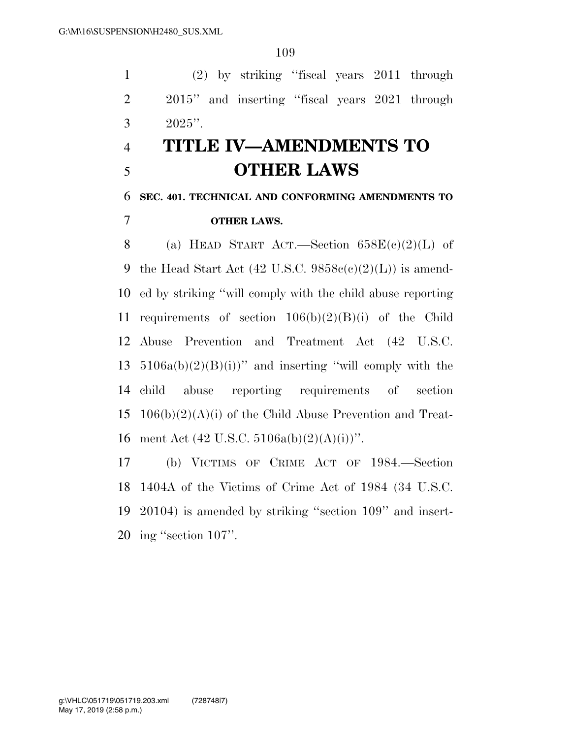(2) by striking "fiscal years 2011 through 2015" and inserting "fiscal years 2021 through 2025".

# TITLE IV—AMENDMENTS TO OTHER LAWS

### SEC. 401. TECHNICAL AND CONFORMING AMENDMENTS TO OTHER LAWS.

(a) HEAD START ACT.—Section 658E(c)(2)(L) of the Head Start Act (42 U.S.C. 9858c(c)(2)(L)) is amended by striking "will comply with the child abuse reporting requirements of section 106(b)(2)(B)(i) of the Child Abuse Prevention and Treatment Act (42 U.S.C. 5106a(b)(2)(B)(i))" and inserting "will comply with the child abuse reporting requirements of section 106(b)(2)(A)(i) of the Child Abuse Prevention and Treatment Act (42 U.S.C. 5106a(b)(2)(A)(i))".

(b) VICTIMS OF CRIME ACT OF 1984.—Section 1404A of the Victims of Crime Act of 1984 (34 U.S.C. 20104) is amended by striking "section 109" and inserting "section 107".